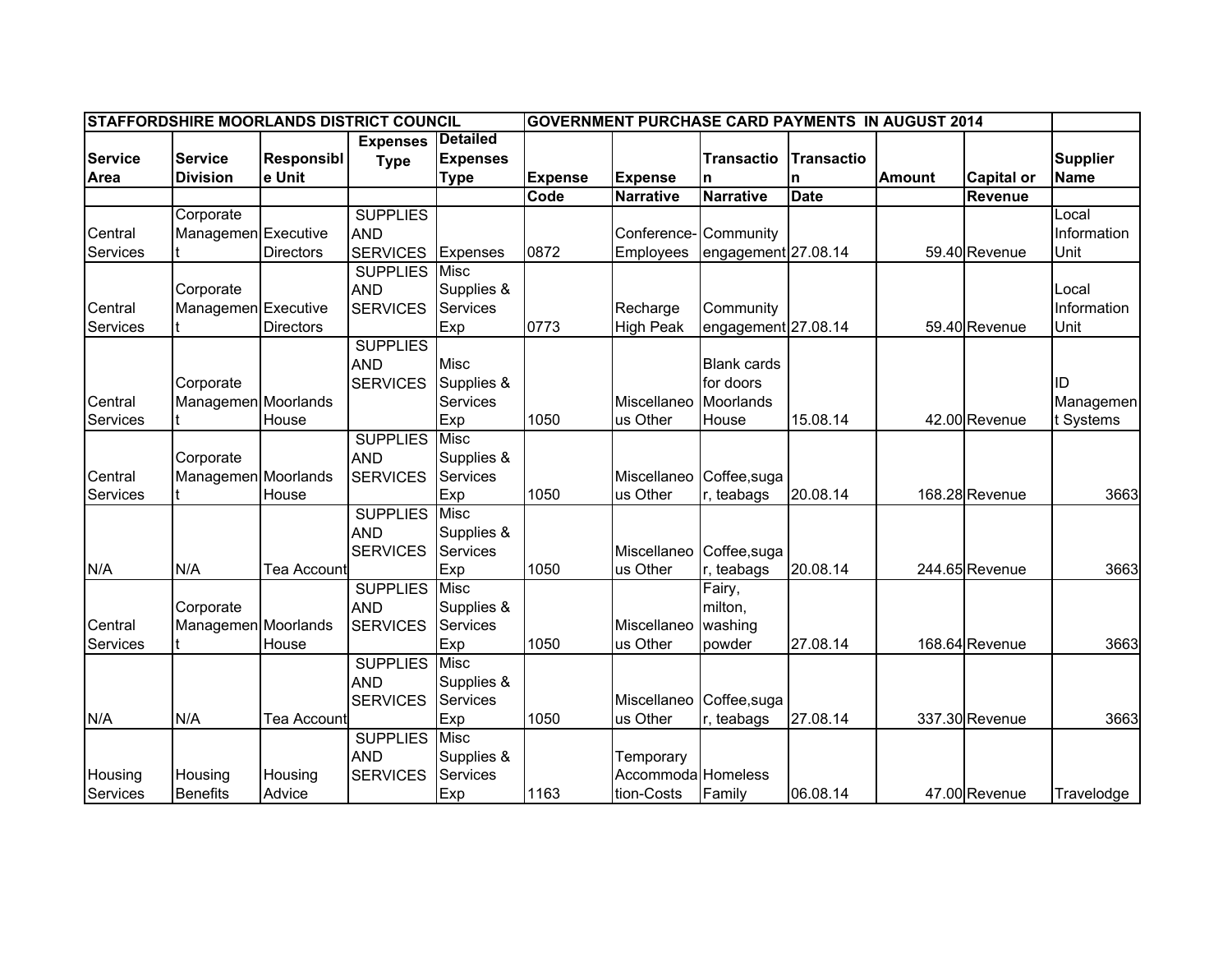| STAFFORDSHIRE MOORLANDS DISTRICT COUNCIL | | | | | GOVERNMENT PURCHASE CARD PAYMENTS IN AUGUST 2014 | | | | | | |
|---|---|---|---|---|---|---|---|---|---|---|---|
| Service Area | Service Division | Responsible Unit | Expenses Type | Detailed Expenses Type | Expense Code | Expense Narrative | Transaction Narrative | Transaction Date | Amount | Capital or Revenue | Supplier Name |
| Central Services | Corporate Management | Executive Directors | SUPPLIES AND SERVICES | Expenses | 0872 | Conference-Employees | Community engagement | 27.08.14 | 59.40 | Revenue | Local Information Unit |
| Central Services | Corporate Management | Executive Directors | SUPPLIES AND SERVICES | Misc Supplies & Services Exp | 0773 | Recharge High Peak | Community engagement | 27.08.14 | 59.40 | Revenue | Local Information Unit |
| Central Services | Corporate Management | Moorlands House | SUPPLIES AND SERVICES | Misc Supplies & Services Exp | 1050 | Miscellaneous Other | Blank cards for doors Moorlands House | 15.08.14 | 42.00 | Revenue | ID Management Systems |
| Central Services | Corporate Management | Moorlands House | SUPPLIES AND SERVICES | Misc Supplies & Services Exp | 1050 | Miscellaneous Other | Coffee,sugar, teabags | 20.08.14 | 168.28 | Revenue | 3663 |
| N/A | N/A | Tea Account | SUPPLIES AND SERVICES | Misc Supplies & Services Exp | 1050 | Miscellaneous Other | Coffee,sugar, teabags | 20.08.14 | 244.65 | Revenue | 3663 |
| Central Services | Corporate Management | Moorlands House | SUPPLIES AND SERVICES | Misc Supplies & Services Exp | 1050 | Miscellaneous Other | Fairy, milton, washing powder | 27.08.14 | 168.64 | Revenue | 3663 |
| N/A | N/A | Tea Account | SUPPLIES AND SERVICES | Misc Supplies & Services Exp | 1050 | Miscellaneous Other | Coffee,sugar, teabags | 27.08.14 | 337.30 | Revenue | 3663 |
| Housing Services | Housing Benefits | Housing Advice | SUPPLIES AND SERVICES | Misc Supplies & Services Exp | 1163 | Temporary Accommodation-Costs | Homeless Family | 06.08.14 | 47.00 | Revenue | Travelodge |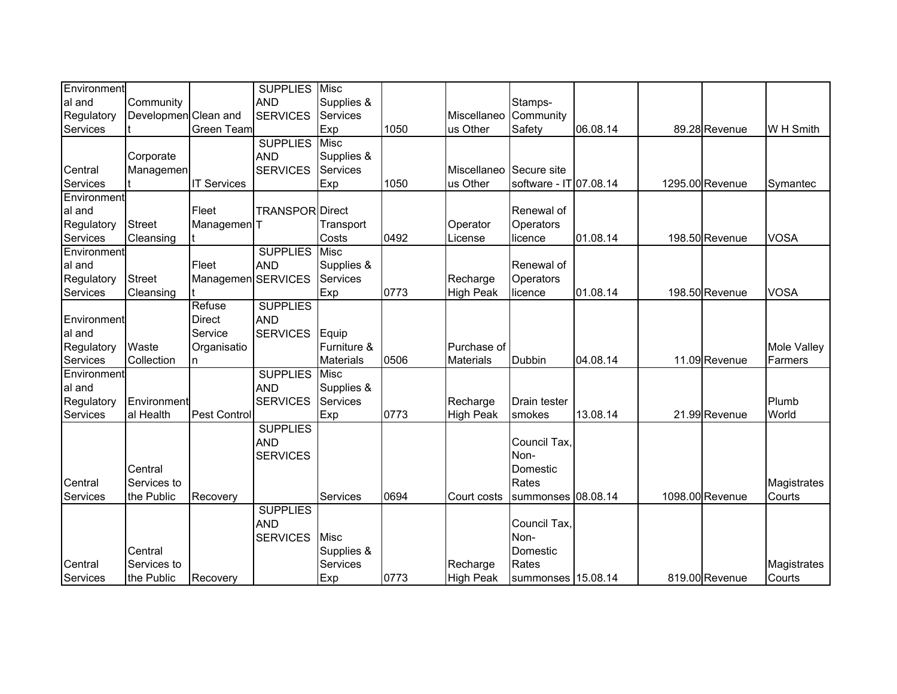| Environmental and Regulatory Services | Community Development | Clean and Green Team | SUPPLIES AND SERVICES | Misc Supplies & Services Exp | 1050 | Miscellaneous Other | Stamps- Community Safety | 06.08.14 | 89.28 | Revenue | W H Smith |
|---|---|---|---|---|---|---|---|---|---|---|---|
| Central Services | Corporate Management | IT Services | SUPPLIES AND SERVICES | Misc Supplies & Services Exp | 1050 | Miscellaneous Other | Secure site software - IT | 07.08.14 | 1295.00 | Revenue | Symantec |
| Environmental and Regulatory Services | Street Cleansing | Fleet Management | TRANSPORT | Direct Transport Costs | 0492 | Operator License | Renewal of Operators licence | 01.08.14 | 198.50 | Revenue | VOSA |
| Environmental and Regulatory Services | Street Cleansing | Fleet Management | SUPPLIES AND SERVICES | Misc Supplies & Services Exp | 0773 | Recharge High Peak | Renewal of Operators licence | 01.08.14 | 198.50 | Revenue | VOSA |
| Environmental and Regulatory Services | Waste Collection | Refuse Direct Service Organisation | SUPPLIES AND SERVICES | Equip Furniture & Materials | 0506 | Purchase of Materials | Dubbin | 04.08.14 | 11.09 | Revenue | Mole Valley Farmers |
| Environmental and Regulatory Services | Environmental Health | Pest Control | SUPPLIES AND SERVICES | Misc Supplies & Services Exp | 0773 | Recharge High Peak | Drain tester smokes | 13.08.14 | 21.99 | Revenue | Plumb World |
| Central Services | Central Services to the Public | Recovery | SUPPLIES AND SERVICES | Services | 0694 | Court costs | Council Tax, Non-Domestic Rates summonses | 08.08.14 | 1098.00 | Revenue | Magistrates Courts |
| Central Services | Central Services to the Public | Recovery | SUPPLIES AND SERVICES | Misc Supplies & Services Exp | 0773 | Recharge High Peak | Council Tax, Non-Domestic Rates summonses | 15.08.14 | 819.00 | Revenue | Magistrates Courts |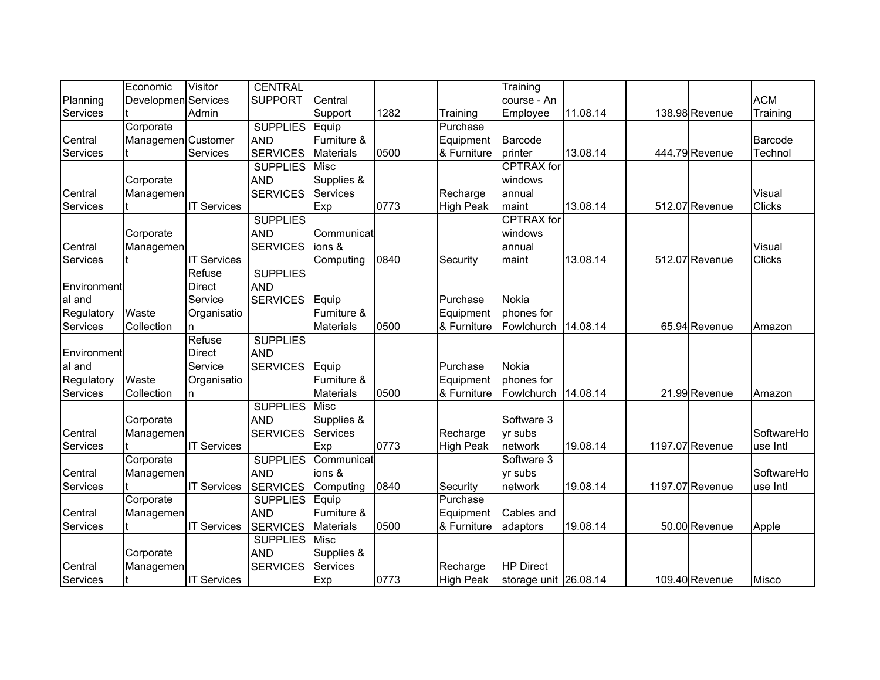| | | | | | | | | | | | |
|---|---|---|---|---|---|---|---|---|---|---|---|
| Planning Services | Economic Development | Visitor Services Admin | CENTRAL SUPPORT | Central Support | 1282 | Training | Training course - An Employee | 11.08.14 | 138.98 | Revenue | ACM Training |
| Central Services | Corporate Management | Customer Services | SUPPLIES AND SERVICES | Equip Furniture & Materials | 0500 | Purchase Equipment & Furniture | Barcode printer | 13.08.14 | 444.79 | Revenue | Barcode Technol |
| Central Services | Corporate Management | IT Services | SUPPLIES AND SERVICES | Misc Supplies & Services Exp | 0773 | Recharge High Peak | CPTRAX for windows annual maint | 13.08.14 | 512.07 | Revenue | Visual Clicks |
| Central Services | Corporate Management | IT Services | SUPPLIES AND SERVICES | Communications & Computing | 0840 | Security | CPTRAX for windows annual maint | 13.08.14 | 512.07 | Revenue | Visual Clicks |
| Environmental and Regulatory Services | Waste Collection | Refuse Direct Service Organisation | SUPPLIES AND SERVICES | Equip Furniture & Materials | 0500 | Purchase Equipment & Furniture | Nokia phones for Fowlchurch | 14.08.14 | 65.94 | Revenue | Amazon |
| Environmental and Regulatory Services | Waste Collection | Refuse Direct Service Organisation | SUPPLIES AND SERVICES | Equip Furniture & Materials | 0500 | Purchase Equipment & Furniture | Nokia phones for Fowlchurch | 14.08.14 | 21.99 | Revenue | Amazon |
| Central Services | Corporate Management | IT Services | SUPPLIES AND SERVICES | Misc Supplies & Services Exp | 0773 | Recharge High Peak | Software 3 yr subs network | 19.08.14 | 1197.07 | Revenue | SoftwareHouse Intl |
| Central Services | Corporate Management | IT Services | SUPPLIES AND SERVICES | Communications & Computing | 0840 | Security | Software 3 yr subs network | 19.08.14 | 1197.07 | Revenue | SoftwareHouse Intl |
| Central Services | Corporate Management | IT Services | SUPPLIES AND SERVICES | Equip Furniture & Materials | 0500 | Purchase Equipment & Furniture | Cables and adaptors | 19.08.14 | 50.00 | Revenue | Apple |
| Central Services | Corporate Management | IT Services | SUPPLIES AND SERVICES | Misc Supplies & Services Exp | 0773 | Recharge High Peak | HP Direct storage unit | 26.08.14 | 109.40 | Revenue | Misco |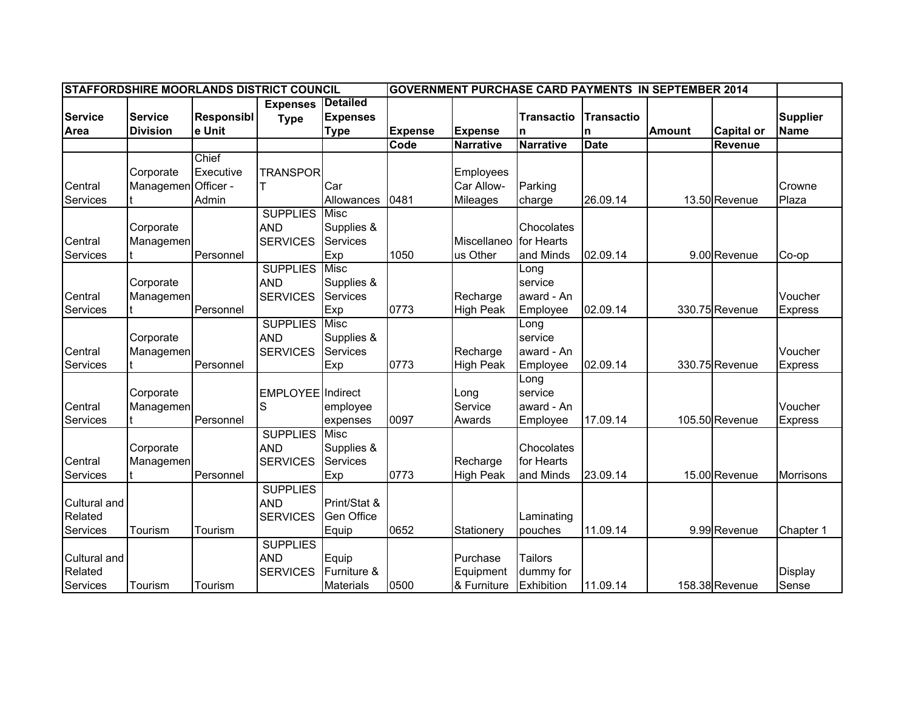| STAFFORDSHIRE MOORLANDS DISTRICT COUNCIL | | | | | GOVERNMENT PURCHASE CARD PAYMENTS IN SEPTEMBER 2014 | | | | | | |
|---|---|---|---|---|---|---|---|---|---|---|---|
| **Service Area** | **Service Division** | **Responsible Unit** | **Expenses Type** | **Detailed Expenses Type** | **Expense Code** | **Expense Narrative** | **Transaction Narrative** | **Transaction Date** | **Amount** | **Capital or Revenue** | **Supplier Name** |
| Central Services | Corporate Management | Chief Executive Officer - Admin | TRANSPORT | Car Allowances | 0481 | Employees Car Allow-Mileages | Parking charge | 26.09.14 | 13.50 | Revenue | Crowne Plaza |
| Central Services | Corporate Management | Personnel | SUPPLIES AND SERVICES | Misc Supplies & Services Exp | 1050 | Miscellaneous Other | Chocolates for Hearts and Minds | 02.09.14 | 9.00 | Revenue | Co-op |
| Central Services | Corporate Management | Personnel | SUPPLIES AND SERVICES | Misc Supplies & Services Exp | 0773 | Recharge High Peak | Long service award - An Employee | 02.09.14 | 330.75 | Revenue | Voucher Express |
| Central Services | Corporate Management | Personnel | SUPPLIES AND SERVICES | Misc Supplies & Services Exp | 0773 | Recharge High Peak | Long service award - An Employee | 02.09.14 | 330.75 | Revenue | Voucher Express |
| Central Services | Corporate Management | Personnel | EMPLOYEES | Indirect employee expenses | 0097 | Long Service Awards | Long service award - An Employee | 17.09.14 | 105.50 | Revenue | Voucher Express |
| Central Services | Corporate Management | Personnel | SUPPLIES AND SERVICES | Misc Supplies & Services Exp | 0773 | Recharge High Peak | Chocolates for Hearts and Minds | 23.09.14 | 15.00 | Revenue | Morrisons |
| Cultural and Related Services | Tourism | Tourism | SUPPLIES AND SERVICES | Print/Stat & Gen Office Equip | 0652 | Stationery | Laminating pouches | 11.09.14 | 9.99 | Revenue | Chapter 1 |
| Cultural and Related Services | Tourism | Tourism | SUPPLIES AND SERVICES | Equip Furniture & Materials | 0500 | Purchase Equipment & Furniture | Tailors dummy for Exhibition | 11.09.14 | 158.38 | Revenue | Display Sense |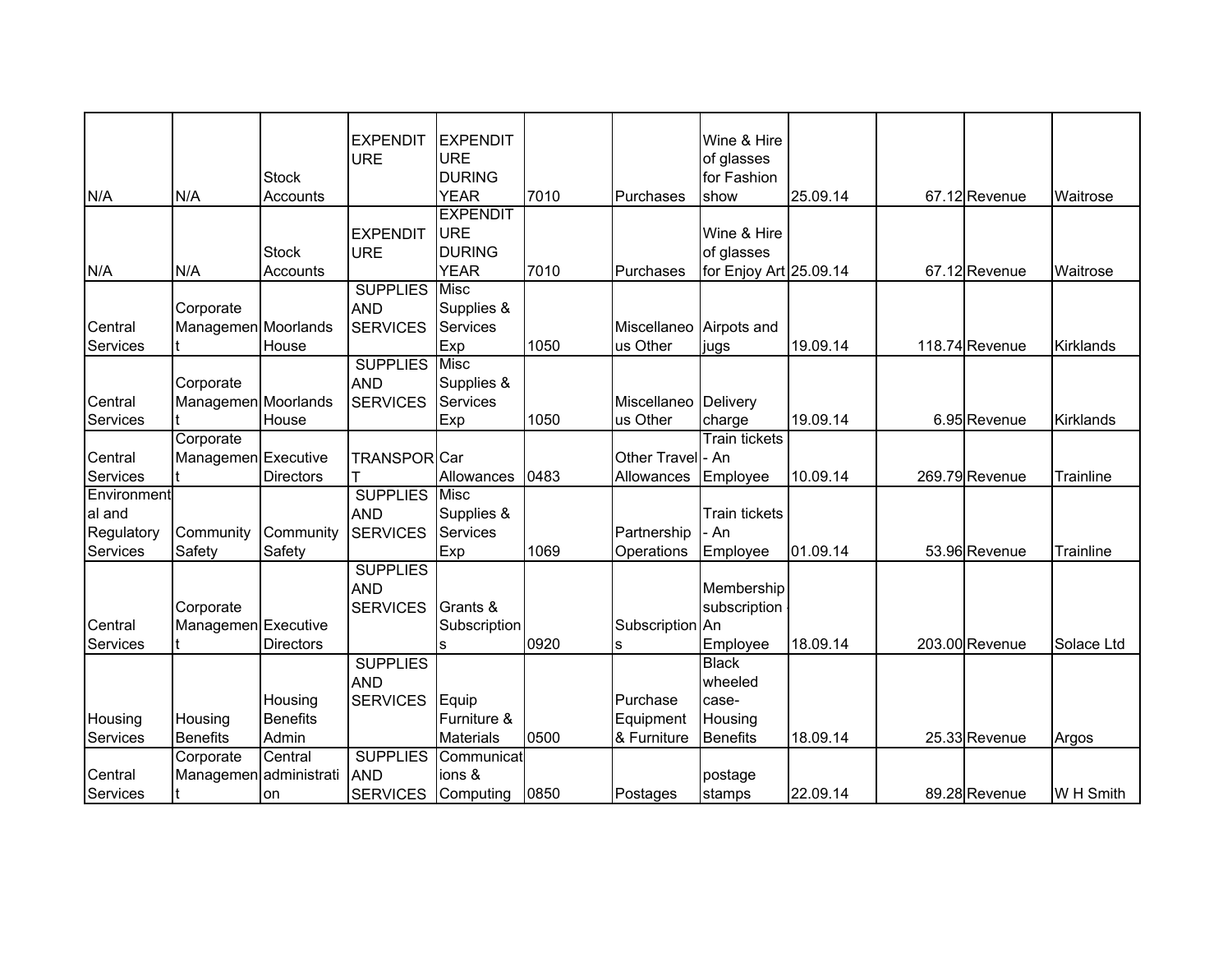| N/A | N/A | Stock Accounts | EXPENDITURE | EXPENDITURE DURING YEAR | 7010 | Purchases | Wine & Hire of glasses for Fashion show | 25.09.14 | 67.12 | Revenue | Waitrose |
|---|---|---|---|---|---|---|---|---|---|---|---|
| N/A | N/A | Stock Accounts | EXPENDITURE | EXPENDITURE DURING YEAR | 7010 | Purchases | Wine & Hire of glasses for Enjoy Art | 25.09.14 | 67.12 | Revenue | Waitrose |
| Central Services | Corporate Management | Moorlands House | SUPPLIES AND SERVICES | Misc Supplies & Services Exp | 1050 | Miscellaneous Other | Airpots and jugs | 19.09.14 | 118.74 | Revenue | Kirklands |
| Central Services | Corporate Management | Moorlands House | SUPPLIES AND SERVICES | Misc Supplies & Services Exp | 1050 | Miscellaneous Other | Delivery charge | 19.09.14 | 6.95 | Revenue | Kirklands |
| Central Services | Corporate Management | Executive Directors | TRANSPORT | Car Allowances | 0483 | Other Travel Allowances | Train tickets - An Employee | 10.09.14 | 269.79 | Revenue | Trainline |
| Environmental and Regulatory Services | Community Safety | Community Safety | SUPPLIES AND SERVICES | Misc Supplies & Services Exp | 1069 | Partnership Operations | Train tickets - An Employee | 01.09.14 | 53.96 | Revenue | Trainline |
| Central Services | Corporate Management | Executive Directors | SUPPLIES AND SERVICES | Grants & Subscriptions | 0920 | Subscriptions | Membership subscription - An Employee | 18.09.14 | 203.00 | Revenue | Solace Ltd |
| Housing Services | Housing Benefits | Housing Benefits Admin | SUPPLIES AND SERVICES | Equip Furniture & Materials | 0500 | Purchase Equipment & Furniture | Black wheeled case- Housing Benefits | 18.09.14 | 25.33 | Revenue | Argos |
| Central Services | Corporate Management | Central administration | SUPPLIES AND SERVICES | Communications & Computing | 0850 | Postages | postage stamps | 22.09.14 | 89.28 | Revenue | W H Smith |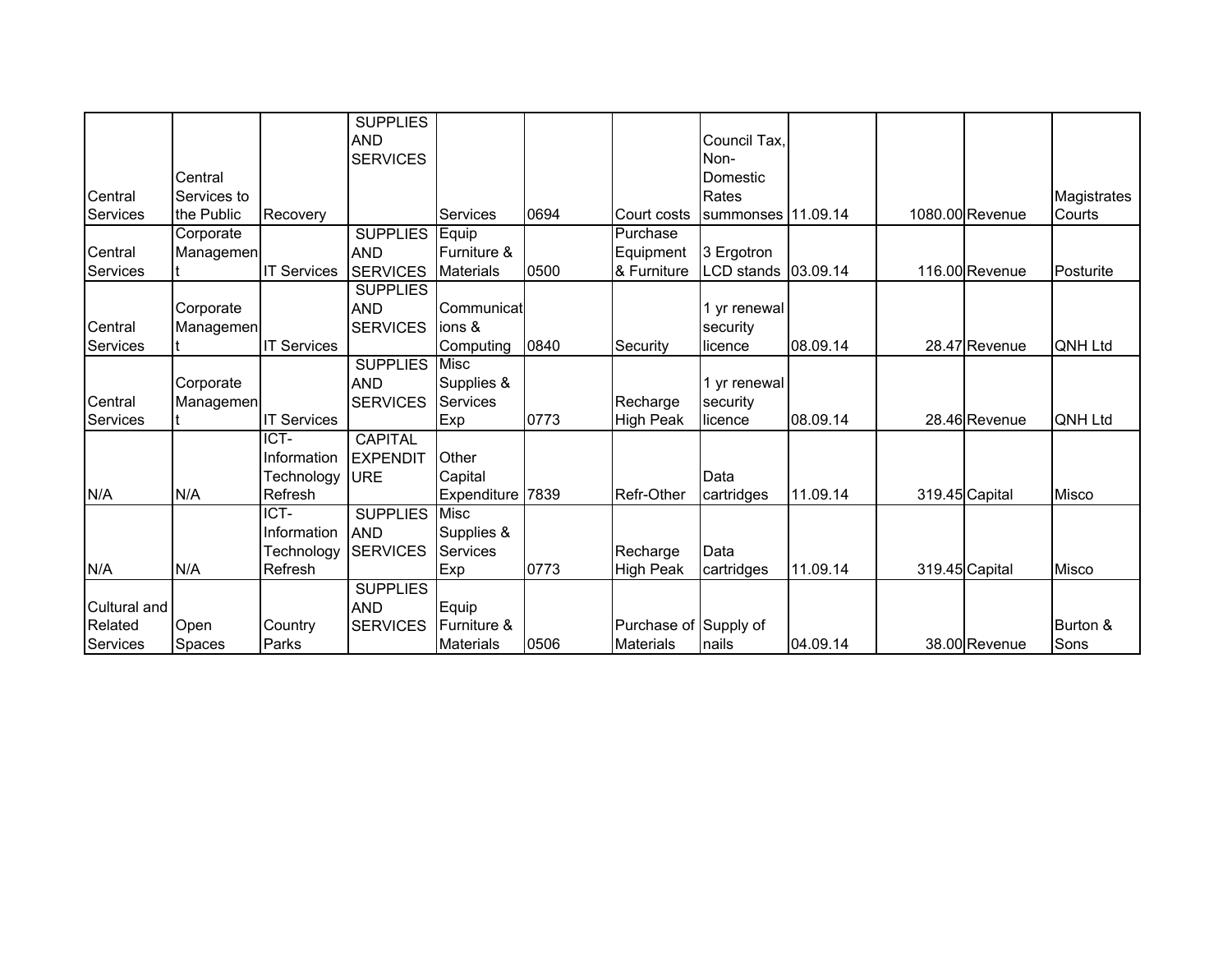| | | | | | | | | | | | |
|---|---|---|---|---|---|---|---|---|---|---|---|
| Central Services | Central Services to the Public | Recovery | SUPPLIES AND SERVICES | Services | 0694 | Court costs | Council Tax, Non-Domestic Rates summonses | 11.09.14 | 1080.00 | Revenue | Magistrates Courts |
| Central Services | Corporate Management | IT Services | SUPPLIES AND SERVICES | Equip Furniture & Materials | 0500 | Purchase Equipment & Furniture | 3 Ergotron LCD stands | 03.09.14 | 116.00 | Revenue | Posturite |
| Central Services | Corporate Management | IT Services | SUPPLIES AND SERVICES | Communications & Computing | 0840 | Security | 1 yr renewal security licence | 08.09.14 | 28.47 | Revenue | QNH Ltd |
| Central Services | Corporate Management | IT Services | SUPPLIES AND SERVICES | Misc Supplies & Services Exp | 0773 | Recharge High Peak | 1 yr renewal security licence | 08.09.14 | 28.46 | Revenue | QNH Ltd |
| N/A | N/A | ICT-Information Technology Refresh | CAPITAL EXPENDITURE | Other Capital Expenditure | 7839 | Refr-Other | Data cartridges | 11.09.14 | 319.45 | Capital | Misco |
| N/A | N/A | ICT-Information Technology Refresh | SUPPLIES AND SERVICES | Misc Supplies & Services Exp | 0773 | Recharge High Peak | Data cartridges | 11.09.14 | 319.45 | Capital | Misco |
| Cultural and Related Services | Open Spaces | Country Parks | SUPPLIES AND SERVICES | Equip Furniture & Materials | 0506 | Purchase of Materials | Supply of nails | 04.09.14 | 38.00 | Revenue | Burton & Sons |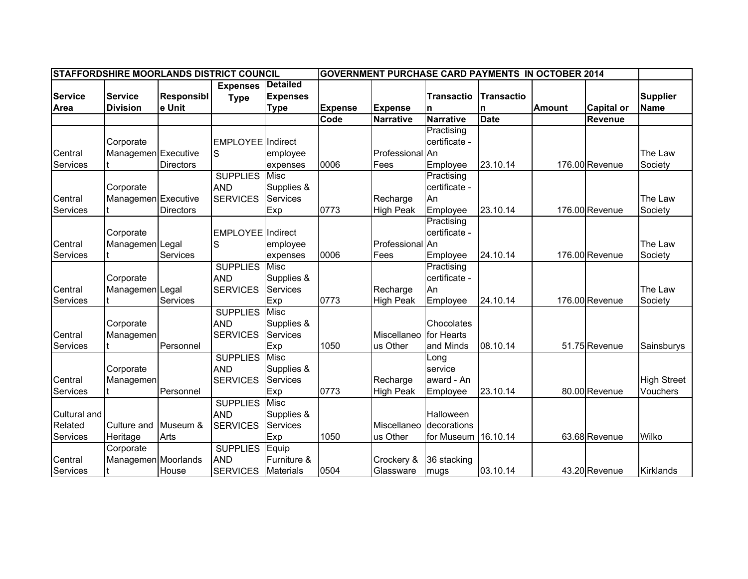| STAFFORDSHIRE MOORLANDS DISTRICT COUNCIL | | | | | GOVERNMENT PURCHASE CARD PAYMENTS IN OCTOBER 2014 | | | | | | |
|---|---|---|---|---|---|---|---|---|---|---|---|
| **Service Area** | **Service Division** | **Responsible Unit** | **Expenses Type** | **Detailed Expenses Type** | **Expense Code** | **Expense Narrative** | **Transaction Narrative** | **Transaction Date** | **Amount** | **Capital or Revenue** | **Supplier Name** |
| Central Services | Corporate Management | Executive Directors | EMPLOYEES | Indirect employee expenses | 0006 | Professional Fees | Practising certificate - An Employee | 23.10.14 | 176.00 | Revenue | The Law Society |
| Central Services | Corporate Management | Executive Directors | SUPPLIES AND SERVICES | Misc Supplies & Services Exp | 0773 | Recharge High Peak | Practising certificate - An Employee | 23.10.14 | 176.00 | Revenue | The Law Society |
| Central Services | Corporate Management | Legal Services | EMPLOYEES | Indirect employee expenses | 0006 | Professional Fees | Practising certificate - An Employee | 24.10.14 | 176.00 | Revenue | The Law Society |
| Central Services | Corporate Management | Legal Services | SUPPLIES AND SERVICES | Misc Supplies & Services Exp | 0773 | Recharge High Peak | Practising certificate - An Employee | 24.10.14 | 176.00 | Revenue | The Law Society |
| Central Services | Corporate Management | Personnel | SUPPLIES AND SERVICES | Misc Supplies & Services Exp | 1050 | Miscellaneous Other | Chocolates for Hearts and Minds | 08.10.14 | 51.75 | Revenue | Sainsburys |
| Central Services | Corporate Management | Personnel | SUPPLIES AND SERVICES | Misc Supplies & Services Exp | 0773 | Recharge High Peak | Long service award - An Employee | 23.10.14 | 80.00 | Revenue | High Street Vouchers |
| Cultural and Related Services | Culture and Heritage | Museum & Arts | SUPPLIES AND SERVICES | Misc Supplies & Services Exp | 1050 | Miscellaneous Other | Halloween decorations for Museum | 16.10.14 | 63.68 | Revenue | Wilko |
| Central Services | Corporate Management | Moorlands House | SUPPLIES AND SERVICES | Equip Furniture & Materials | 0504 | Crockery & Glassware | 36 stacking mugs | 03.10.14 | 43.20 | Revenue | Kirklands |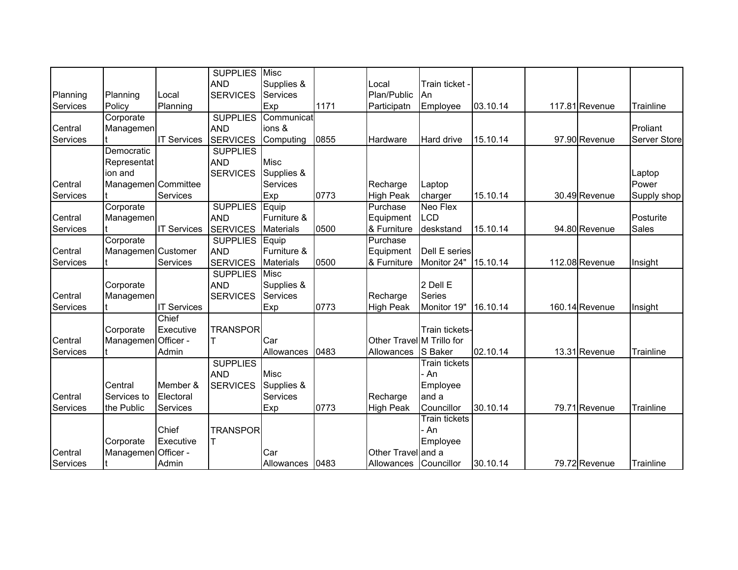| | | | | | | | | | | | |
|---|---|---|---|---|---|---|---|---|---|---|---|
| Planning Services | Planning Policy | Local Planning | SUPPLIES AND SERVICES | Misc Supplies & Services Exp | 1171 | Local Plan/Public Participatn | Train ticket - An Employee | 03.10.14 | 117.81 | Revenue | Trainline |
| Central Services | Corporate Management | IT Services | SUPPLIES AND SERVICES | Communications & Computing | 0855 | Hardware | Hard drive | 15.10.14 | 97.90 | Revenue | Proliant Server Store |
| Central Services | Democratic Representation and Management | Committee Services | SUPPLIES AND SERVICES | Misc Supplies & Services Exp | 0773 | Recharge High Peak | Laptop charger | 15.10.14 | 30.49 | Revenue | Laptop Power Supply shop |
| Central Services | Corporate Management | IT Services | SUPPLIES AND SERVICES | Equip Furniture & Materials | 0500 | Purchase Equipment & Furniture | Neo Flex LCD deskstand | 15.10.14 | 94.80 | Revenue | Posturite Sales |
| Central Services | Corporate Management | Customer Services | SUPPLIES AND SERVICES | Equip Furniture & Materials | 0500 | Purchase Equipment & Furniture | Dell E series Monitor 24" | 15.10.14 | 112.08 | Revenue | Insight |
| Central Services | Corporate Management | IT Services | SUPPLIES AND SERVICES | Misc Supplies & Services Exp | 0773 | Recharge High Peak | 2 Dell E Series Monitor 19" | 16.10.14 | 160.14 | Revenue | Insight |
| Central Services | Corporate Management | Chief Executive Officer - Admin | TRANSPORT | Car Allowances | 0483 | Other Travel Allowances | Train tickets- M Trillo for S Baker | 02.10.14 | 13.31 | Revenue | Trainline |
| Central Services | Central Services to the Public | Member & Electoral Services | SUPPLIES AND SERVICES | Misc Supplies & Services Exp | 0773 | Recharge High Peak | Train tickets - An Employee and a Councillor | 30.10.14 | 79.71 | Revenue | Trainline |
| Central Services | Corporate Management | Chief Executive Officer - Admin | TRANSPORT | Car Allowances | 0483 | Other Travel Allowances | Train tickets - An Employee and a Councillor | 30.10.14 | 79.72 | Revenue | Trainline |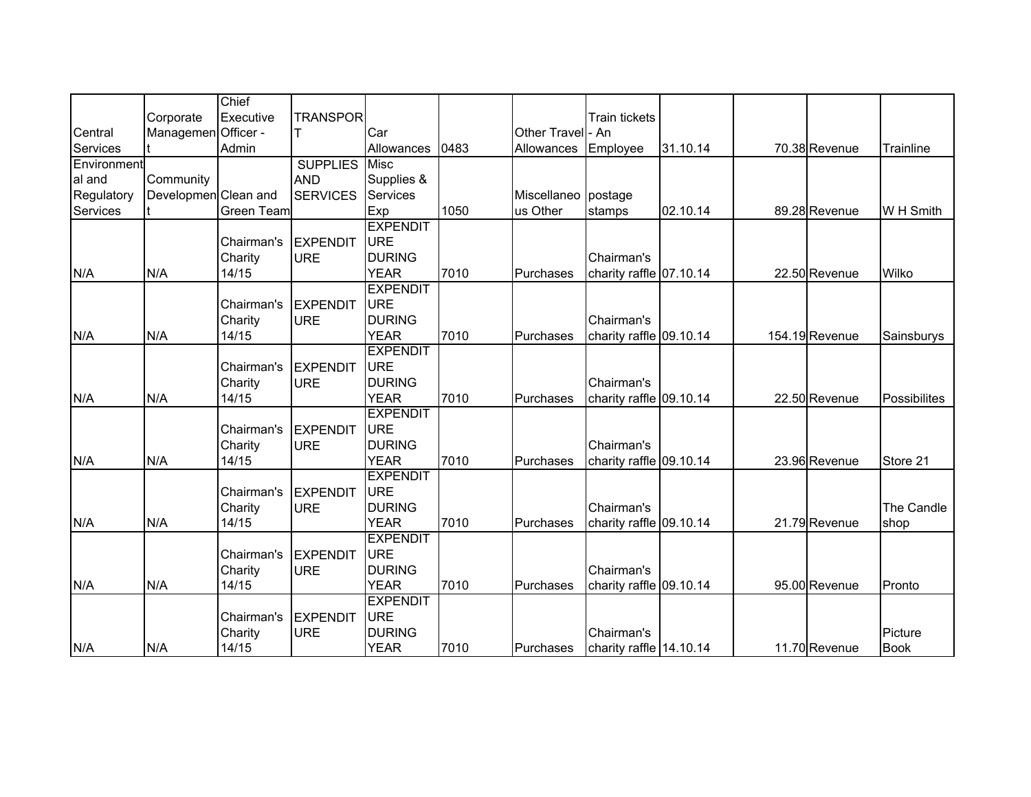| | | | | | | | | | | | |
|---|---|---|---|---|---|---|---|---|---|---|---|
| Central Services | Corporate Management | Chief Executive Officer - Admin | TRANSPORT | Car Allowances | 0483 | Other Travel Allowances | Train tickets - An Employee | 31.10.14 | 70.38 | Revenue | Trainline |
| Environmental and Regulatory Services | Community Development | Clean and Green Team | SUPPLIES AND SERVICES | Misc Supplies & Services Exp | 1050 | Miscellaneous Other | postage stamps | 02.10.14 | 89.28 | Revenue | W H Smith |
| N/A | N/A | Chairman's Charity 14/15 | EXPENDITURE | EXPENDITURE DURING YEAR | 7010 | Purchases | Chairman's charity raffle | 07.10.14 | 22.50 | Revenue | Wilko |
| N/A | N/A | Chairman's Charity 14/15 | EXPENDITURE | EXPENDITURE DURING YEAR | 7010 | Purchases | Chairman's charity raffle | 09.10.14 | 154.19 | Revenue | Sainsburys |
| N/A | N/A | Chairman's Charity 14/15 | EXPENDITURE | EXPENDITURE DURING YEAR | 7010 | Purchases | Chairman's charity raffle | 09.10.14 | 22.50 | Revenue | Possibilites |
| N/A | N/A | Chairman's Charity 14/15 | EXPENDITURE | EXPENDITURE DURING YEAR | 7010 | Purchases | Chairman's charity raffle | 09.10.14 | 23.96 | Revenue | Store 21 |
| N/A | N/A | Chairman's Charity 14/15 | EXPENDITURE | EXPENDITURE DURING YEAR | 7010 | Purchases | Chairman's charity raffle | 09.10.14 | 21.79 | Revenue | The Candle shop |
| N/A | N/A | Chairman's Charity 14/15 | EXPENDITURE | EXPENDITURE DURING YEAR | 7010 | Purchases | Chairman's charity raffle | 09.10.14 | 95.00 | Revenue | Pronto |
| N/A | N/A | Chairman's Charity 14/15 | EXPENDITURE | EXPENDITURE DURING YEAR | 7010 | Purchases | Chairman's charity raffle | 14.10.14 | 11.70 | Revenue | Picture Book |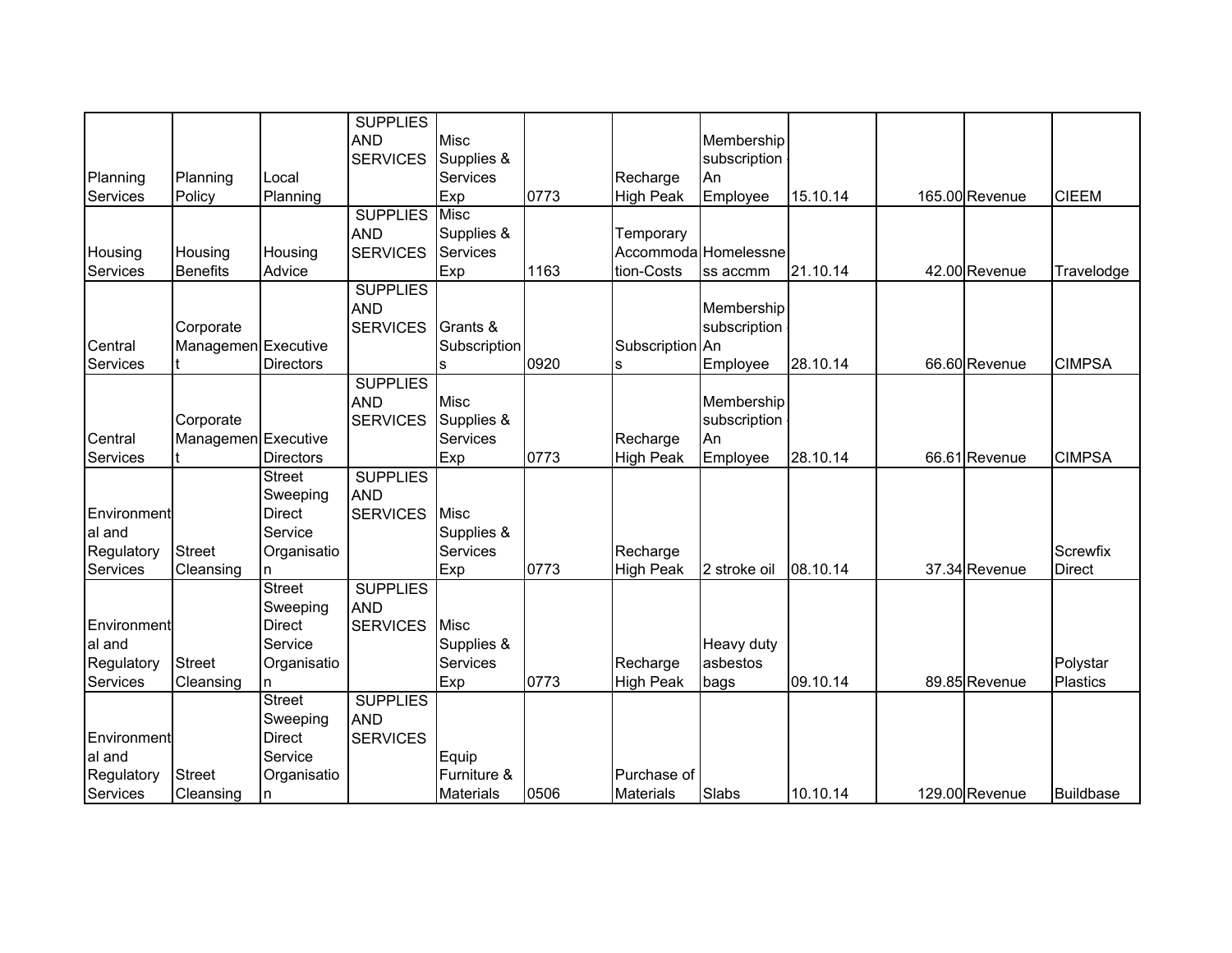| | | | | | | | | | | | |
|---|---|---|---|---|---|---|---|---|---|---|---|
| Planning Services | Planning Policy | Local Planning | SUPPLIES AND SERVICES | Misc Supplies & Services Exp | 0773 | Recharge High Peak | Membership subscription - An Employee | 15.10.14 | 165.00 | Revenue | CIEEM |
| Housing Services | Housing Benefits | Housing Advice | SUPPLIES AND SERVICES | Misc Supplies & Services Exp | 1163 | Temporary Accommodation-Costs | Homelessness accmm | 21.10.14 | 42.00 | Revenue | Travelodge |
| Central Services | Corporate Management | Executive Directors | SUPPLIES AND SERVICES | Grants & Subscriptions | 0920 | Subscriptions | Membership subscription - An Employee | 28.10.14 | 66.60 | Revenue | CIMPSA |
| Central Services | Corporate Management | Executive Directors | SUPPLIES AND SERVICES | Misc Supplies & Services Exp | 0773 | Recharge High Peak | Membership subscription - An Employee | 28.10.14 | 66.61 | Revenue | CIMPSA |
| Environmental and Regulatory Services | Street Cleansing | Street Sweeping Direct Service Organisation | SUPPLIES AND SERVICES | Misc Supplies & Services Exp | 0773 | Recharge High Peak | 2 stroke oil | 08.10.14 | 37.34 | Revenue | Screwfix Direct |
| Environmental and Regulatory Services | Street Cleansing | Street Sweeping Direct Service Organisation | SUPPLIES AND SERVICES | Misc Supplies & Services Exp | 0773 | Recharge High Peak | Heavy duty asbestos bags | 09.10.14 | 89.85 | Revenue | Polystar Plastics |
| Environmental and Regulatory Services | Street Cleansing | Street Sweeping Direct Service Organisation | SUPPLIES AND SERVICES | Equip Furniture & Materials | 0506 | Purchase of Materials | Slabs | 10.10.14 | 129.00 | Revenue | Buildbase |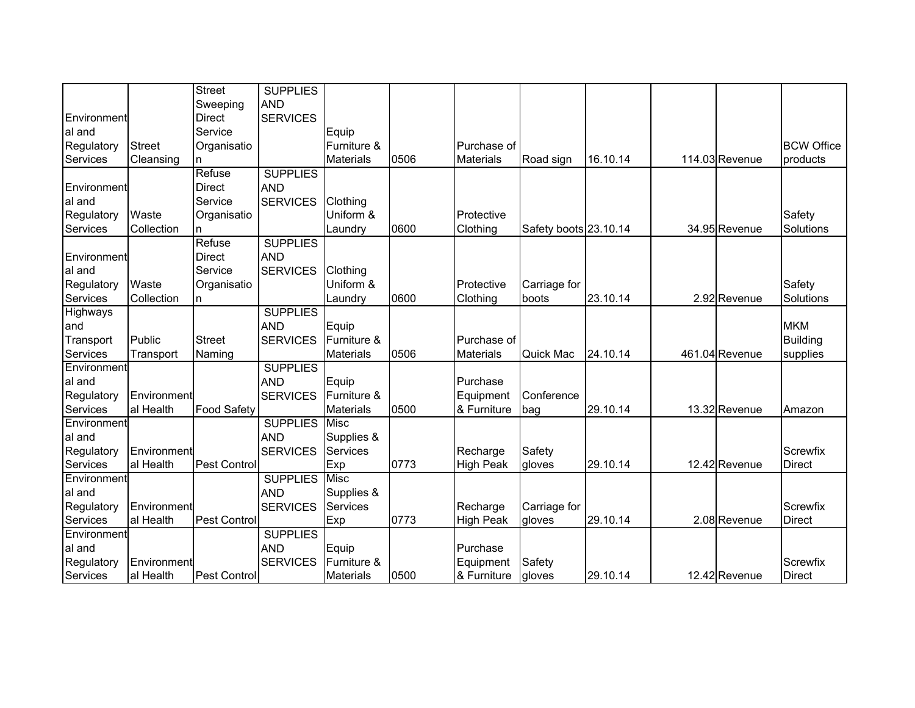| | | | | | | | | | | | |
|---|---|---|---|---|---|---|---|---|---|---|---|
| Environmental and Regulatory Services | Street Cleansing | Street Sweeping Direct Service Organisation | SUPPLIES AND SERVICES | Equip Furniture & Materials | 0506 | Purchase of Materials | Road sign | 16.10.14 | 114.03 | Revenue | BCW Office products |
| Environmental and Regulatory Services | Waste Collection | Refuse Direct Service Organisation | SUPPLIES AND SERVICES | Clothing Uniform & Laundry | 0600 | Protective Clothing | Safety boots | 23.10.14 | 34.95 | Revenue | Safety Solutions |
| Environmental and Regulatory Services | Waste Collection | Refuse Direct Service Organisation | SUPPLIES AND SERVICES | Clothing Uniform & Laundry | 0600 | Protective Clothing | Carriage for boots | 23.10.14 | 2.92 | Revenue | Safety Solutions |
| Highways and Transport Services | Public Transport | Street Naming | SUPPLIES AND SERVICES | Equip Furniture & Materials | 0506 | Purchase of Materials | Quick Mac | 24.10.14 | 461.04 | Revenue | MKM Building supplies |
| Environmental and Regulatory Services | Environmental Health | Food Safety | SUPPLIES AND SERVICES | Equip Furniture & Materials | 0500 | Purchase Equipment & Furniture | Conference bag | 29.10.14 | 13.32 | Revenue | Amazon |
| Environmental and Regulatory Services | Environmental Health | Pest Control | SUPPLIES AND SERVICES | Misc Supplies & Services Exp | 0773 | Recharge High Peak | Safety gloves | 29.10.14 | 12.42 | Revenue | Screwfix Direct |
| Environmental and Regulatory Services | Environmental Health | Pest Control | SUPPLIES AND SERVICES | Misc Supplies & Services Exp | 0773 | Recharge High Peak | Carriage for gloves | 29.10.14 | 2.08 | Revenue | Screwfix Direct |
| Environmental and Regulatory Services | Environmental Health | Pest Control | SUPPLIES AND SERVICES | Equip Furniture & Materials | 0500 | Purchase Equipment & Furniture | Safety gloves | 29.10.14 | 12.42 | Revenue | Screwfix Direct |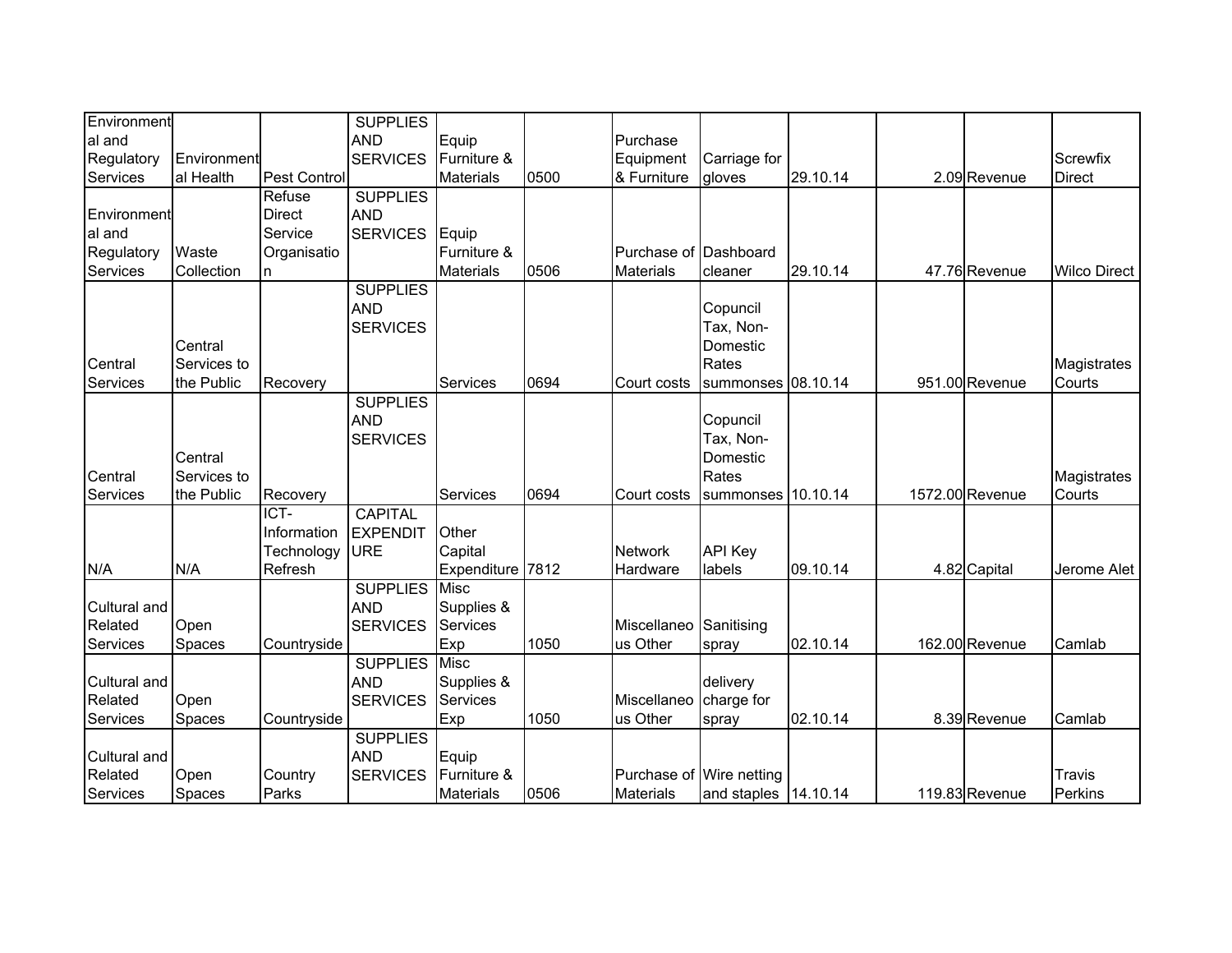| | | | | | | | | | | | |
|---|---|---|---|---|---|---|---|---|---|---|---|
| Environmental and Regulatory Services | Environmental Health | Pest Control | SUPPLIES AND SERVICES | Equip Furniture & Materials | 0500 | Purchase Equipment & Furniture | Carriage for gloves | 29.10.14 | 2.09 | Revenue | Screwfix Direct |
| Environmental and Regulatory Services | Waste Collection | Refuse Direct Service Organisation | SUPPLIES AND SERVICES | Equip Furniture & Materials | 0506 | Purchase of Materials | Dashboard cleaner | 29.10.14 | 47.76 | Revenue | Wilco Direct |
| Central Services | Central Services to the Public | Recovery | SUPPLIES AND SERVICES | Services | 0694 | Court costs | Copuncil Tax, Non-Domestic Rates summonses | 08.10.14 | 951.00 | Revenue | Magistrates Courts |
| Central Services | Central Services to the Public | Recovery | SUPPLIES AND SERVICES | Services | 0694 | Court costs | Copuncil Tax, Non-Domestic Rates summonses | 10.10.14 | 1572.00 | Revenue | Magistrates Courts |
| N/A | N/A | ICT-Information Technology Refresh | CAPITAL EXPENDITURE | Other Capital Expenditure | 7812 | Network Hardware | API Key labels | 09.10.14 | 4.82 | Capital | Jerome Alet |
| Cultural and Related Services | Open Spaces | Countryside | SUPPLIES AND SERVICES | Misc Supplies & Services Exp | 1050 | Miscellaneous Other | Sanitising spray | 02.10.14 | 162.00 | Revenue | Camlab |
| Cultural and Related Services | Open Spaces | Countryside | SUPPLIES AND SERVICES | Misc Supplies & Services Exp | 1050 | Miscellaneous Other | delivery charge for spray | 02.10.14 | 8.39 | Revenue | Camlab |
| Cultural and Related Services | Open Spaces | Country Parks | SUPPLIES AND SERVICES | Equip Furniture & Materials | 0506 | Purchase of Materials | Wire netting and staples | 14.10.14 | 119.83 | Revenue | Travis Perkins |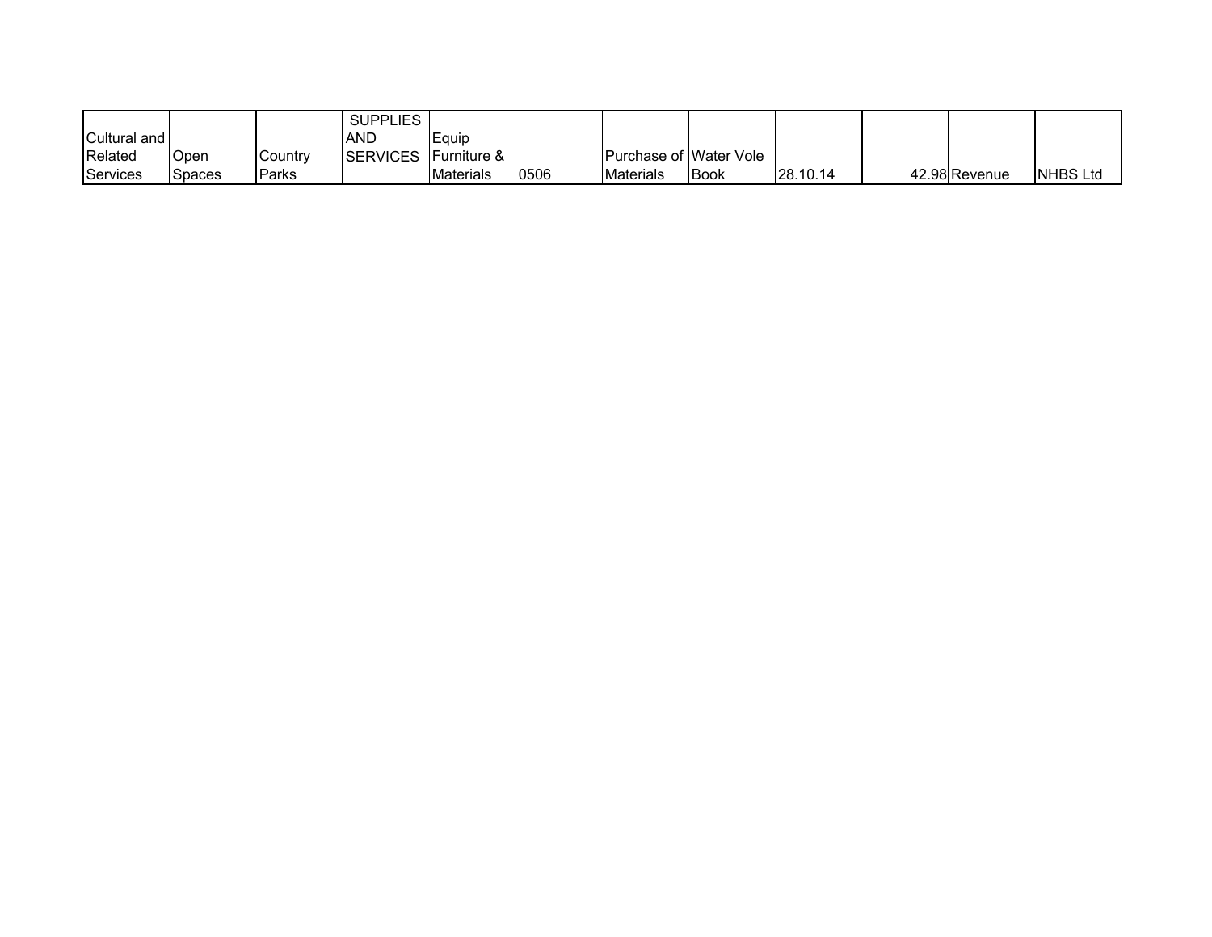| | | | | | | | | | | | |
|---|---|---|---|---|---|---|---|---|---|---|---|
| Cultural and Related Services | Open Spaces | Country Parks | SUPPLIES AND SERVICES | Equip Furniture & Materials | 0506 | Purchase of Materials | Water Vole Book | 28.10.14 | 42.98 | Revenue | NHBS Ltd |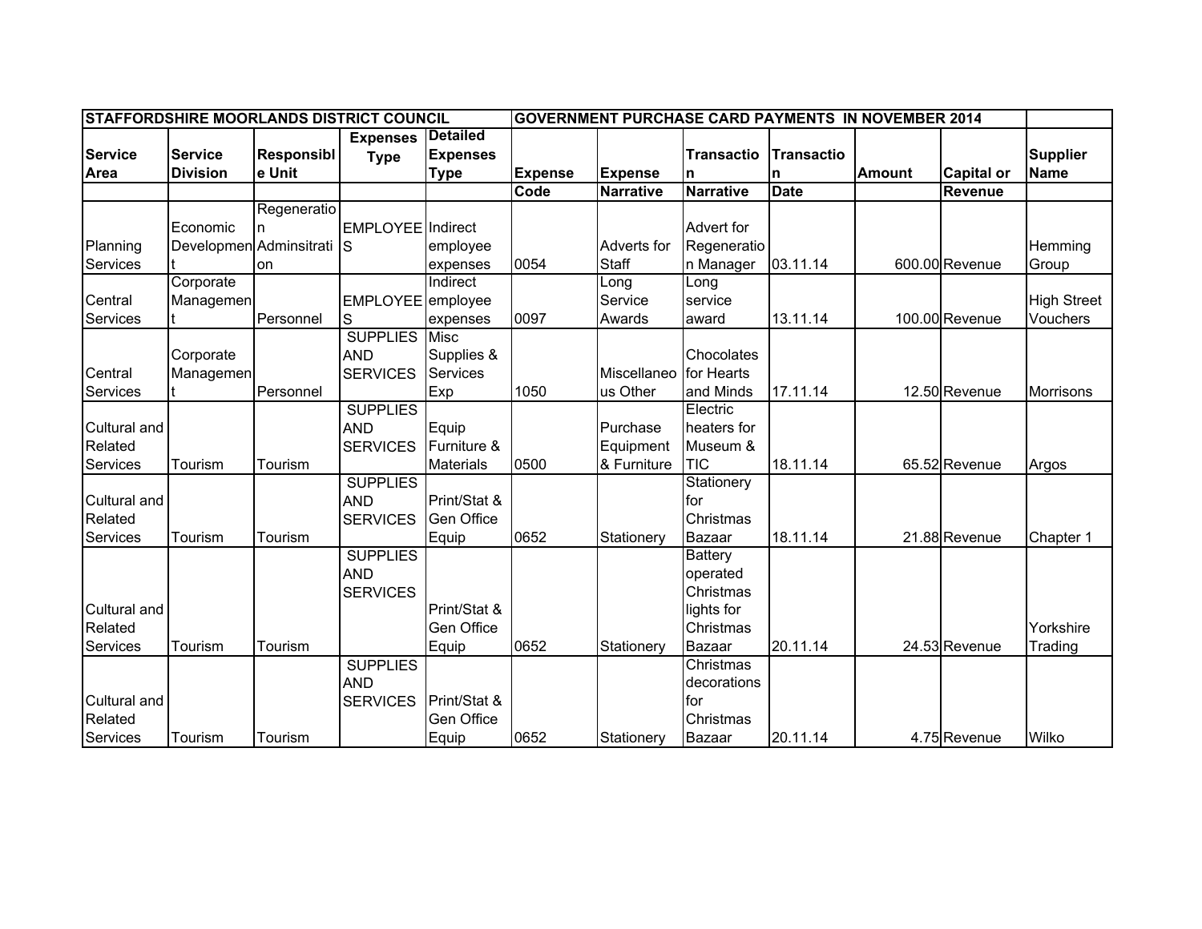| STAFFORDSHIRE MOORLANDS DISTRICT COUNCIL | | | | | GOVERNMENT PURCHASE CARD PAYMENTS IN NOVEMBER 2014 | | | | | | |
|---|---|---|---|---|---|---|---|---|---|---|---|
| **Service Area** | **Service Division** | **Responsible Unit** | **Expenses Type** | **Detailed Expenses Type** | **Expense Code** | **Expense Narrative** | **Transaction Narrative** | **Transaction Date** | **Amount** | **Capital or Revenue** | **Supplier Name** |
| Planning Services | Economic Development | Regeneration Adminsitration | EMPLOYEES | Indirect employee expenses | 0054 | Adverts for Staff | Advert for Regeneration Manager | 03.11.14 | 600.00 | Revenue | Hemming Group |
| Central Services | Corporate Management | Personnel | EMPLOYEES | Indirect employee expenses | 0097 | Long Service Awards | Long service award | 13.11.14 | 100.00 | Revenue | High Street Vouchers |
| Central Services | Corporate Management | Personnel | SUPPLIES AND SERVICES | Misc Supplies & Services Exp | 1050 | Miscellaneous Other | Chocolates for Hearts and Minds | 17.11.14 | 12.50 | Revenue | Morrisons |
| Cultural and Related Services | Tourism | Tourism | SUPPLIES AND SERVICES | Equip Furniture & Materials | 0500 | Purchase Equipment & Furniture | Electric heaters for Museum & TIC | 18.11.14 | 65.52 | Revenue | Argos |
| Cultural and Related Services | Tourism | Tourism | SUPPLIES AND SERVICES | Print/Stat & Gen Office Equip | 0652 | Stationery | Stationery for Christmas Bazaar | 18.11.14 | 21.88 | Revenue | Chapter 1 |
| Cultural and Related Services | Tourism | Tourism | SUPPLIES AND SERVICES | Print/Stat & Gen Office Equip | 0652 | Stationery | Battery operated Christmas lights for Christmas Bazaar | 20.11.14 | 24.53 | Revenue | Yorkshire Trading |
| Cultural and Related Services | Tourism | Tourism | SUPPLIES AND SERVICES | Print/Stat & Gen Office Equip | 0652 | Stationery | Christmas decorations for Christmas Bazaar | 20.11.14 | 4.75 | Revenue | Wilko |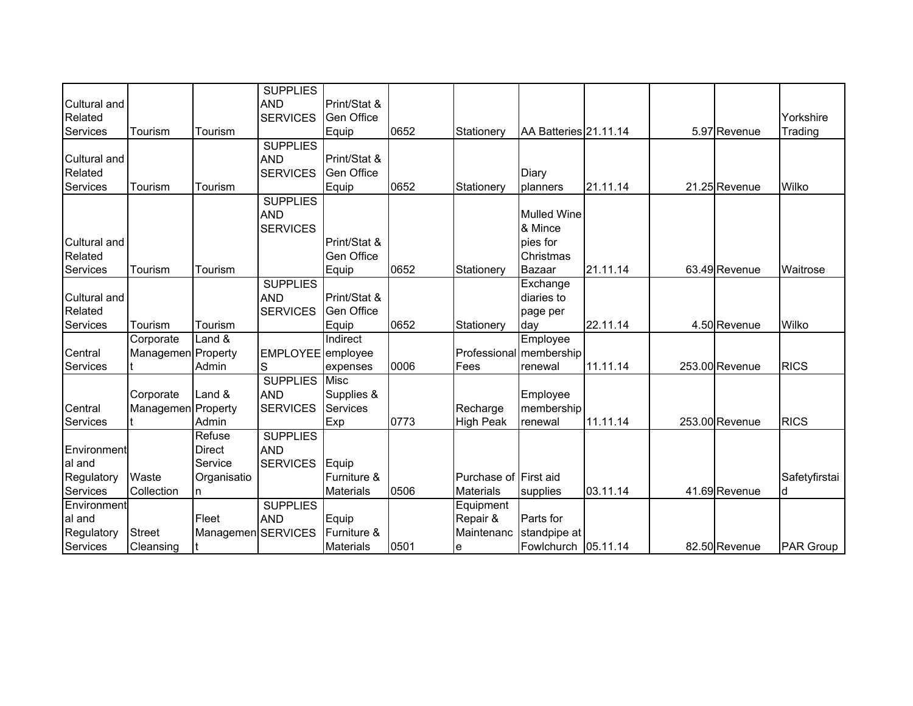| | | | | | | | | | | | |
|---|---|---|---|---|---|---|---|---|---|---|---|
| Cultural and Related Services | Tourism | Tourism | SUPPLIES AND SERVICES | Print/Stat & Gen Office Equip | 0652 | Stationery | AA Batteries | 21.11.14 | 5.97 | Revenue | Yorkshire Trading |
| Cultural and Related Services | Tourism | Tourism | SUPPLIES AND SERVICES | Print/Stat & Gen Office Equip | 0652 | Stationery | Diary planners | 21.11.14 | 21.25 | Revenue | Wilko |
| Cultural and Related Services | Tourism | Tourism | SUPPLIES AND SERVICES | Print/Stat & Gen Office Equip | 0652 | Stationery | Mulled Wine & Mince pies for Christmas Bazaar | 21.11.14 | 63.49 | Revenue | Waitrose |
| Cultural and Related Services | Tourism | Tourism | SUPPLIES AND SERVICES | Print/Stat & Gen Office Equip | 0652 | Stationery | Exchange diaries to page per day | 22.11.14 | 4.50 | Revenue | Wilko |
| Central Services | Corporate Management | Land & Property Admin | EMPLOYEES | Indirect employee expenses | 0006 | Professional Fees | Employee membership renewal | 11.11.14 | 253.00 | Revenue | RICS |
| Central Services | Corporate Management | Land & Property Admin | SUPPLIES AND SERVICES | Misc Supplies & Services Exp | 0773 | Recharge High Peak | Employee membership renewal | 11.11.14 | 253.00 | Revenue | RICS |
| Environmental and Regulatory Services | Waste Collection | Refuse Direct Service Organisation | SUPPLIES AND SERVICES | Equip Furniture & Materials | 0506 | Purchase of Materials | First aid supplies | 03.11.14 | 41.69 | Revenue | Safetyfirstaid |
| Environmental and Regulatory Services | Street Cleansing | Fleet Management | SUPPLIES AND SERVICES | Equip Furniture & Materials | 0501 | Equipment Repair & Maintenance | Parts for standpipe at Fowlchurch | 05.11.14 | 82.50 | Revenue | PAR Group |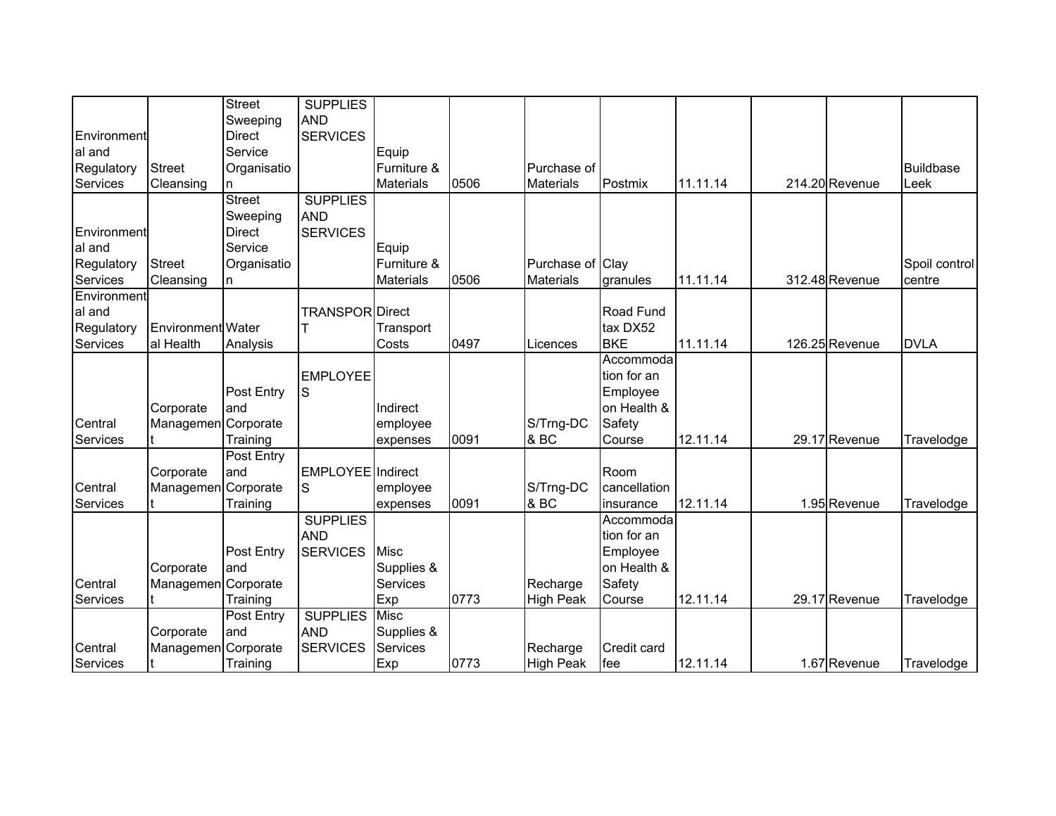| | | | | | | | | | | | |
|---|---|---|---|---|---|---|---|---|---|---|---|
| Environmental and Regulatory Services | Street Cleansing | Street Sweeping Direct Service Organisation | SUPPLIES AND SERVICES | Equip Furniture & Materials | 0506 | Purchase of Materials | Postmix | 11.11.14 | | 214.20 Revenue | Buildbase Leek |
| Environmental and Regulatory Services | Street Cleansing | Street Sweeping Direct Service Organisation | SUPPLIES AND SERVICES | Equip Furniture & Materials | 0506 | Purchase of Materials | Clay granules | 11.11.14 | | 312.48 Revenue | Spoil control centre |
| Environmental and Regulatory Services | Environmental Health | Water Analysis | TRANSPORT | Direct Transport Costs | 0497 | Licences | Road Fund tax DX52 BKE | 11.11.14 | | 126.25 Revenue | DVLA |
| Central Services | Corporate Management | Post Entry and Corporate Training | EMPLOYEES | Indirect employee expenses | 0091 | S/Trng-DC & BC | Accommodation for an Employee on Health & Safety Course | 12.11.14 | | 29.17 Revenue | Travelodge |
| Central Services | Corporate Management | Post Entry and Corporate Training | EMPLOYEES | Indirect employee expenses | 0091 | S/Trng-DC & BC | Room cancellation insurance | 12.11.14 | | 1.95 Revenue | Travelodge |
| Central Services | Corporate Management | Post Entry and Corporate Training | SUPPLIES AND SERVICES | Misc Supplies & Services Exp | 0773 | Recharge High Peak | Accommodation for an Employee on Health & Safety Course | 12.11.14 | | 29.17 Revenue | Travelodge |
| Central Services | Corporate Management | Post Entry and Corporate Training | SUPPLIES AND SERVICES | Misc Supplies & Services Exp | 0773 | Recharge High Peak | Credit card fee | 12.11.14 | | 1.67 Revenue | Travelodge |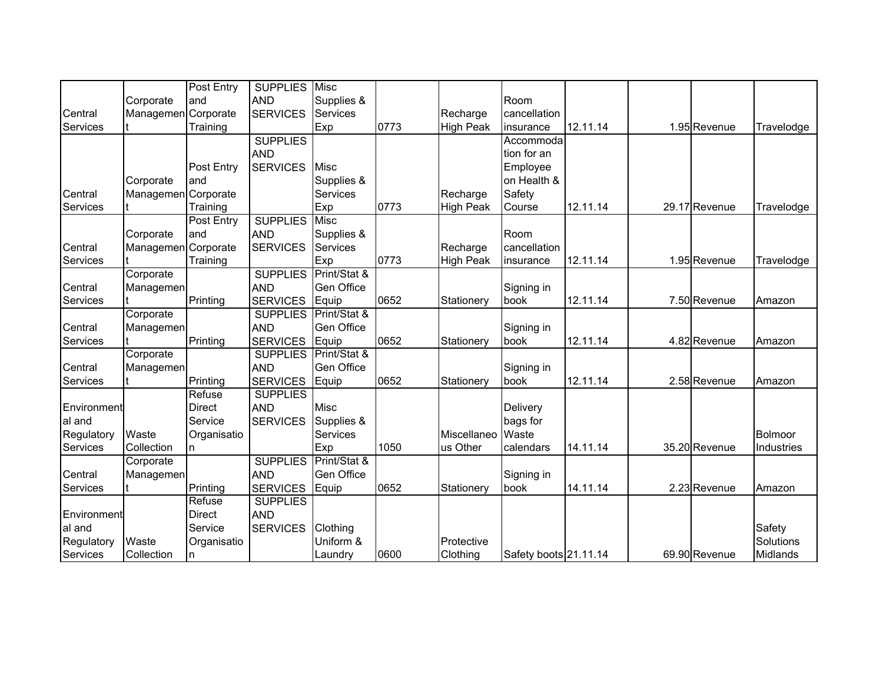| | | | | | | | | | | | |
|---|---|---|---|---|---|---|---|---|---|---|---|
| Central Services | Corporate Management | Post Entry and Corporate Training | SUPPLIES AND SERVICES | Misc Supplies & Services Exp | 0773 | Recharge High Peak | Room cancellation insurance | 12.11.14 | 1.95 | Revenue | Travelodge |
| Central Services | Corporate Management | Post Entry and Corporate Training | SUPPLIES AND SERVICES | Misc Supplies & Services Exp | 0773 | Recharge High Peak | Accommodation for an Employee on Health & Safety Course | 12.11.14 | 29.17 | Revenue | Travelodge |
| Central Services | Corporate Management | Post Entry and Corporate Training | SUPPLIES AND SERVICES | Misc Supplies & Services Exp | 0773 | Recharge High Peak | Room cancellation insurance | 12.11.14 | 1.95 | Revenue | Travelodge |
| Central Services | Corporate Management | Printing | SUPPLIES AND SERVICES | Print/Stat & Gen Office Equip | 0652 | Stationery | Signing in book | 12.11.14 | 7.50 | Revenue | Amazon |
| Central Services | Corporate Management | Printing | SUPPLIES AND SERVICES | Print/Stat & Gen Office Equip | 0652 | Stationery | Signing in book | 12.11.14 | 4.82 | Revenue | Amazon |
| Central Services | Corporate Management | Printing | SUPPLIES AND SERVICES | Print/Stat & Gen Office Equip | 0652 | Stationery | Signing in book | 12.11.14 | 2.58 | Revenue | Amazon |
| Environmental and Regulatory Services | Waste Collection | Refuse Direct Service Organisation | SUPPLIES AND SERVICES | Misc Supplies & Services Exp | 1050 | Miscellaneous Other | Delivery bags for Waste calendars | 14.11.14 | 35.20 | Revenue | Bolmoor Industries |
| Central Services | Corporate Management | Printing | SUPPLIES AND SERVICES | Print/Stat & Gen Office Equip | 0652 | Stationery | Signing in book | 14.11.14 | 2.23 | Revenue | Amazon |
| Environmental and Regulatory Services | Waste Collection | Refuse Direct Service Organisation | SUPPLIES AND SERVICES | Clothing Uniform & Laundry | 0600 | Protective Clothing | Safety boots | 21.11.14 | 69.90 | Revenue | Safety Solutions Midlands |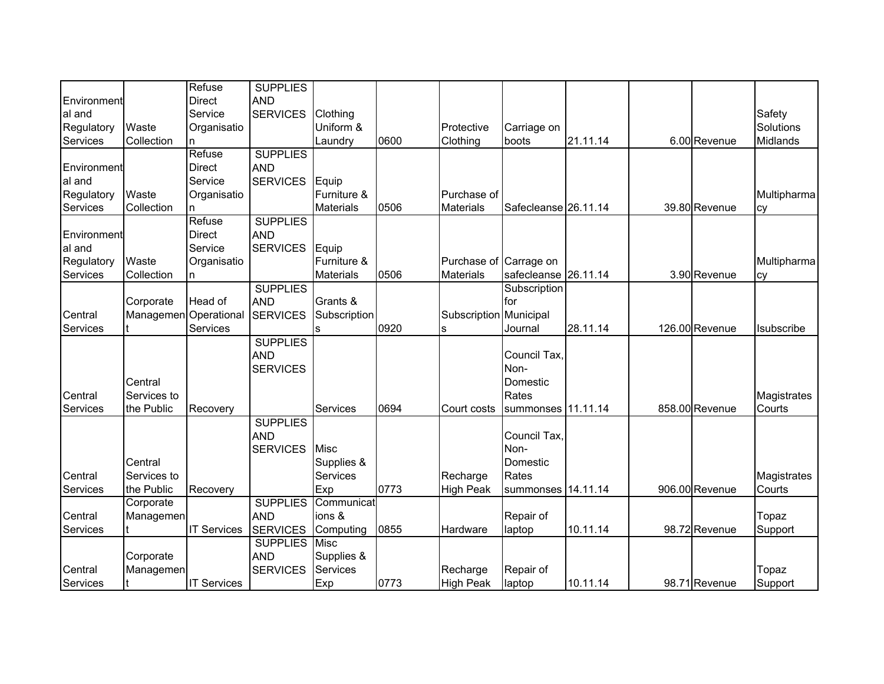| | | | | | | | | | | | |
|---|---|---|---|---|---|---|---|---|---|---|---|
| Environmental and Regulatory Services | Waste Collection | Refuse Direct Service Organisation | SUPPLIES AND SERVICES | Clothing Uniform & Laundry | 0600 | Protective Clothing | Carriage on boots | 21.11.14 | 6.00 | Revenue | Safety Solutions Midlands |
| Environmental and Regulatory Services | Waste Collection | Refuse Direct Service Organisation | SUPPLIES AND SERVICES | Equip Furniture & Materials | 0506 | Purchase of Materials | Safecleanse | 26.11.14 | 39.80 | Revenue | Multipharmacy |
| Environmental and Regulatory Services | Waste Collection | Refuse Direct Service Organisation | SUPPLIES AND SERVICES | Equip Furniture & Materials | 0506 | Purchase of Materials | Carrage on safecleanse | 26.11.14 | 3.90 | Revenue | Multipharmacy |
| Central Services | Corporate Management | Head of Operational Services | SUPPLIES AND SERVICES | Grants & Subscriptions | 0920 | Subscriptions | Subscription for Municipal Journal | 28.11.14 | 126.00 | Revenue | Isubscribe |
| Central Services | Central Services to the Public | Recovery | SUPPLIES AND SERVICES | Services | 0694 | Court costs | Council Tax, Non-Domestic Rates summonses | 11.11.14 | 858.00 | Revenue | Magistrates Courts |
| Central Services | Central Services to the Public | Recovery | SUPPLIES AND SERVICES | Misc Supplies & Services Exp | 0773 | Recharge High Peak | Council Tax, Non-Domestic Rates summonses | 14.11.14 | 906.00 | Revenue | Magistrates Courts |
| Central Services | Corporate Management | IT Services | SUPPLIES AND SERVICES | Communications & Computing | 0855 | Hardware | Repair of laptop | 10.11.14 | 98.72 | Revenue | Topaz Support |
| Central Services | Corporate Management | IT Services | SUPPLIES AND SERVICES | Misc Supplies & Services Exp | 0773 | Recharge High Peak | Repair of laptop | 10.11.14 | 98.71 | Revenue | Topaz Support |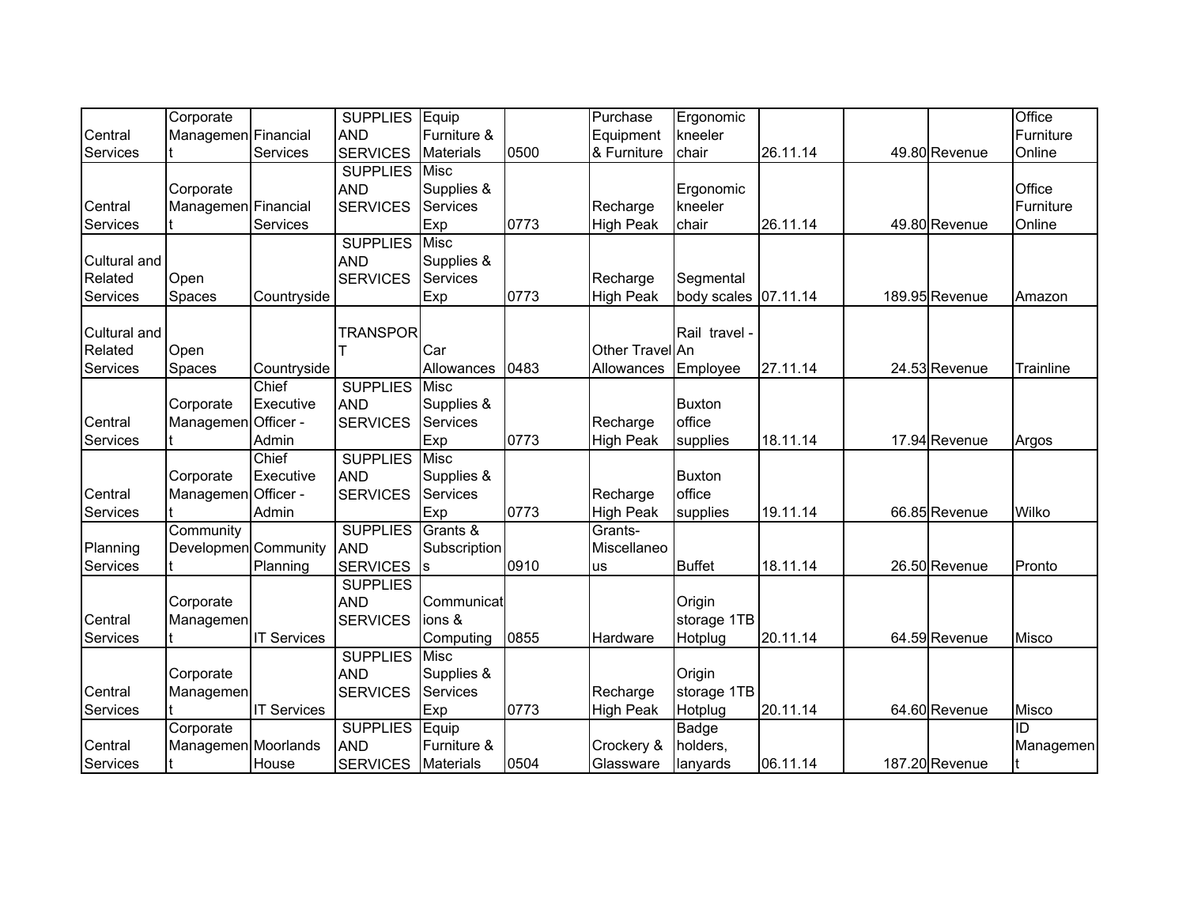| | | | | | | | | | | | |
|---|---|---|---|---|---|---|---|---|---|---|---|
| Central Services | Corporate Management | Financial Services | SUPPLIES AND SERVICES | Equip Furniture & Materials | 0500 | Purchase Equipment & Furniture | Ergonomic kneeler chair | 26.11.14 | 49.80 | Revenue | Office Furniture Online |
| Central Services | Corporate Management | Financial Services | SUPPLIES AND SERVICES | Misc Supplies & Services Exp | 0773 | Recharge High Peak | Ergonomic kneeler chair | 26.11.14 | 49.80 | Revenue | Office Furniture Online |
| Cultural and Related Services | Open Spaces | Countryside | SUPPLIES AND SERVICES | Misc Supplies & Services Exp | 0773 | Recharge High Peak | Segmental body scales | 07.11.14 | 189.95 | Revenue | Amazon |
| Cultural and Related Services | Open Spaces | Countryside | TRANSPORT | Car Allowances | 0483 | Other Travel Allowances | Rail travel - An Employee | 27.11.14 | 24.53 | Revenue | Trainline |
| Central Services | Corporate Management | Chief Executive Officer - Admin | SUPPLIES AND SERVICES | Misc Supplies & Services Exp | 0773 | Recharge High Peak | Buxton office supplies | 18.11.14 | 17.94 | Revenue | Argos |
| Central Services | Corporate Management | Chief Executive Officer - Admin | SUPPLIES AND SERVICES | Misc Supplies & Services Exp | 0773 | Recharge High Peak | Buxton office supplies | 19.11.14 | 66.85 | Revenue | Wilko |
| Planning Services | Community Development | Community Planning | SUPPLIES AND SERVICES | Grants & Subscriptions | 0910 | Grants-Miscellaneous | Buffet | 18.11.14 | 26.50 | Revenue | Pronto |
| Central Services | Corporate Management | IT Services | SUPPLIES AND SERVICES | Communications & Computing | 0855 | Hardware | Origin storage 1TB Hotplug | 20.11.14 | 64.59 | Revenue | Misco |
| Central Services | Corporate Management | IT Services | SUPPLIES AND SERVICES | Misc Supplies & Services Exp | 0773 | Recharge High Peak | Origin storage 1TB Hotplug | 20.11.14 | 64.60 | Revenue | Misco |
| Central Services | Corporate Management | Moorlands House | SUPPLIES AND SERVICES | Equip Furniture & Materials | 0504 | Crockery & Glassware | Badge holders, lanyards | 06.11.14 | 187.20 | Revenue | ID Management |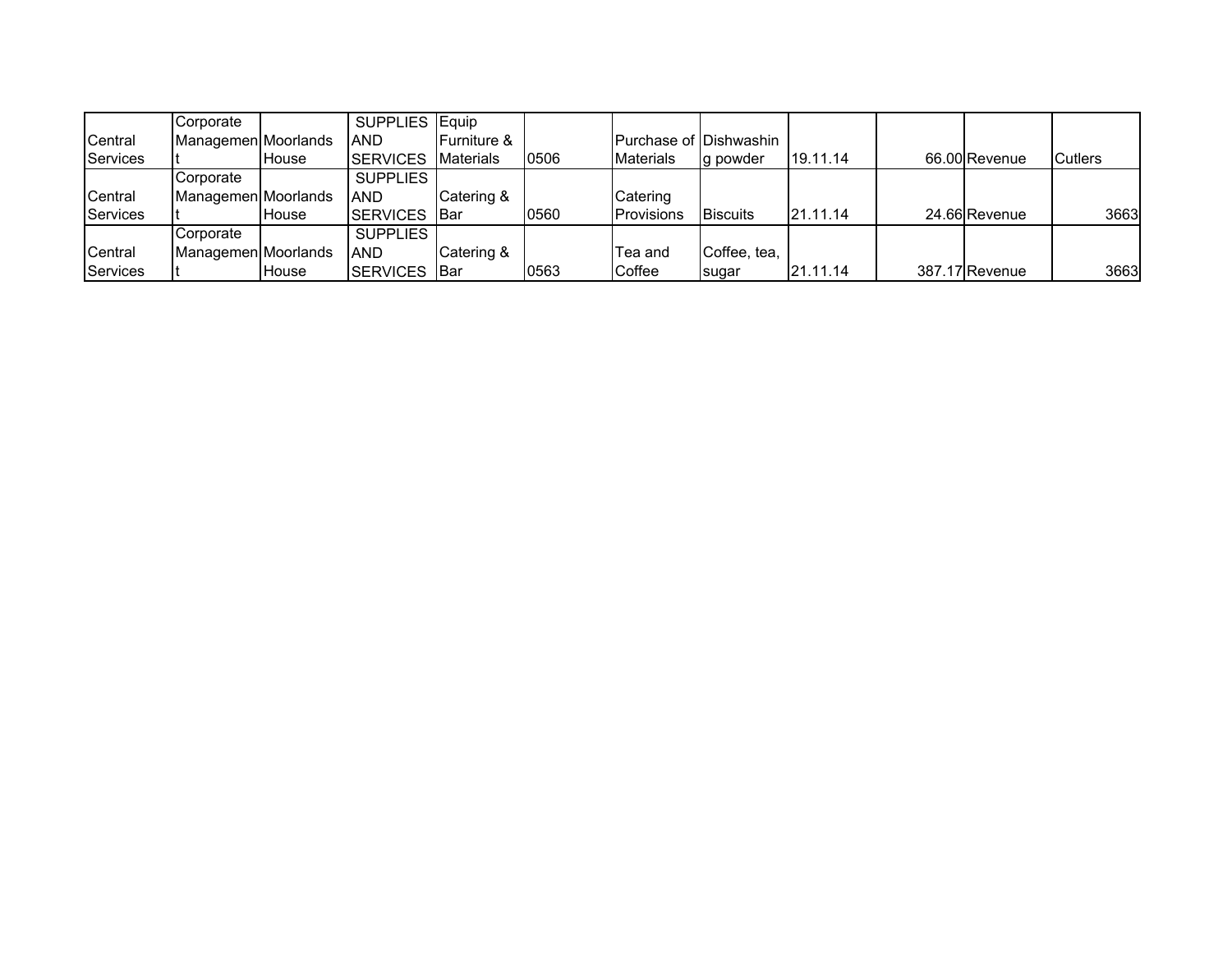| | | | | | | | | | | | |
|---|---|---|---|---|---|---|---|---|---|---|---|
| Central Services | Corporate Management | Moorlands House | SUPPLIES AND SERVICES | Equip Furniture & Materials | 0506 | Purchase of Materials | Dishwashing powder | 19.11.14 | 66.00 | Revenue | Cutlers |
| Central Services | Corporate Management | Moorlands House | SUPPLIES AND SERVICES | Catering & Bar | 0560 | Catering Provisions | Biscuits | 21.11.14 | 24.66 | Revenue | 3663 |
| Central Services | Corporate Management | Moorlands House | SUPPLIES AND SERVICES | Catering & Bar | 0563 | Tea and Coffee | Coffee, tea, sugar | 21.11.14 | 387.17 | Revenue | 3663 |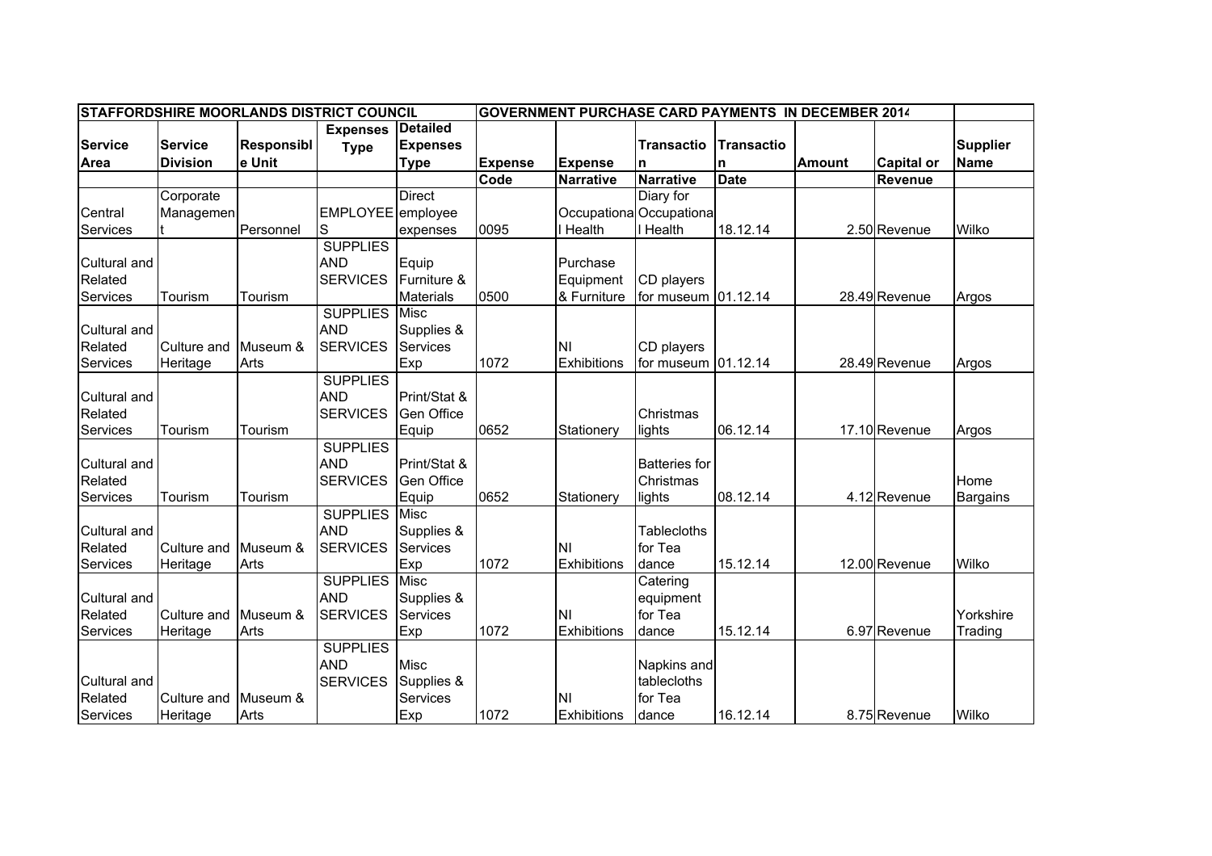| STAFFORDSHIRE MOORLANDS DISTRICT COUNCIL | | | | | GOVERNMENT PURCHASE CARD PAYMENTS IN DECEMBER 2014 | | | | | | |
|---|---|---|---|---|---|---|---|---|---|---|---|
| Service Area | Service Division | Responsible Unit | Expenses Type | Detailed Expenses Type | Expense Code | Expense Narrative | Transaction Narrative | Transaction Date | Amount | Capital or Revenue | Supplier Name |
| Central Services | Corporate Management | Personnel | EMPLOYEES | Direct employee expenses | 0095 | Occupational Health | Diary for Occupational Health | 18.12.14 | 2.50 | Revenue | Wilko |
| Cultural and Related Services | Tourism | Tourism | SUPPLIES AND SERVICES | Equip Furniture & Materials | 0500 | Purchase Equipment & Furniture | CD players for museum | 01.12.14 | 28.49 | Revenue | Argos |
| Cultural and Related Services | Culture and Heritage | Museum & Arts | SUPPLIES AND SERVICES | Misc Supplies & Services Exp | 1072 | NI Exhibitions | CD players for museum | 01.12.14 | 28.49 | Revenue | Argos |
| Cultural and Related Services | Tourism | Tourism | SUPPLIES AND SERVICES | Print/Stat & Gen Office Equip | 0652 | Stationery | Christmas lights | 06.12.14 | 17.10 | Revenue | Argos |
| Cultural and Related Services | Tourism | Tourism | SUPPLIES AND SERVICES | Print/Stat & Gen Office Equip | 0652 | Stationery | Batteries for Christmas lights | 08.12.14 | 4.12 | Revenue | Home Bargains |
| Cultural and Related Services | Culture and Heritage | Museum & Arts | SUPPLIES AND SERVICES | Misc Supplies & Services Exp | 1072 | NI Exhibitions | Tablecloths for Tea dance | 15.12.14 | 12.00 | Revenue | Wilko |
| Cultural and Related Services | Culture and Heritage | Museum & Arts | SUPPLIES AND SERVICES | Misc Supplies & Services Exp | 1072 | NI Exhibitions | Catering equipment for Tea dance | 15.12.14 | 6.97 | Revenue | Yorkshire Trading |
| Cultural and Related Services | Culture and Heritage | Museum & Arts | SUPPLIES AND SERVICES | Misc Supplies & Services Exp | 1072 | NI Exhibitions | Napkins and tablecloths for Tea dance | 16.12.14 | 8.75 | Revenue | Wilko |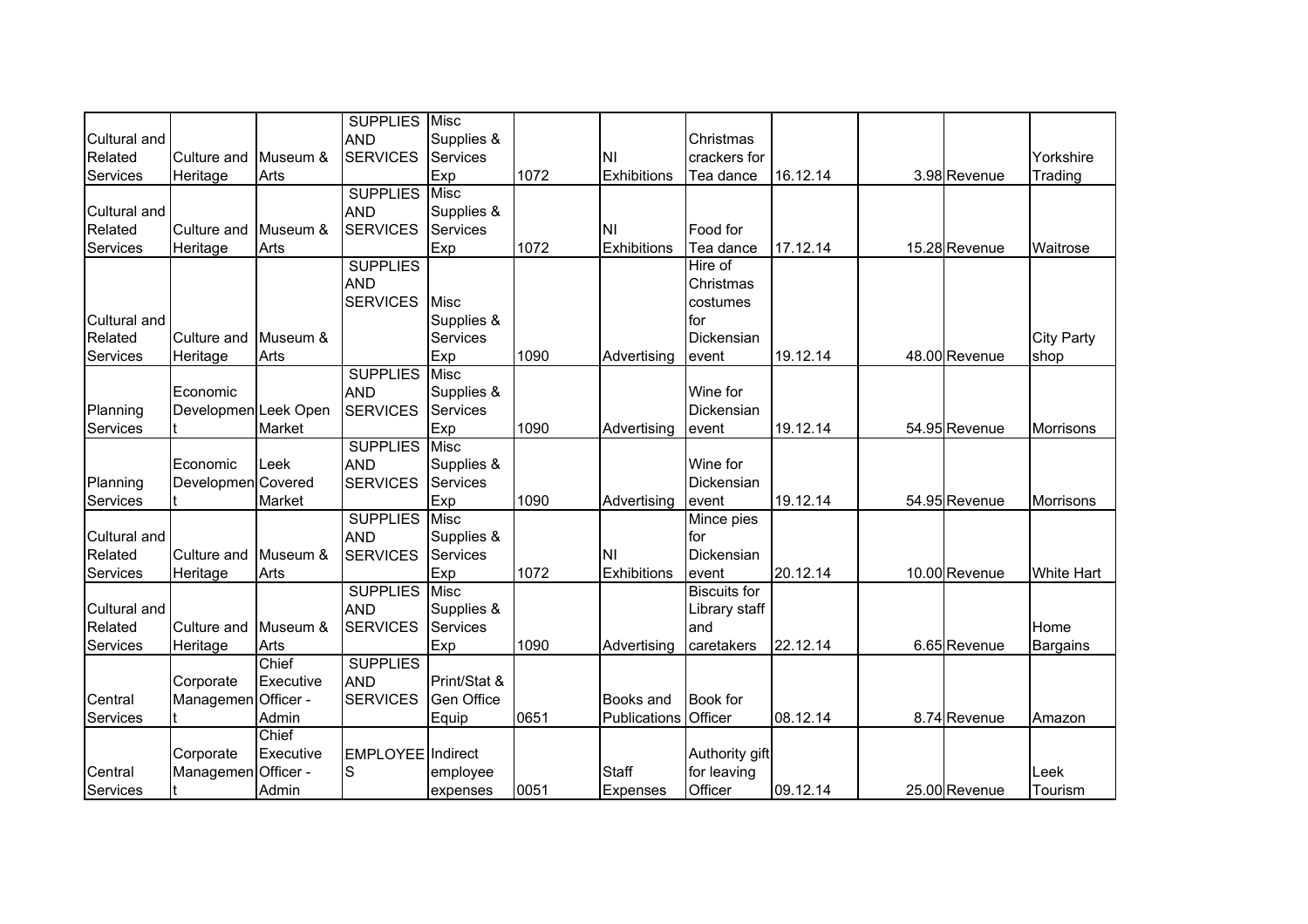| | | | | | | | | | | | | |
|---|---|---|---|---|---|---|---|---|---|---|---|---|
| Cultural and Related Services | Culture and Heritage | Museum & Arts | SUPPLIES AND SERVICES | Misc Supplies & Services Exp | 1072 | NI Exhibitions | Christmas crackers for Tea dance | 16.12.14 | | 3.98 | Revenue | Yorkshire Trading |
| Cultural and Related Services | Culture and Heritage | Museum & Arts | SUPPLIES AND SERVICES | Misc Supplies & Services Exp | 1072 | NI Exhibitions | Food for Tea dance | 17.12.14 | | 15.28 | Revenue | Waitrose |
| Cultural and Related Services | Culture and Heritage | Museum & Arts | SUPPLIES AND SERVICES | Misc Supplies & Services Exp | 1090 | Advertising | Hire of Christmas costumes for Dickensian event | 19.12.14 | | 48.00 | Revenue | City Party shop |
| Planning Services | Economic Development | Leek Open Market | SUPPLIES AND SERVICES | Misc Supplies & Services Exp | 1090 | Advertising | Wine for Dickensian event | 19.12.14 | | 54.95 | Revenue | Morrisons |
| Planning Services | Economic Development | Leek Covered Market | SUPPLIES AND SERVICES | Misc Supplies & Services Exp | 1090 | Advertising | Wine for Dickensian event | 19.12.14 | | 54.95 | Revenue | Morrisons |
| Cultural and Related Services | Culture and Heritage | Museum & Arts | SUPPLIES AND SERVICES | Misc Supplies & Services Exp | 1072 | NI Exhibitions | Mince pies for Dickensian event | 20.12.14 | | 10.00 | Revenue | White Hart |
| Cultural and Related Services | Culture and Heritage | Museum & Arts | SUPPLIES AND SERVICES | Misc Supplies & Services Exp | 1090 | Advertising | Biscuits for Library staff and caretakers | 22.12.14 | | 6.65 | Revenue | Home Bargains |
| Central Services | Corporate Management | Chief Executive Officer - Admin | SUPPLIES AND SERVICES | Print/Stat & Gen Office Equip | 0651 | Books and Publications | Book for Officer | 08.12.14 | | 8.74 | Revenue | Amazon |
| Central Services | Corporate Management | Chief Executive Officer - Admin | EMPLOYEES | Indirect employee expenses | 0051 | Staff Expenses | Authority gift for leaving Officer | 09.12.14 | | 25.00 | Revenue | Leek Tourism |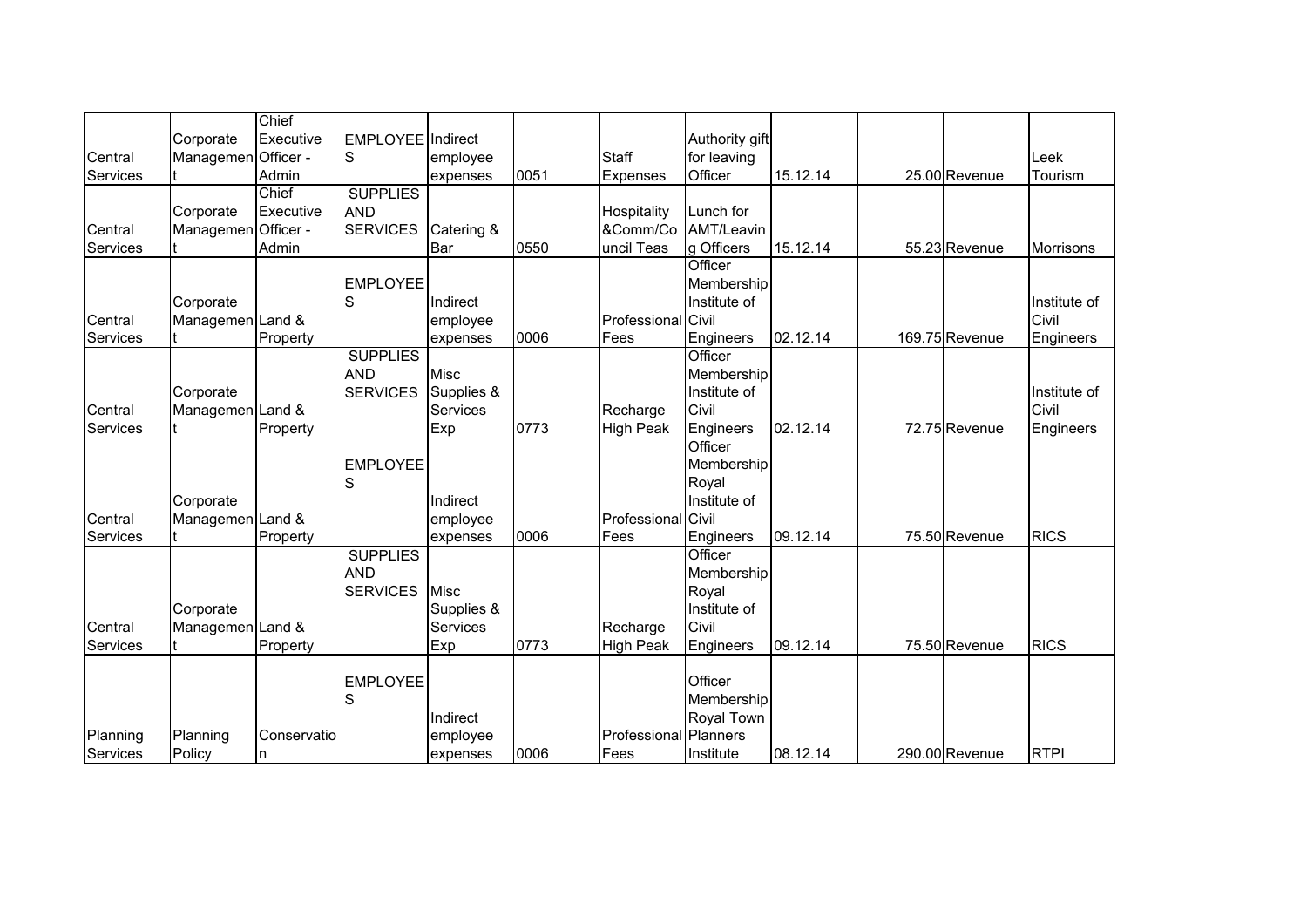| | | | | | | | | | | | |
|---|---|---|---|---|---|---|---|---|---|---|---|
| Central Services | Corporate Management | Chief Executive Officer - Admin | EMPLOYEES | Indirect employee expenses | 0051 | Staff Expenses | Authority gift for leaving Officer | 15.12.14 | 25.00 | Revenue | Leek Tourism |
| Central Services | Corporate Management | Chief Executive Officer - Admin | SUPPLIES AND SERVICES | Catering & Bar | 0550 | Hospitality &Comm/Council Teas | Lunch for AMT/Leaving Officers | 15.12.14 | 55.23 | Revenue | Morrisons |
| Central Services | Corporate Management | Land & Property | EMPLOYEES | Indirect employee expenses | 0006 | Professional Fees | Officer Membership Institute of Civil Engineers | 02.12.14 | 169.75 | Revenue | Institute of Civil Engineers |
| Central Services | Corporate Management | Land & Property | SUPPLIES AND SERVICES | Misc Supplies & Services Exp | 0773 | Recharge High Peak | Officer Membership Institute of Civil Engineers | 02.12.14 | 72.75 | Revenue | Institute of Civil Engineers |
| Central Services | Corporate Management | Land & Property | EMPLOYEES | Indirect employee expenses | 0006 | Professional Fees | Officer Membership Royal Institute of Civil Engineers | 09.12.14 | 75.50 | Revenue | RICS |
| Central Services | Corporate Management | Land & Property | SUPPLIES AND SERVICES | Misc Supplies & Services Exp | 0773 | Recharge High Peak | Officer Membership Royal Institute of Civil Engineers | 09.12.14 | 75.50 | Revenue | RICS |
| Planning Services | Planning Policy | Conservation | EMPLOYEES | Indirect employee expenses | 0006 | Professional Fees | Officer Membership Royal Town Planners Institute | 08.12.14 | 290.00 | Revenue | RTPI |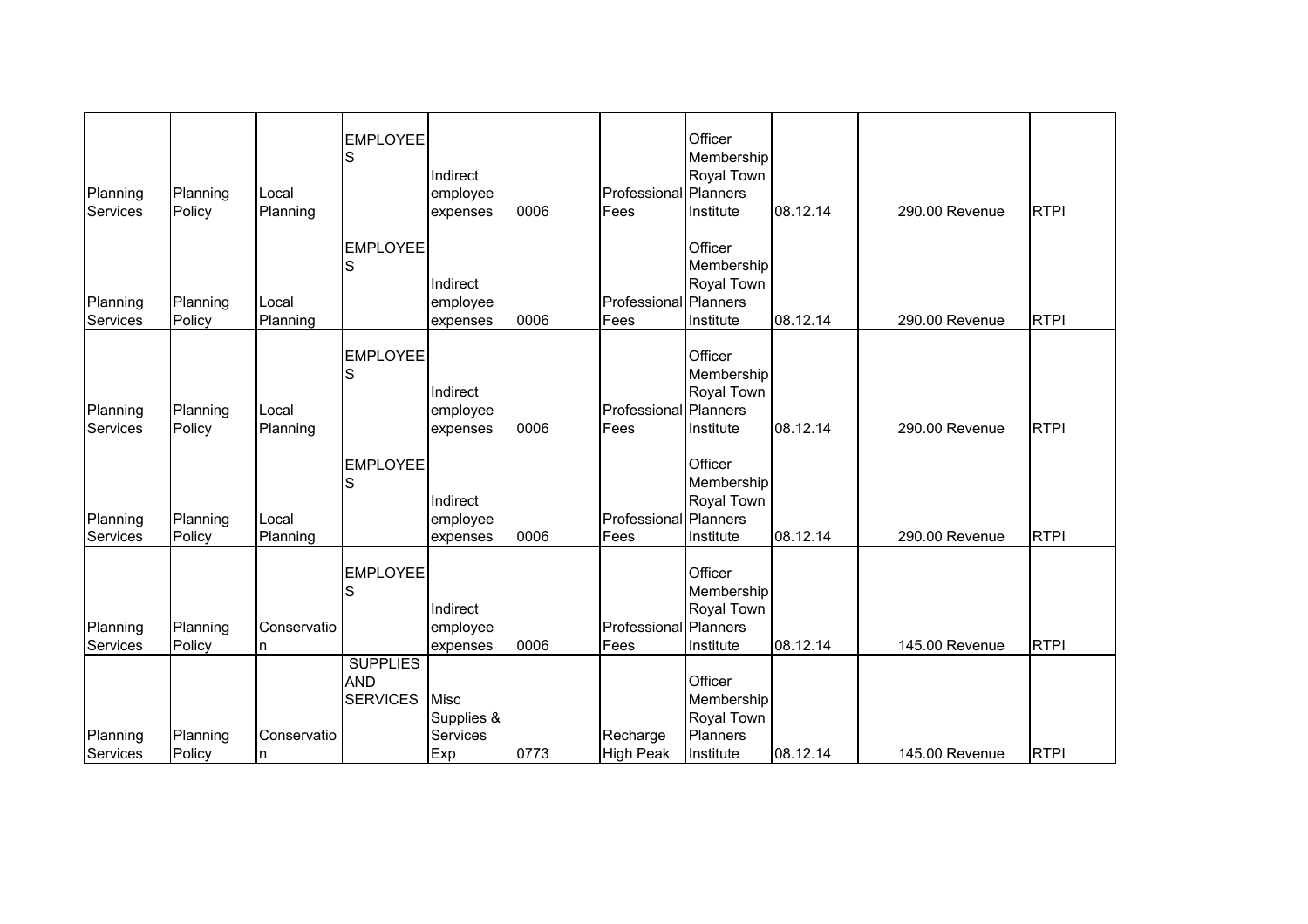| | | | | | | | | | | | |
|---|---|---|---|---|---|---|---|---|---|---|---|
| Planning Services | Planning Policy | Local Planning | EMPLOYEES | Indirect employee expenses | 0006 | Professional Fees | Officer Membership Royal Town Planners Institute | 08.12.14 | 290.00 | Revenue | RTPI |
| Planning Services | Planning Policy | Local Planning | EMPLOYEES | Indirect employee expenses | 0006 | Professional Fees | Officer Membership Royal Town Planners Institute | 08.12.14 | 290.00 | Revenue | RTPI |
| Planning Services | Planning Policy | Local Planning | EMPLOYEES | Indirect employee expenses | 0006 | Professional Fees | Officer Membership Royal Town Planners Institute | 08.12.14 | 290.00 | Revenue | RTPI |
| Planning Services | Planning Policy | Local Planning | EMPLOYEES | Indirect employee expenses | 0006 | Professional Fees | Officer Membership Royal Town Planners Institute | 08.12.14 | 290.00 | Revenue | RTPI |
| Planning Services | Planning Policy | Conservation | EMPLOYEES | Indirect employee expenses | 0006 | Professional Fees | Officer Membership Royal Town Planners Institute | 08.12.14 | 145.00 | Revenue | RTPI |
| Planning Services | Planning Policy | Conservation | SUPPLIES AND SERVICES | Misc Supplies & Services Exp | 0773 | Recharge High Peak | Officer Membership Royal Town Planners Institute | 08.12.14 | 145.00 | Revenue | RTPI |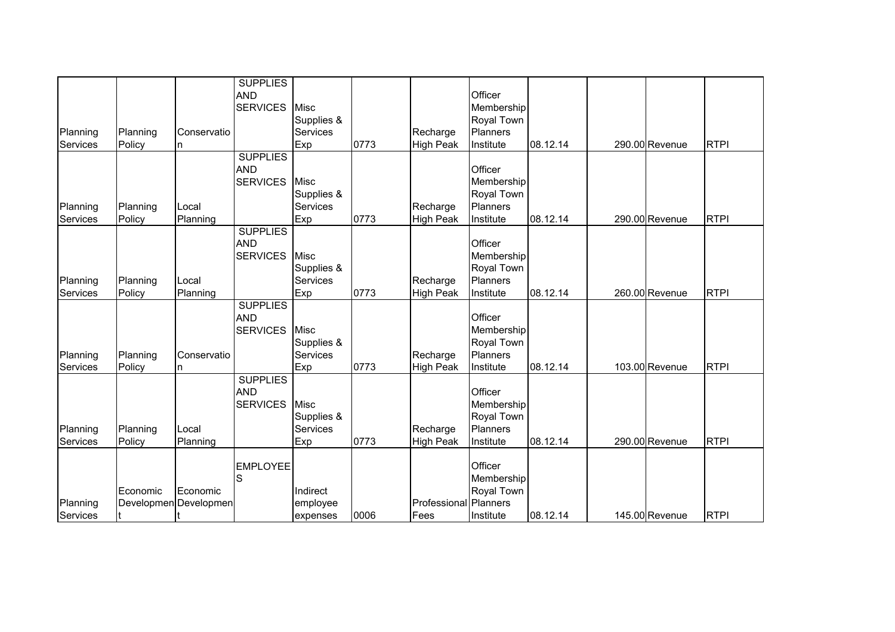| | | | | | | | | | | | |
|---|---|---|---|---|---|---|---|---|---|---|---|
| Planning Services | Planning Policy | Conservation | SUPPLIES AND SERVICES | Misc Supplies & Services Exp | 0773 | Recharge High Peak | Officer Membership Royal Town Planners Institute | 08.12.14 | 290.00 | Revenue | RTPI |
| Planning Services | Planning Policy | Local Planning | SUPPLIES AND SERVICES | Misc Supplies & Services Exp | 0773 | Recharge High Peak | Officer Membership Royal Town Planners Institute | 08.12.14 | 290.00 | Revenue | RTPI |
| Planning Services | Planning Policy | Local Planning | SUPPLIES AND SERVICES | Misc Supplies & Services Exp | 0773 | Recharge High Peak | Officer Membership Royal Town Planners Institute | 08.12.14 | 260.00 | Revenue | RTPI |
| Planning Services | Planning Policy | Conservation | SUPPLIES AND SERVICES | Misc Supplies & Services Exp | 0773 | Recharge High Peak | Officer Membership Royal Town Planners Institute | 08.12.14 | 103.00 | Revenue | RTPI |
| Planning Services | Planning Policy | Local Planning | SUPPLIES AND SERVICES | Misc Supplies & Services Exp | 0773 | Recharge High Peak | Officer Membership Royal Town Planners Institute | 08.12.14 | 290.00 | Revenue | RTPI |
| Planning Services | Economic Development | Economic Development | EMPLOYEES | Indirect employee expenses | 0006 | Professional Fees | Officer Membership Royal Town Planners Institute | 08.12.14 | 145.00 | Revenue | RTPI |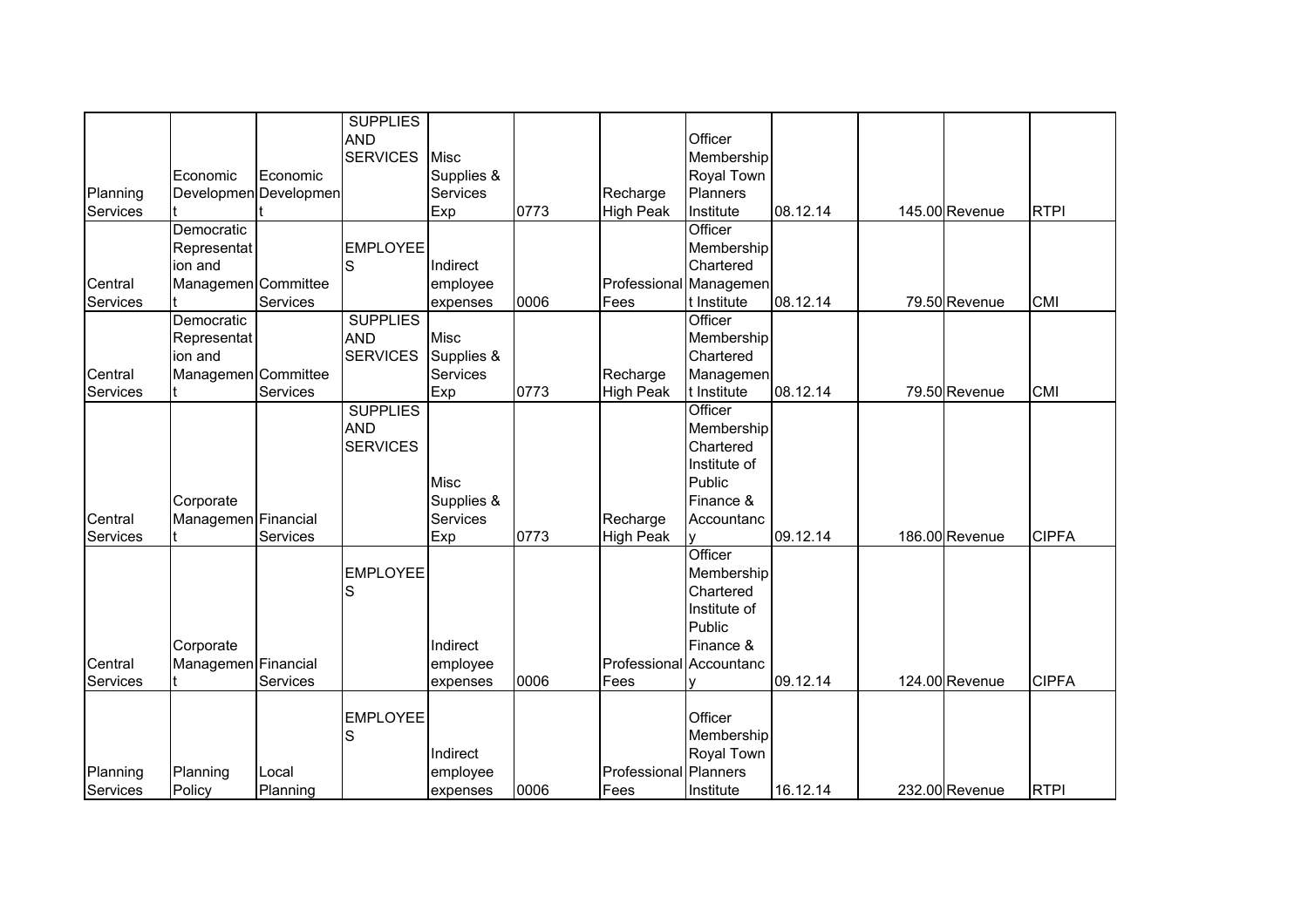| | | | | | | | | | | | |
|---|---|---|---|---|---|---|---|---|---|---|---|
| Planning Services | Economic Development | Economic Development | SUPPLIES AND SERVICES | Misc Supplies & Services Exp | 0773 | Recharge High Peak | Officer Membership Royal Town Planners Institute | 08.12.14 | 145.00 | Revenue | RTPI |
| Central Services | Democratic Representation and Management | Committee Services | EMPLOYEES | Indirect employee expenses | 0006 | Professional Fees | Officer Membership Chartered Management Institute | 08.12.14 | 79.50 | Revenue | CMI |
| Central Services | Democratic Representation and Management | Committee Services | SUPPLIES AND SERVICES | Misc Supplies & Services Exp | 0773 | Recharge High Peak | Officer Membership Chartered Management Institute | 08.12.14 | 79.50 | Revenue | CMI |
| Central Services | Corporate Management | Financial Services | SUPPLIES AND SERVICES | Misc Supplies & Services Exp | 0773 | Recharge High Peak | Officer Membership Chartered Institute of Public Finance & Accountancy | 09.12.14 | 186.00 | Revenue | CIPFA |
| Central Services | Corporate Management | Financial Services | EMPLOYEES | Indirect employee expenses | 0006 | Professional Fees | Officer Membership Chartered Institute of Public Finance & Accountancy | 09.12.14 | 124.00 | Revenue | CIPFA |
| Planning Services | Planning Policy | Local Planning | EMPLOYEES | Indirect employee expenses | 0006 | Professional Fees | Officer Membership Royal Town Planners Institute | 16.12.14 | 232.00 | Revenue | RTPI |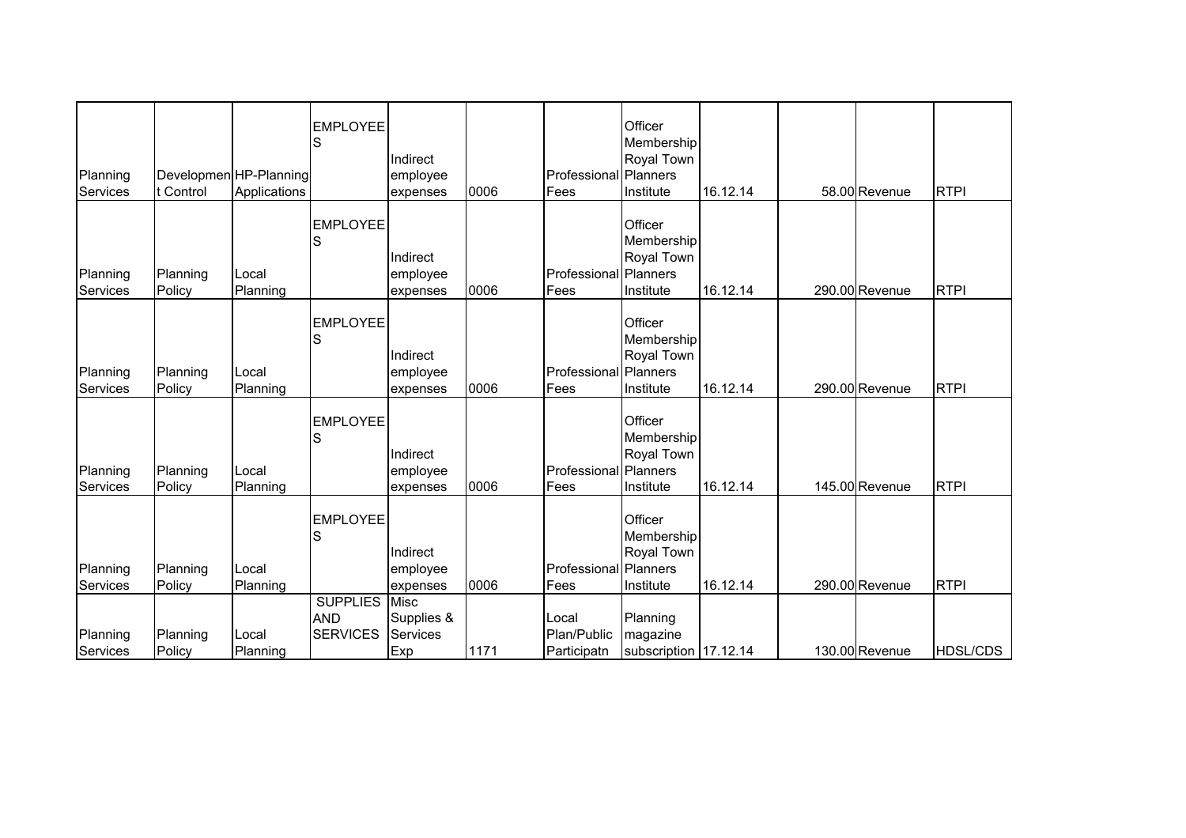| | | | | | | | | | | | |
|---|---|---|---|---|---|---|---|---|---|---|---|
| Planning Services | Development Control | HP-Planning Applications | EMPLOYEES | Indirect employee expenses | 0006 | Professional Fees | Officer Membership Royal Town Planners Institute | 16.12.14 | 58.00 | Revenue | RTPI |
| Planning Services | Planning Policy | Local Planning | EMPLOYEES | Indirect employee expenses | 0006 | Professional Fees | Officer Membership Royal Town Planners Institute | 16.12.14 | 290.00 | Revenue | RTPI |
| Planning Services | Planning Policy | Local Planning | EMPLOYEES | Indirect employee expenses | 0006 | Professional Fees | Officer Membership Royal Town Planners Institute | 16.12.14 | 290.00 | Revenue | RTPI |
| Planning Services | Planning Policy | Local Planning | EMPLOYEES | Indirect employee expenses | 0006 | Professional Fees | Officer Membership Royal Town Planners Institute | 16.12.14 | 145.00 | Revenue | RTPI |
| Planning Services | Planning Policy | Local Planning | EMPLOYEES | Indirect employee expenses | 0006 | Professional Fees | Officer Membership Royal Town Planners Institute | 16.12.14 | 290.00 | Revenue | RTPI |
| Planning Services | Planning Policy | Local Planning | SUPPLIES AND SERVICES | Misc Supplies & Services Exp | 1171 | Local Plan/Public Participatn | Planning magazine subscription | 17.12.14 | 130.00 | Revenue | HDSL/CDS |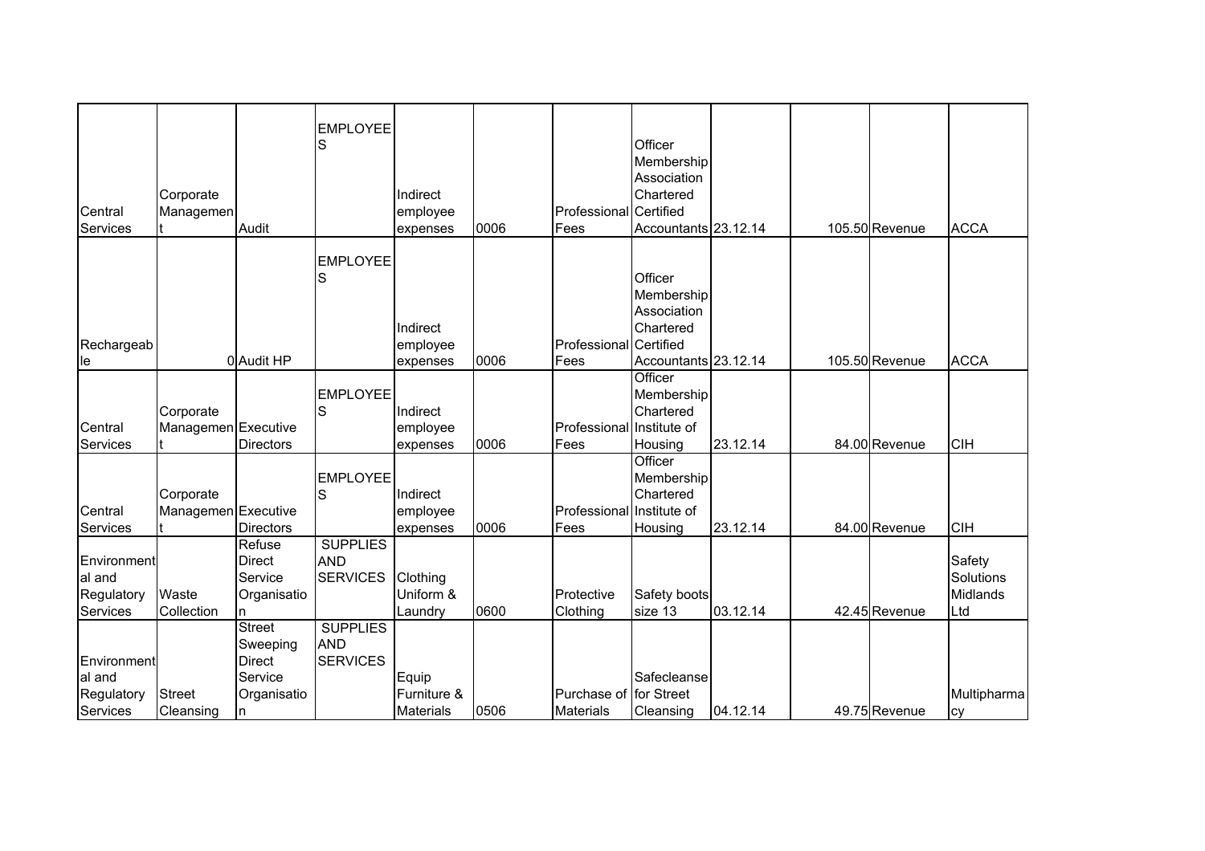| | | | | | | | | | | | | |
|---|---|---|---|---|---|---|---|---|---|---|---|---|
| Central Services | Corporate Management | Audit | EMPLOYEES | Indirect employee expenses | 0006 | Professional Fees | Officer Membership Association Chartered Certified Accountants | 23.12.14 | | 105.50 | Revenue | ACCA |
| Rechargeable | 0 | Audit HP | EMPLOYEES | Indirect employee expenses | 0006 | Professional Fees | Officer Membership Association Chartered Certified Accountants | 23.12.14 | | 105.50 | Revenue | ACCA |
| Central Services | Corporate Management | Executive Directors | EMPLOYEES | Indirect employee expenses | 0006 | Professional Fees | Officer Membership Chartered Institute of Housing | 23.12.14 | | 84.00 | Revenue | CIH |
| Central Services | Corporate Management | Executive Directors | EMPLOYEES | Indirect employee expenses | 0006 | Professional Fees | Officer Membership Chartered Institute of Housing | 23.12.14 | | 84.00 | Revenue | CIH |
| Environmental and Regulatory Services | Waste Collection | Refuse Direct Service Organisation | SUPPLIES AND SERVICES | Clothing Uniform & Laundry | 0600 | Protective Clothing | Safety boots size 13 | 03.12.14 | | 42.45 | Revenue | Safety Solutions Midlands Ltd |
| Environmental and Regulatory Services | Street Cleansing | Street Sweeping Direct Service Organisation | SUPPLIES AND SERVICES | Equip Furniture & Materials | 0506 | Purchase of Materials | Safecleanse for Street Cleansing | 04.12.14 | | 49.75 | Revenue | Multipharmacy |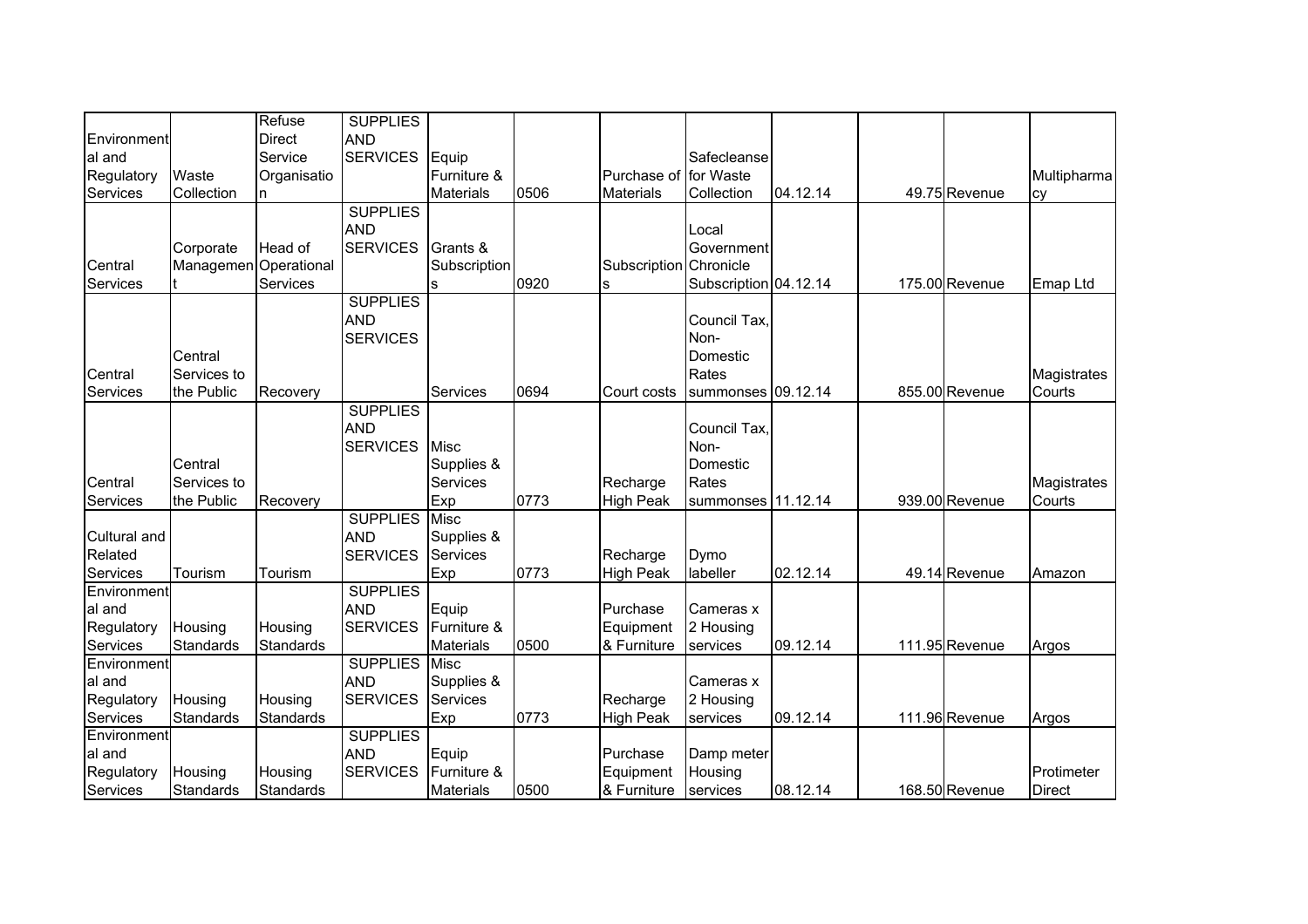| | | | | | | | | | | | |
|---|---|---|---|---|---|---|---|---|---|---|---|
| Environmental and Regulatory Services | Waste Collection | Refuse Direct Service Organisation | SUPPLIES AND SERVICES | Equip Furniture & Materials | 0506 | Purchase of Materials | Safecleanse for Waste Collection | 04.12.14 | 49.75 | Revenue | Multipharmacy |
| Central Services | Corporate Management | Head of Operational Services | SUPPLIES AND SERVICES | Grants & Subscriptions | 0920 | Subscriptions | Local Government Chronicle Subscription | 04.12.14 | 175.00 | Revenue | Emap Ltd |
| Central Services | Central Services to the Public | Recovery | SUPPLIES AND SERVICES | Services | 0694 | Court costs | Council Tax, Non-Domestic Rates summonses | 09.12.14 | 855.00 | Revenue | Magistrates Courts |
| Central Services | Central Services to the Public | Recovery | SUPPLIES AND SERVICES | Misc Supplies & Services Exp | 0773 | Recharge High Peak | Council Tax, Non-Domestic Rates summonses | 11.12.14 | 939.00 | Revenue | Magistrates Courts |
| Cultural and Related Services | Tourism | Tourism | SUPPLIES AND SERVICES | Misc Supplies & Services Exp | 0773 | Recharge High Peak | Dymo labeller | 02.12.14 | 49.14 | Revenue | Amazon |
| Environmental and Regulatory Services | Housing Standards | Housing Standards | SUPPLIES AND SERVICES | Equip Furniture & Materials | 0500 | Purchase Equipment & Furniture | Cameras x 2 Housing services | 09.12.14 | 111.95 | Revenue | Argos |
| Environmental and Regulatory Services | Housing Standards | Housing Standards | SUPPLIES AND SERVICES | Misc Supplies & Services Exp | 0773 | Recharge High Peak | Cameras x 2 Housing services | 09.12.14 | 111.96 | Revenue | Argos |
| Environmental and Regulatory Services | Housing Standards | Housing Standards | SUPPLIES AND SERVICES | Equip Furniture & Materials | 0500 | Purchase Equipment & Furniture | Damp meter Housing services | 08.12.14 | 168.50 | Revenue | Protimeter Direct |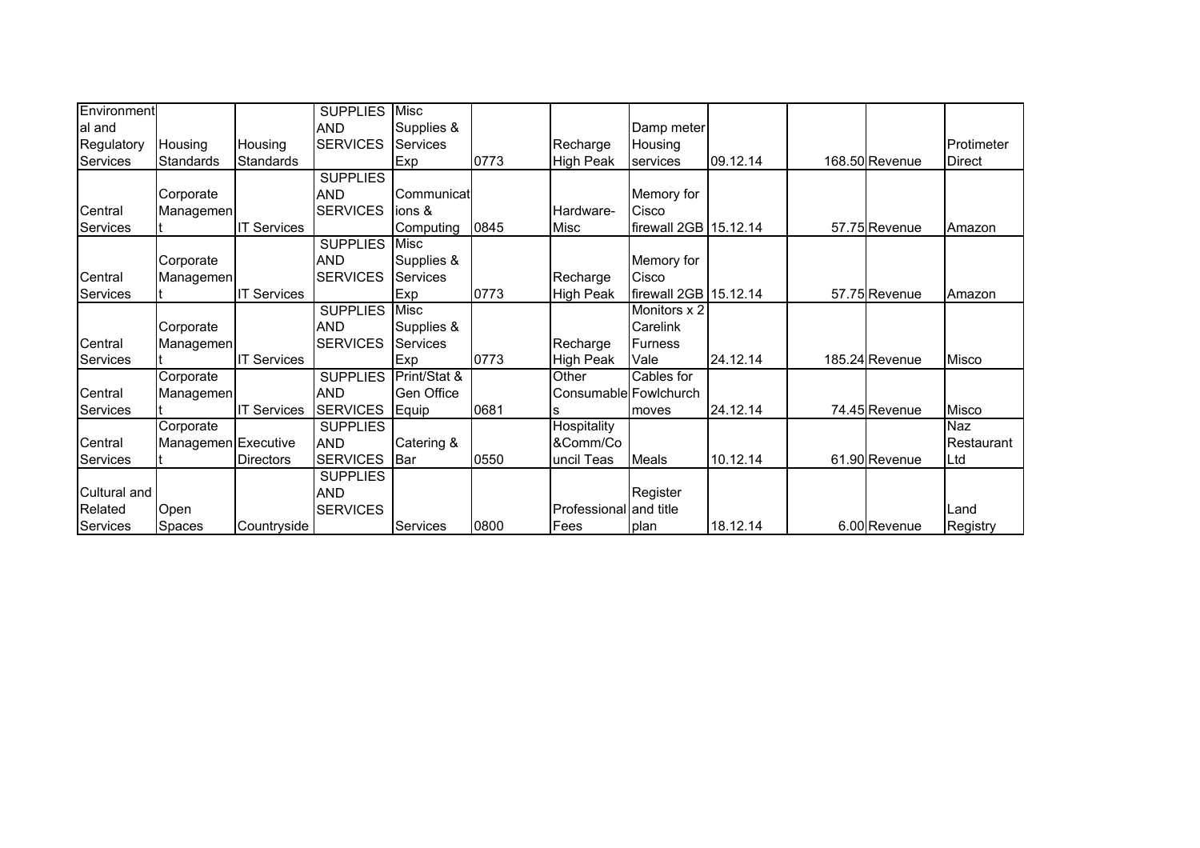| | | | | | | | | | | | | |
|---|---|---|---|---|---|---|---|---|---|---|---|---|
| Environmental and Regulatory Services | Housing Standards | Housing Standards | SUPPLIES AND SERVICES | Misc Supplies & Services Exp | 0773 | Recharge High Peak | Damp meter Housing services | 09.12.14 | | 168.50 | Revenue | Protimeter Direct |
| Central Services | Corporate Management | IT Services | SUPPLIES AND SERVICES | Communications & Computing | 0845 | Hardware-Misc | Memory for Cisco firewall 2GB | 15.12.14 | | 57.75 | Revenue | Amazon |
| Central Services | Corporate Management | IT Services | SUPPLIES AND SERVICES | Misc Supplies & Services Exp | 0773 | Recharge High Peak | Memory for Cisco firewall 2GB | 15.12.14 | | 57.75 | Revenue | Amazon |
| Central Services | Corporate Management | IT Services | SUPPLIES AND SERVICES | Misc Supplies & Services Exp | 0773 | Recharge High Peak | Monitors x 2 Carelink Furness Vale | 24.12.14 | | 185.24 | Revenue | Misco |
| Central Services | Corporate Management | IT Services | SUPPLIES AND SERVICES | Print/Stat & Gen Office Equip | 0681 | Other Consumables | Cables for Fowlchurch moves | 24.12.14 | | 74.45 | Revenue | Misco |
| Central Services | Corporate Management | Executive Directors | SUPPLIES AND SERVICES | Catering & Bar | 0550 | Hospitality &Comm/Council Teas | Meals | 10.12.14 | | 61.90 | Revenue | Naz Restaurant Ltd |
| Cultural and Related Services | Open Spaces | Countryside | SUPPLIES AND SERVICES | Services | 0800 | Professional Fees | Register and title plan | 18.12.14 | | 6.00 | Revenue | Land Registry |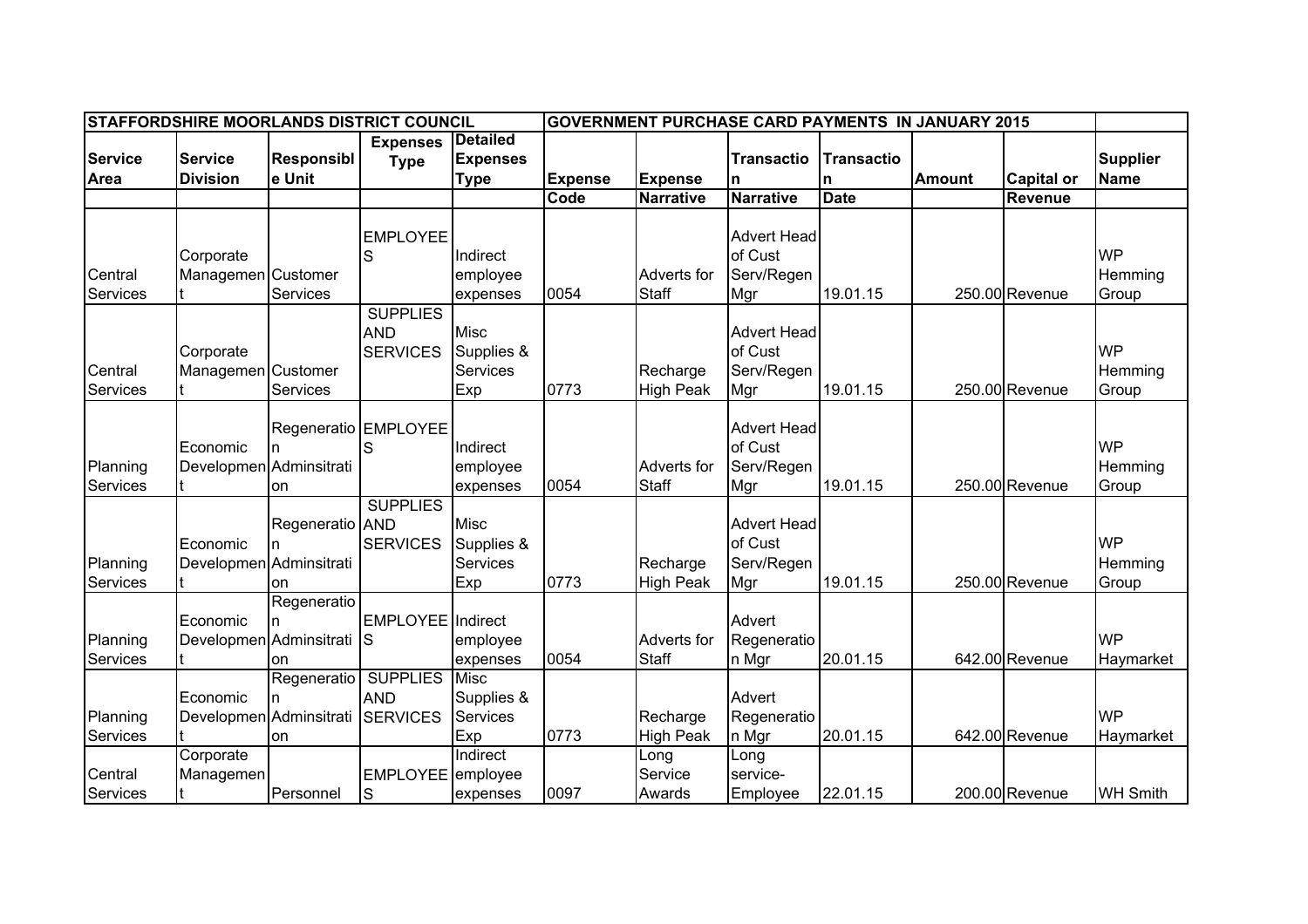| STAFFORDSHIRE MOORLANDS DISTRICT COUNCIL | | | | | GOVERNMENT PURCHASE CARD PAYMENTS IN JANUARY 2015 | | | | | | |
|---|---|---|---|---|---|---|---|---|---|---|---|
| Service Area | Service Division | Responsible Unit | Expenses Type | Detailed Expenses Type | Expense Code | Expense Narrative | Transaction Narrative | Transaction Date | Amount | Capital or Revenue | Supplier Name |
| Central Services | Corporate Management | Customer Services | EMPLOYEES | Indirect employee expenses | 0054 | Adverts for Staff | Advert Head of Cust Serv/Regen Mgr | 19.01.15 | 250.00 | Revenue | WP Hemming Group |
| Central Services | Corporate Management | Customer Services | SUPPLIES AND SERVICES | Misc Supplies & Services Exp | 0773 | Recharge High Peak | Advert Head of Cust Serv/Regen Mgr | 19.01.15 | 250.00 | Revenue | WP Hemming Group |
| Planning Services | Economic Development | Regeneration Adminsitration | EMPLOYEES | Indirect employee expenses | 0054 | Adverts for Staff | Advert Head of Cust Serv/Regen Mgr | 19.01.15 | 250.00 | Revenue | WP Hemming Group |
| Planning Services | Economic Development | Regeneration Adminsitration | SUPPLIES AND SERVICES | Misc Supplies & Services Exp | 0773 | Recharge High Peak | Advert Head of Cust Serv/Regen Mgr | 19.01.15 | 250.00 | Revenue | WP Hemming Group |
| Planning Services | Economic Development | Regeneration Adminsitration | EMPLOYEES | Indirect employee expenses | 0054 | Adverts for Staff | Advert Regeneration Mgr | 20.01.15 | 642.00 | Revenue | WP Haymarket |
| Planning Services | Economic Development | Regeneration Adminsitration | SUPPLIES AND SERVICES | Misc Supplies & Services Exp | 0773 | Recharge High Peak | Advert Regeneration Mgr | 20.01.15 | 642.00 | Revenue | WP Haymarket |
| Central Services | Corporate Management | Personnel | EMPLOYEES | Indirect employee expenses | 0097 | Long Service Awards | Long service-Employee | 22.01.15 | 200.00 | Revenue | WH Smith |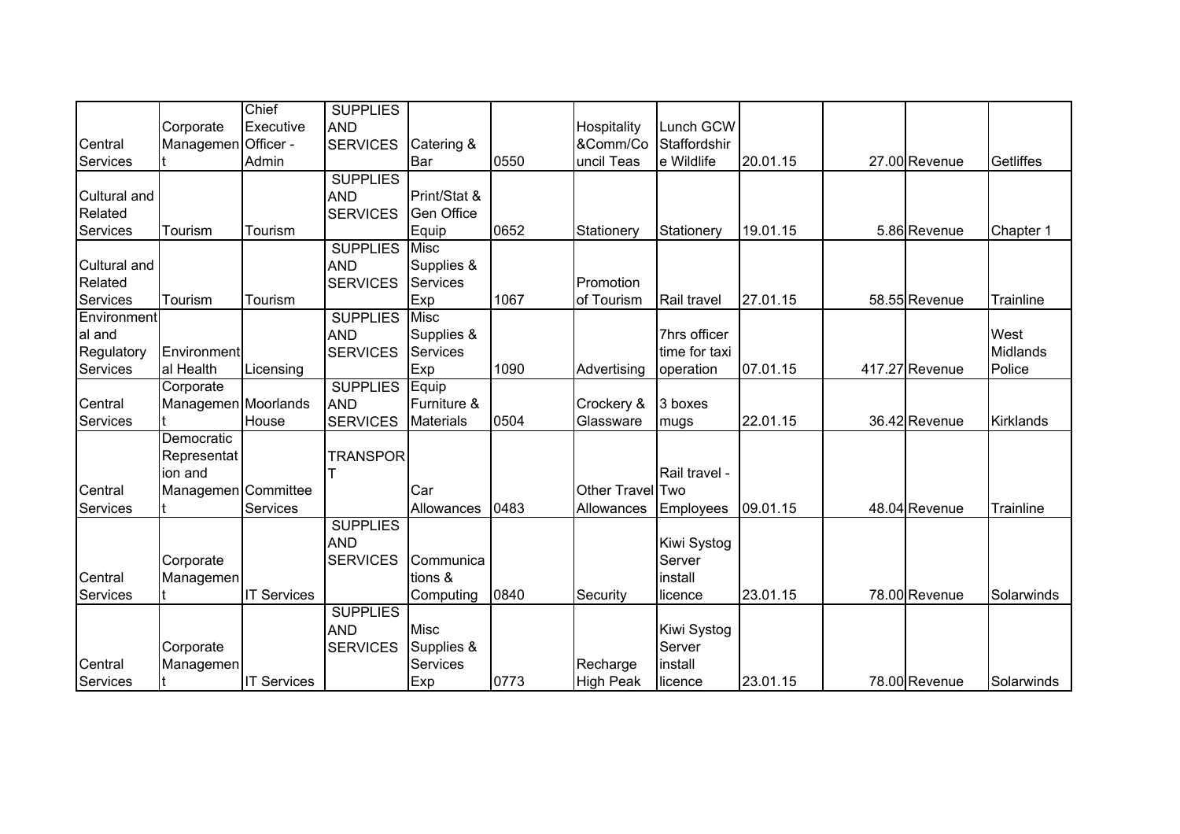| | | | | | | | | | | | |
|---|---|---|---|---|---|---|---|---|---|---|---|
| Central Services | Corporate Management | Chief Executive Officer - Admin | SUPPLIES AND SERVICES | Catering & Bar | 0550 | Hospitality &Comm/Council Teas | Lunch GCW Staffordshire Wildlife | 20.01.15 | 27.00 | Revenue | Getliffes |
| Cultural and Related Services | Tourism | Tourism | SUPPLIES AND SERVICES | Print/Stat & Gen Office Equip | 0652 | Stationery | Stationery | 19.01.15 | 5.86 | Revenue | Chapter 1 |
| Cultural and Related Services | Tourism | Tourism | SUPPLIES AND SERVICES | Misc Supplies & Services Exp | 1067 | Promotion of Tourism | Rail travel | 27.01.15 | 58.55 | Revenue | Trainline |
| Environmental and Regulatory Services | Environmental Health | Licensing | SUPPLIES AND SERVICES | Misc Supplies & Services Exp | 1090 | Advertising | 7hrs officer time for taxi operation | 07.01.15 | 417.27 | Revenue | West Midlands Police |
| Central Services | Corporate Management | Moorlands House | SUPPLIES AND SERVICES | Equip Furniture & Materials | 0504 | Crockery & Glassware | 3 boxes mugs | 22.01.15 | 36.42 | Revenue | Kirklands |
| Central Services | Democratic Representation and Management | Committee Services | TRANSPORT | Car Allowances | 0483 | Other Travel Allowances | Rail travel - Two Employees | 09.01.15 | 48.04 | Revenue | Trainline |
| Central Services | Corporate Management | IT Services | SUPPLIES AND SERVICES | Communications & Computing | 0840 | Security | Kiwi Systog Server install licence | 23.01.15 | 78.00 | Revenue | Solarwinds |
| Central Services | Corporate Management | IT Services | SUPPLIES AND SERVICES | Misc Supplies & Services Exp | 0773 | Recharge High Peak | Kiwi Systog Server install licence | 23.01.15 | 78.00 | Revenue | Solarwinds |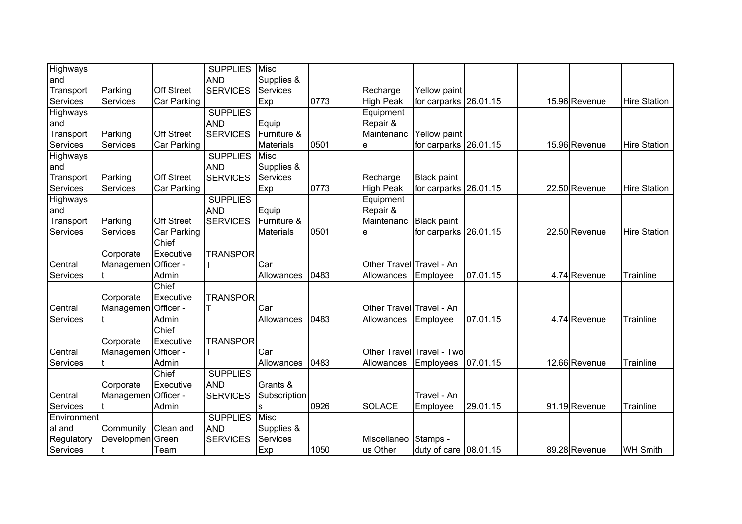| Highways and Transport Services | Parking Services | Off Street Car Parking | SUPPLIES AND SERVICES | Misc Supplies & Services Exp | 0773 | Recharge High Peak | Yellow paint for carparks | 26.01.15 | | 15.96 | Revenue | Hire Station |
|---|---|---|---|---|---|---|---|---|---|---|---|---|
| Highways and Transport Services | Parking Services | Off Street Car Parking | SUPPLIES AND SERVICES | Equip Furniture & Materials | 0501 | Equipment Repair & Maintenance | Yellow paint for carparks | 26.01.15 | | 15.96 | Revenue | Hire Station |
| Highways and Transport Services | Parking Services | Off Street Car Parking | SUPPLIES AND SERVICES | Misc Supplies & Services Exp | 0773 | Recharge High Peak | Black paint for carparks | 26.01.15 | | 22.50 | Revenue | Hire Station |
| Highways and Transport Services | Parking Services | Off Street Car Parking | SUPPLIES AND SERVICES | Equip Furniture & Materials | 0501 | Equipment Repair & Maintenance | Black paint for carparks | 26.01.15 | | 22.50 | Revenue | Hire Station |
| Central Services | Corporate Management | Chief Executive Officer - Admin | TRANSPORT | Car Allowances | 0483 | Other Travel Allowances | Travel - An Employee | 07.01.15 | | 4.74 | Revenue | Trainline |
| Central Services | Corporate Management | Chief Executive Officer - Admin | TRANSPORT | Car Allowances | 0483 | Other Travel Allowances | Travel - An Employee | 07.01.15 | | 4.74 | Revenue | Trainline |
| Central Services | Corporate Management | Chief Executive Officer - Admin | TRANSPORT | Car Allowances | 0483 | Other Travel Allowances | Travel - Two Employees | 07.01.15 | | 12.66 | Revenue | Trainline |
| Central Services | Corporate Management | Chief Executive Officer - Admin | SUPPLIES AND SERVICES | Grants & Subscriptions | 0926 | SOLACE | Travel - An Employee | 29.01.15 | | 91.19 | Revenue | Trainline |
| Environmental and Regulatory Services | Community Development | Clean and Green Team | SUPPLIES AND SERVICES | Misc Supplies & Services Exp | 1050 | Miscellaneous Other | Stamps - duty of care | 08.01.15 | | 89.28 | Revenue | WH Smith |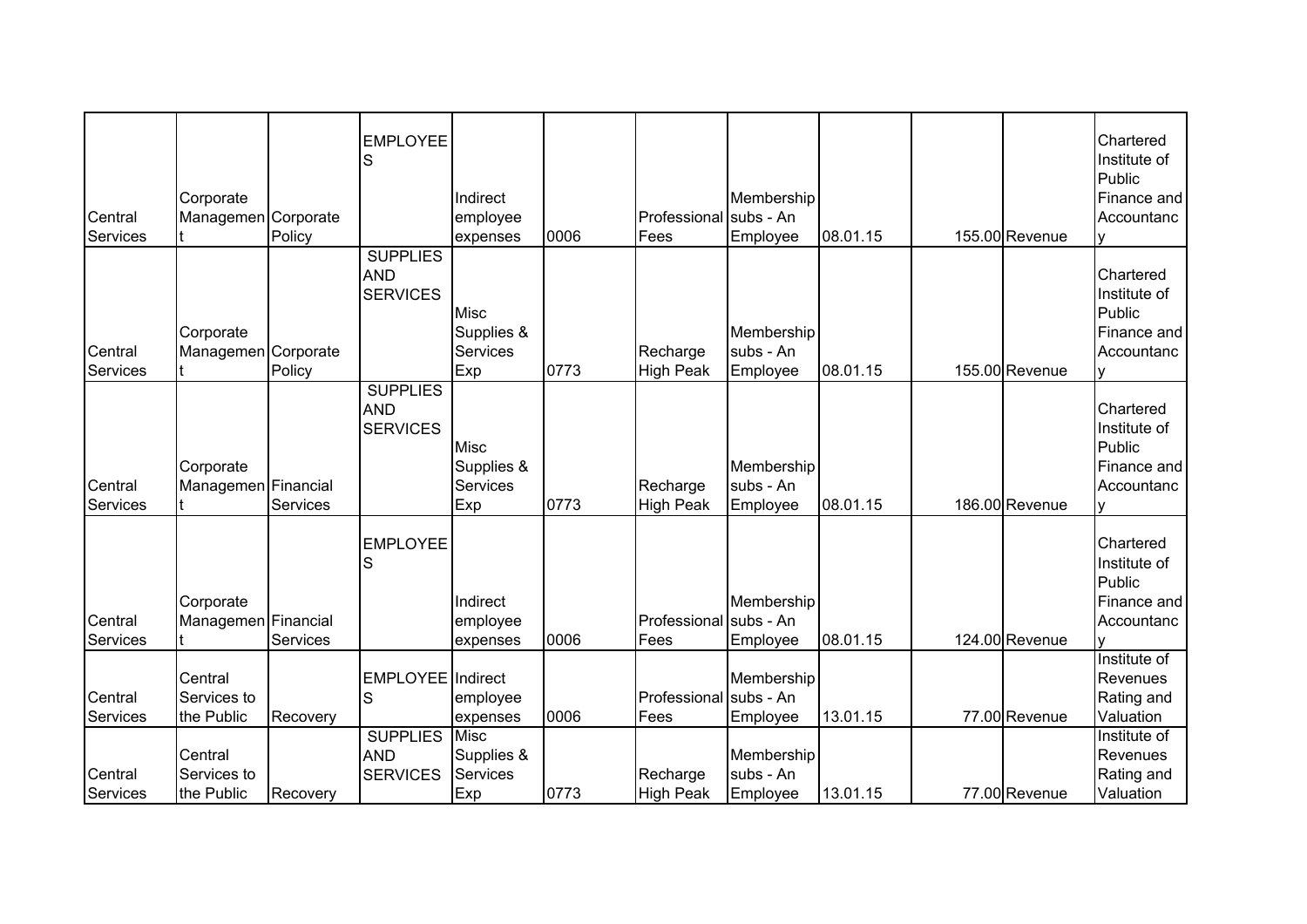| | | | | | | | | | | | |
|---|---|---|---|---|---|---|---|---|---|---|---|
| Central Services | Corporate Management | Corporate Policy | EMPLOYEES | Indirect employee expenses | 0006 | Professional Fees | Membership subs - An Employee | 08.01.15 | 155.00 | Revenue | Chartered Institute of Public Finance and Accountancy |
| Central Services | Corporate Management | Corporate Policy | SUPPLIES AND SERVICES | Misc Supplies & Services Exp | 0773 | Recharge High Peak | Membership subs - An Employee | 08.01.15 | 155.00 | Revenue | Chartered Institute of Public Finance and Accountancy |
| Central Services | Corporate Management | Financial Services | SUPPLIES AND SERVICES | Misc Supplies & Services Exp | 0773 | Recharge High Peak | Membership subs - An Employee | 08.01.15 | 186.00 | Revenue | Chartered Institute of Public Finance and Accountancy |
| Central Services | Corporate Management | Financial Services | EMPLOYEES | Indirect employee expenses | 0006 | Professional Fees | Membership subs - An Employee | 08.01.15 | 124.00 | Revenue | Chartered Institute of Public Finance and Accountancy |
| Central Services | Central Services to the Public | Recovery | EMPLOYEES | Indirect employee expenses | 0006 | Professional Fees | Membership subs - An Employee | 13.01.15 | 77.00 | Revenue | Institute of Revenues Rating and Valuation |
| Central Services | Central Services to the Public | Recovery | SUPPLIES AND SERVICES | Misc Supplies & Services Exp | 0773 | Recharge High Peak | Membership subs - An Employee | 13.01.15 | 77.00 | Revenue | Institute of Revenues Rating and Valuation |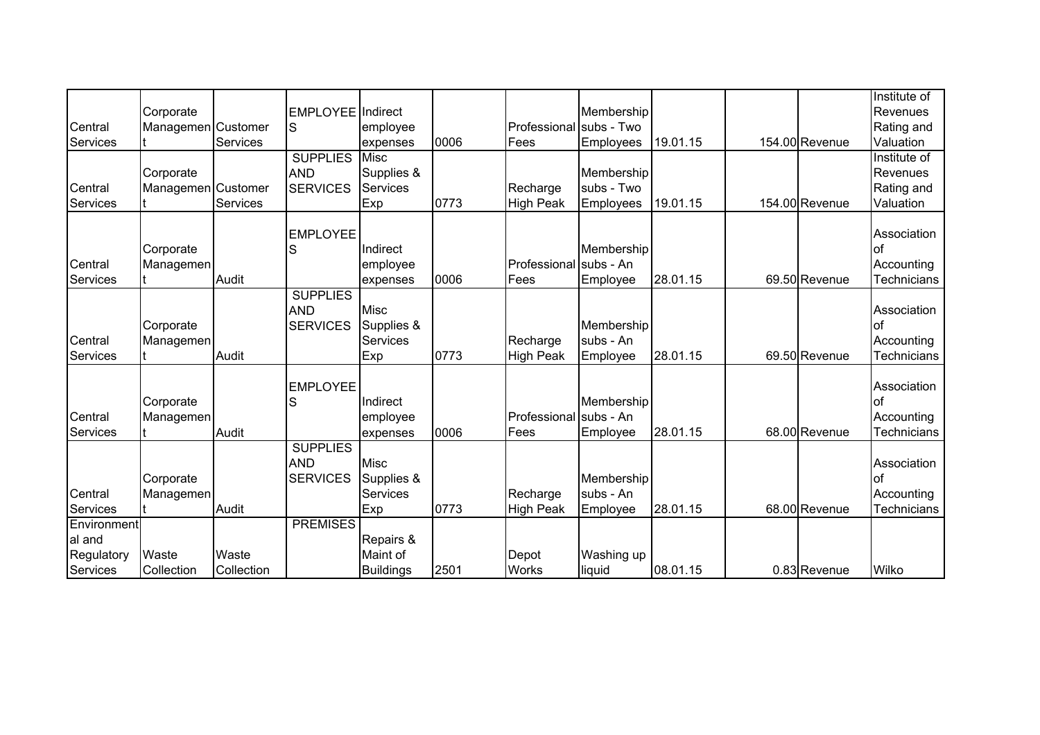| | | | | | | | | | | | |
|---|---|---|---|---|---|---|---|---|---|---|---|
| Central Services | Corporate Management | Customer Services | EMPLOYEES | Indirect employee expenses | 0006 | Professional Fees | Membership subs - Two Employees | 19.01.15 | 154.00 | Revenue | Institute of Revenues Rating and Valuation |
| Central Services | Corporate Management | Customer Services | SUPPLIES AND SERVICES | Misc Supplies & Services Exp | 0773 | Recharge High Peak | Membership subs - Two Employees | 19.01.15 | 154.00 | Revenue | Institute of Revenues Rating and Valuation |
| Central Services | Corporate Management | Audit | EMPLOYEES | Indirect employee expenses | 0006 | Professional Fees | Membership subs - An Employee | 28.01.15 | 69.50 | Revenue | Association of Accounting Technicians |
| Central Services | Corporate Management | Audit | SUPPLIES AND SERVICES | Misc Supplies & Services Exp | 0773 | Recharge High Peak | Membership subs - An Employee | 28.01.15 | 69.50 | Revenue | Association of Accounting Technicians |
| Central Services | Corporate Management | Audit | EMPLOYEES | Indirect employee expenses | 0006 | Professional Fees | Membership subs - An Employee | 28.01.15 | 68.00 | Revenue | Association of Accounting Technicians |
| Central Services | Corporate Management | Audit | SUPPLIES AND SERVICES | Misc Supplies & Services Exp | 0773 | Recharge High Peak | Membership subs - An Employee | 28.01.15 | 68.00 | Revenue | Association of Accounting Technicians |
| Environmental and Regulatory Services | Waste Collection | Waste Collection | PREMISES | Repairs & Maint of Buildings | 2501 | Depot Works | Washing up liquid | 08.01.15 | 0.83 | Revenue | Wilko |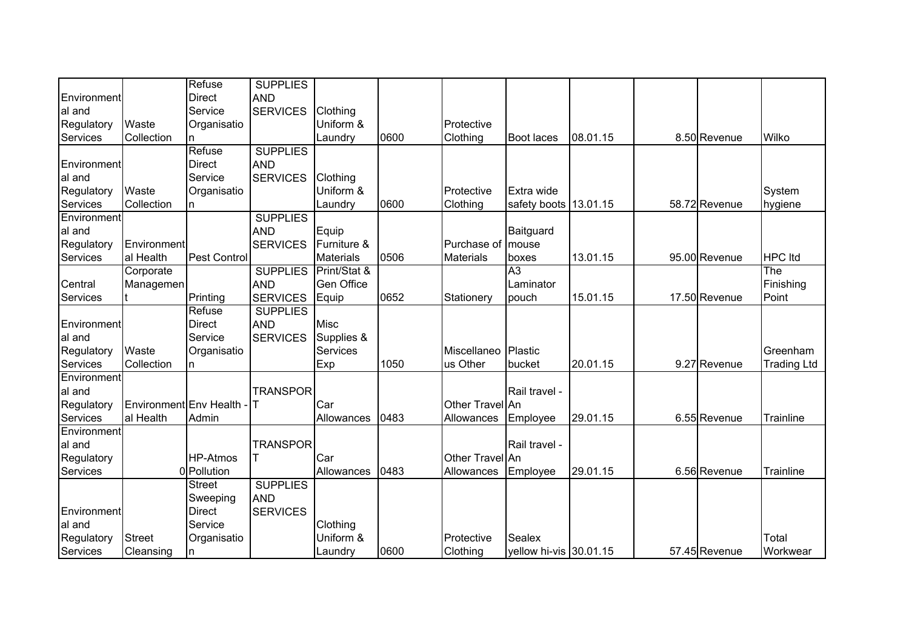| | | | | | | | | | | | | |
|---|---|---|---|---|---|---|---|---|---|---|---|---|
| Environmental and Regulatory Services | Waste Collection | Refuse Direct Service Organisation | SUPPLIES AND SERVICES | Clothing Uniform & Laundry | 0600 | Protective Clothing | Boot laces | 08.01.15 | | 8.50 | Revenue | Wilko |
| Environmental and Regulatory Services | Waste Collection | Refuse Direct Service Organisation | SUPPLIES AND SERVICES | Clothing Uniform & Laundry | 0600 | Protective Clothing | Extra wide safety boots | 13.01.15 | | 58.72 | Revenue | System hygiene |
| Environmental and Regulatory Services | Environmental Health | Pest Control | SUPPLIES AND SERVICES | Equip Furniture & Materials | 0506 | Purchase of Materials | Baitguard mouse boxes | 13.01.15 | | 95.00 | Revenue | HPC ltd |
| Central Services | Corporate Management | Printing | SUPPLIES AND SERVICES | Print/Stat & Gen Office Equip | 0652 | Stationery | A3 Laminator pouch | 15.01.15 | | 17.50 | Revenue | The Finishing Point |
| Environmental and Regulatory Services | Waste Collection | Refuse Direct Service Organisation | SUPPLIES AND SERVICES | Misc Supplies & Services Exp | 1050 | Miscellaneous Other | Plastic bucket | 20.01.15 | | 9.27 | Revenue | Greenham Trading Ltd |
| Environmental and Regulatory Services | Environmental Health | Env Health - Admin | TRANSPORT | Car Allowances | 0483 | Other Travel Allowances | Rail travel - An Employee | 29.01.15 | | 6.55 | Revenue | Trainline |
| Environmental and Regulatory Services | 0 | HP-Atmos Pollution | TRANSPORT | Car Allowances | 0483 | Other Travel Allowances | Rail travel - An Employee | 29.01.15 | | 6.56 | Revenue | Trainline |
| Environmental and Regulatory Services | Street Cleansing | Street Sweeping Direct Service Organisation | SUPPLIES AND SERVICES | Clothing Uniform & Laundry | 0600 | Protective Clothing | Sealex yellow hi-vis | 30.01.15 | | 57.45 | Revenue | Total Workwear |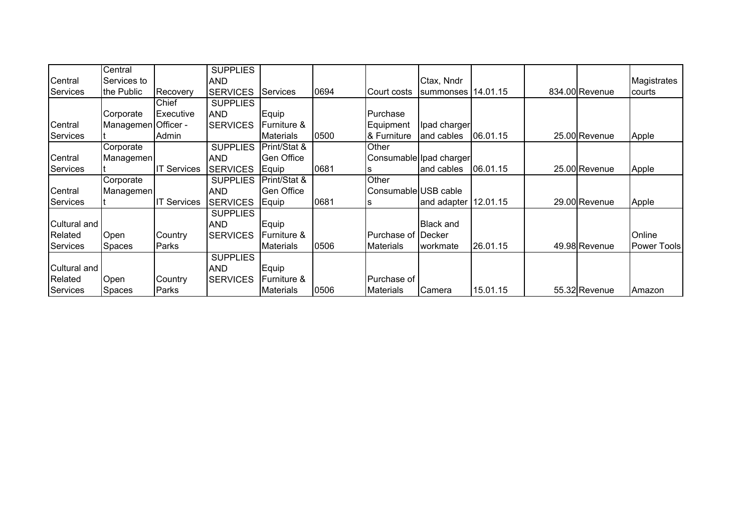| | | | | | | | | | | | | |
|---|---|---|---|---|---|---|---|---|---|---|---|---|
| Central Services | Central Services to the Public | Recovery | SUPPLIES AND SERVICES | Services | 0694 | Court costs | Ctax, Nndr summonses | 14.01.15 | | 834.00 | Revenue | Magistrates courts |
| Central Services | Corporate Management | Chief Executive Officer - Admin | SUPPLIES AND SERVICES | Equip Furniture & Materials | 0500 | Purchase Equipment & Furniture | Ipad charger and cables | 06.01.15 | | 25.00 | Revenue | Apple |
| Central Services | Corporate Management | IT Services | SUPPLIES AND SERVICES | Print/Stat & Gen Office Equip | 0681 | Other Consumables | Ipad charger and cables | 06.01.15 | | 25.00 | Revenue | Apple |
| Central Services | Corporate Management | IT Services | SUPPLIES AND SERVICES | Print/Stat & Gen Office Equip | 0681 | Other Consumables | USB cable and adapter | 12.01.15 | | 29.00 | Revenue | Apple |
| Cultural and Related Services | Open Spaces | Country Parks | SUPPLIES AND SERVICES | Equip Furniture & Materials | 0506 | Purchase of Materials | Black and Decker workmate | 26.01.15 | | 49.98 | Revenue | Online Power Tools |
| Cultural and Related Services | Open Spaces | Country Parks | SUPPLIES AND SERVICES | Equip Furniture & Materials | 0506 | Purchase of Materials | Camera | 15.01.15 | | 55.32 | Revenue | Amazon |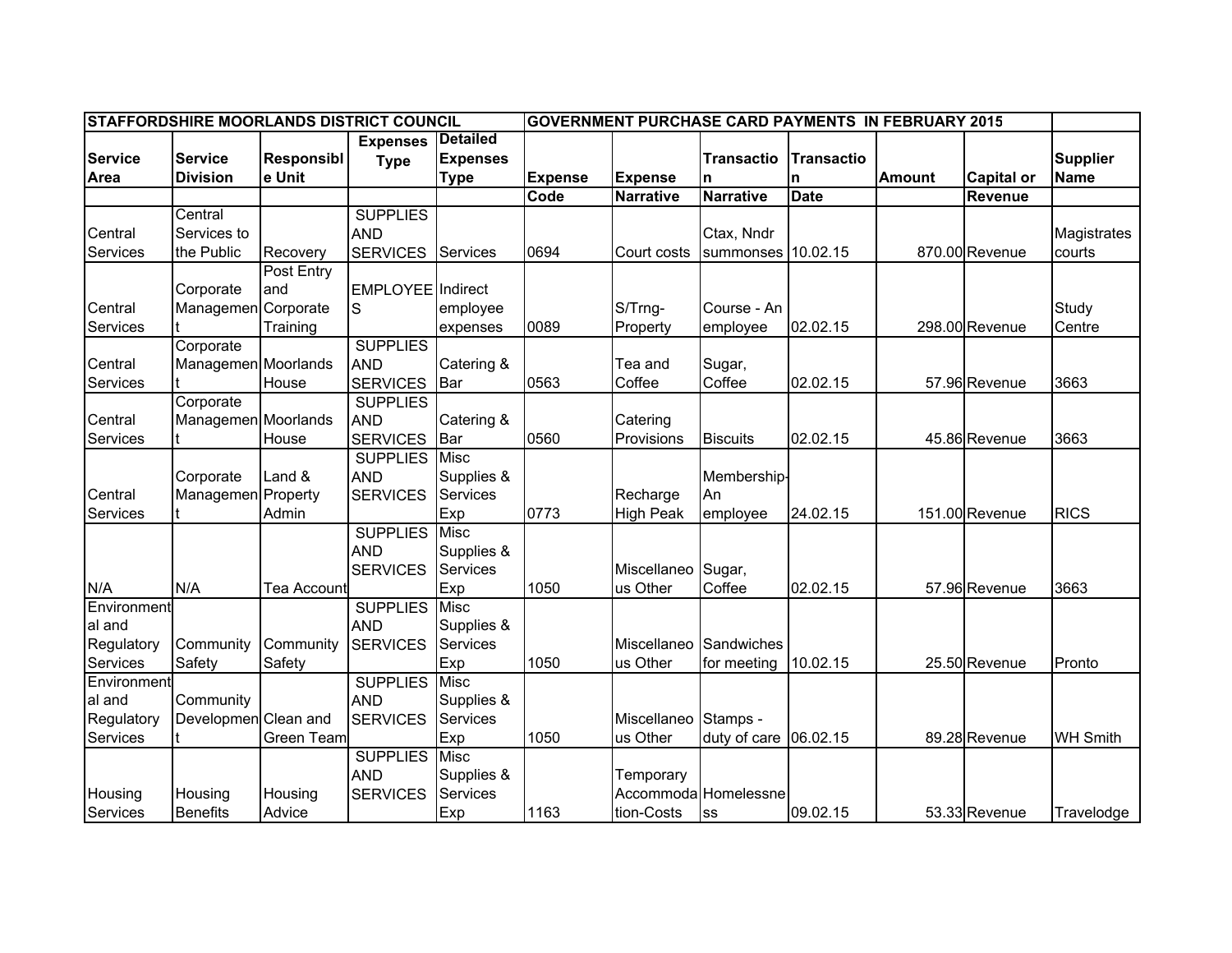| STAFFORDSHIRE MOORLANDS DISTRICT COUNCIL | | | | | GOVERNMENT PURCHASE CARD PAYMENTS IN FEBRUARY 2015 | | | | | | |
|---|---|---|---|---|---|---|---|---|---|---|---|
| **Service Area** | **Service Division** | **Responsible Unit** | **Expenses Type** | **Detailed Expenses Type** | **Expense Code** | **Expense Narrative** | **Transaction Narrative** | **Transaction Date** | **Amount** | **Capital or Revenue** | **Supplier Name** |
| Central Services | Central Services to the Public | Recovery | SUPPLIES AND SERVICES | Services | 0694 | Court costs | Ctax, Nndr summonses | 10.02.15 | 870.00 | Revenue | Magistrates courts |
| Central Services | Corporate Management | Post Entry and Corporate Training | EMPLOYEES | Indirect employee expenses | 0089 | S/Trng-Property | Course - An employee | 02.02.15 | 298.00 | Revenue | Study Centre |
| Central Services | Corporate Management | Moorlands House | SUPPLIES AND SERVICES | Catering & Bar | 0563 | Tea and Coffee | Sugar, Coffee | 02.02.15 | 57.96 | Revenue | 3663 |
| Central Services | Corporate Management | Moorlands House | SUPPLIES AND SERVICES | Catering & Bar | 0560 | Catering Provisions | Biscuits | 02.02.15 | 45.86 | Revenue | 3663 |
| Central Services | Corporate Management | Land & Property Admin | SUPPLIES AND SERVICES | Misc Supplies & Services Exp | 0773 | Recharge High Peak | Membership-An employee | 24.02.15 | 151.00 | Revenue | RICS |
| N/A | N/A | Tea Account | SUPPLIES AND SERVICES | Misc Supplies & Services Exp | 1050 | Miscellaneous Other | Sugar, Coffee | 02.02.15 | 57.96 | Revenue | 3663 |
| Environmental and Regulatory Services | Community Safety | Community Safety | SUPPLIES AND SERVICES | Misc Supplies & Services Exp | 1050 | Miscellaneous Other | Sandwiches for meeting | 10.02.15 | 25.50 | Revenue | Pronto |
| Environmental and Regulatory Services | Community Development | Clean and Green Team | SUPPLIES AND SERVICES | Misc Supplies & Services Exp | 1050 | Miscellaneous Other | Stamps - duty of care | 06.02.15 | 89.28 | Revenue | WH Smith |
| Housing Services | Housing Benefits | Housing Advice | SUPPLIES AND SERVICES | Misc Supplies & Services Exp | 1163 | Temporary Accommodation-Costs | Homelessness | 09.02.15 | 53.33 | Revenue | Travelodge |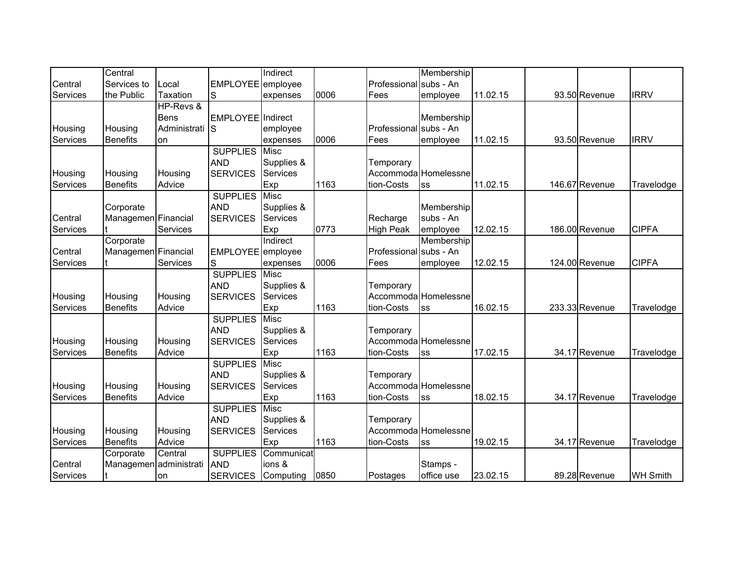| | | | | | | | | | | | |
|---|---|---|---|---|---|---|---|---|---|---|---|
| Central Services | Central Services to the Public | Local Taxation | EMPLOYEES | Indirect employee expenses | 0006 | Professional Fees | Membership subs - An employee | 11.02.15 | 93.50 | Revenue | IRRV |
| Housing Services | Housing Benefits | HP-Revs & Bens Administration | EMPLOYEES | Indirect employee expenses | 0006 | Professional Fees | Membership subs - An employee | 11.02.15 | 93.50 | Revenue | IRRV |
| Housing Services | Housing Benefits | Housing Advice | SUPPLIES AND SERVICES | Misc Supplies & Services Exp | 1163 | Temporary Accommodation-Costs | Homelessness | 11.02.15 | 146.67 | Revenue | Travelodge |
| Central Services | Corporate Management | Financial Services | SUPPLIES AND SERVICES | Misc Supplies & Services Exp | 0773 | Recharge High Peak | Membership subs - An employee | 12.02.15 | 186.00 | Revenue | CIPFA |
| Central Services | Corporate Management | Financial Services | EMPLOYEES | Indirect employee expenses | 0006 | Professional Fees | Membership subs - An employee | 12.02.15 | 124.00 | Revenue | CIPFA |
| Housing Services | Housing Benefits | Housing Advice | SUPPLIES AND SERVICES | Misc Supplies & Services Exp | 1163 | Temporary Accommodation-Costs | Homelessness | 16.02.15 | 233.33 | Revenue | Travelodge |
| Housing Services | Housing Benefits | Housing Advice | SUPPLIES AND SERVICES | Misc Supplies & Services Exp | 1163 | Temporary Accommodation-Costs | Homelessness | 17.02.15 | 34.17 | Revenue | Travelodge |
| Housing Services | Housing Benefits | Housing Advice | SUPPLIES AND SERVICES | Misc Supplies & Services Exp | 1163 | Temporary Accommodation-Costs | Homelessness | 18.02.15 | 34.17 | Revenue | Travelodge |
| Housing Services | Housing Benefits | Housing Advice | SUPPLIES AND SERVICES | Misc Supplies & Services Exp | 1163 | Temporary Accommodation-Costs | Homelessness | 19.02.15 | 34.17 | Revenue | Travelodge |
| Central Services | Corporate Management | Central administration | SUPPLIES AND SERVICES | Communications & Computing | 0850 | Postages | Stamps - office use | 23.02.15 | 89.28 | Revenue | WH Smith |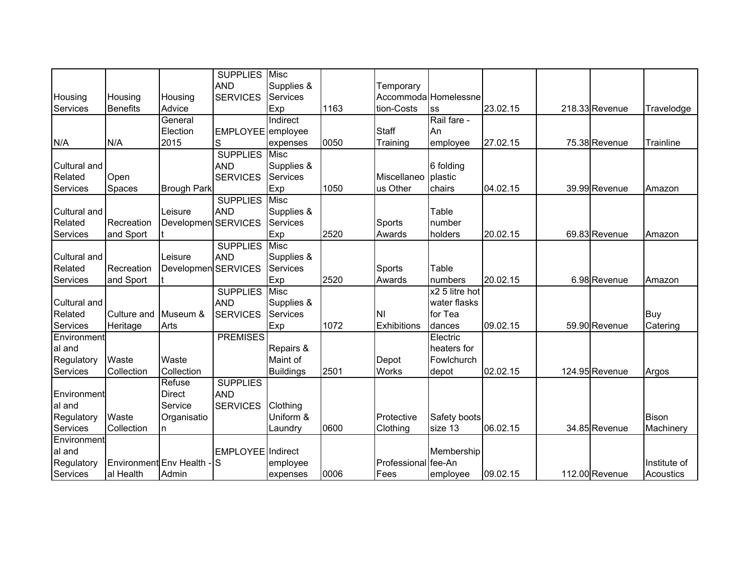| | | | | | | | | | | | |
|---|---|---|---|---|---|---|---|---|---|---|---|
| Housing Services | Housing Benefits | Housing Advice | SUPPLIES AND SERVICES | Misc Supplies & Services Exp | 1163 | Temporary Accommodation-Costs | Homelessness | 23.02.15 | 218.33 | Revenue | Travelodge |
| N/A | N/A | General Election 2015 | EMPLOYEES | Indirect employee expenses | 0050 | Staff Training | Rail fare - An employee | 27.02.15 | 75.38 | Revenue | Trainline |
| Cultural and Related Services | Open Spaces | Brough Park | SUPPLIES AND SERVICES | Misc Supplies & Services Exp | 1050 | Miscellaneous Other | 6 folding plastic chairs | 04.02.15 | 39.99 | Revenue | Amazon |
| Cultural and Related Services | Recreation and Sport | Leisure Development | SUPPLIES AND SERVICES | Misc Supplies & Services Exp | 2520 | Sports Awards | Table number holders | 20.02.15 | 69.83 | Revenue | Amazon |
| Cultural and Related Services | Recreation and Sport | Leisure Development | SUPPLIES AND SERVICES | Misc Supplies & Services Exp | 2520 | Sports Awards | Table numbers | 20.02.15 | 6.98 | Revenue | Amazon |
| Cultural and Related Services | Culture and Heritage | Museum & Arts | SUPPLIES AND SERVICES | Misc Supplies & Services Exp | 1072 | NI Exhibitions | x2 5 litre hot water flasks for Tea dances | 09.02.15 | 59.90 | Revenue | Buy Catering |
| Environmental and Regulatory Services | Waste Collection | Waste Collection | PREMISES | Repairs & Maint of Buildings | 2501 | Depot Works | Electric heaters for Fowlchurch depot | 02.02.15 | 124.95 | Revenue | Argos |
| Environmental and Regulatory Services | Waste Collection | Refuse Direct Service Organisation | SUPPLIES AND SERVICES | Clothing Uniform & Laundry | 0600 | Protective Clothing | Safety boots size 13 | 06.02.15 | 34.85 | Revenue | Bison Machinery |
| Environmental and Regulatory Services | Environmental Health | Env Health - Admin | EMPLOYEES | Indirect employee expenses | 0006 | Professional Fees | Membership fee-An employee | 09.02.15 | 112.00 | Revenue | Institute of Acoustics |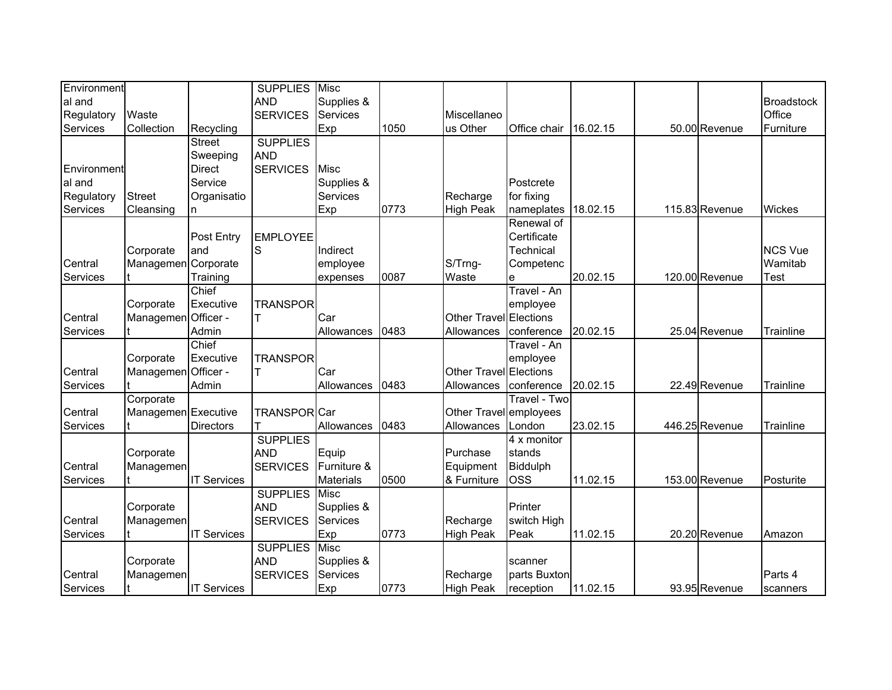| | | | | | | | | | | | |
|---|---|---|---|---|---|---|---|---|---|---|---|
| Environmental and Regulatory Services | Waste Collection | Recycling | SUPPLIES AND SERVICES | Misc Supplies & Services Exp | 1050 | Miscellaneous Other | Office chair | 16.02.15 | 50.00 | Revenue | Broadstock Office Furniture |
| Environmental and Regulatory Services | Street Cleansing | Street Sweeping Direct Service Organisation | SUPPLIES AND SERVICES | Misc Supplies & Services Exp | 0773 | Recharge High Peak | Postcrete for fixing nameplates | 18.02.15 | 115.83 | Revenue | Wickes |
| Central Services | Corporate Management | Post Entry and Corporate Training | EMPLOYEES | Indirect employee expenses | 0087 | S/Trng-Waste | Renewal of Certificate Technical Competence | 20.02.15 | 120.00 | Revenue | NCS Vue Wamitab Test |
| Central Services | Corporate Management | Chief Executive Officer - Admin | TRANSPORT | Car Allowances | 0483 | Other Travel Allowances | Travel - An employee Elections conference | 20.02.15 | 25.04 | Revenue | Trainline |
| Central Services | Corporate Management | Chief Executive Officer - Admin | TRANSPORT | Car Allowances | 0483 | Other Travel Allowances | Travel - An employee Elections conference | 20.02.15 | 22.49 | Revenue | Trainline |
| Central Services | Corporate Management | Executive Directors | TRANSPORT | Car Allowances | 0483 | Other Travel Allowances | Travel - Two employees London | 23.02.15 | 446.25 | Revenue | Trainline |
| Central Services | Corporate Management | IT Services | SUPPLIES AND SERVICES | Equip Furniture & Materials | 0500 | Purchase Equipment & Furniture | 4 x monitor stands Biddulph OSS | 11.02.15 | 153.00 | Revenue | Posturite |
| Central Services | Corporate Management | IT Services | SUPPLIES AND SERVICES | Misc Supplies & Services Exp | 0773 | Recharge High Peak | Printer switch High Peak | 11.02.15 | 20.20 | Revenue | Amazon |
| Central Services | Corporate Management | IT Services | SUPPLIES AND SERVICES | Misc Supplies & Services Exp | 0773 | Recharge High Peak | scanner parts Buxton reception | 11.02.15 | 93.95 | Revenue | Parts 4 scanners |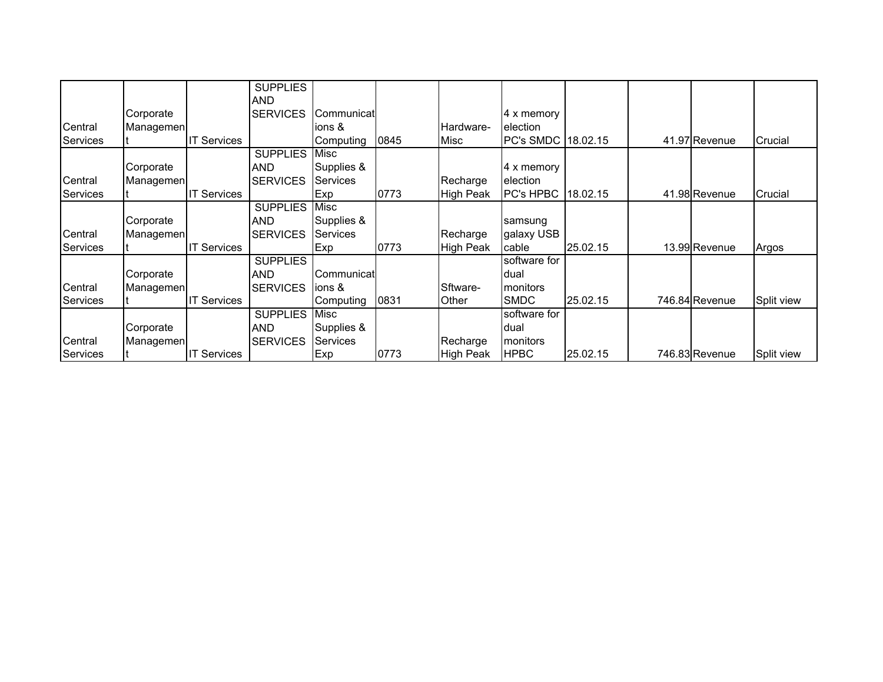| | | | | | | | | | | | |
|---|---|---|---|---|---|---|---|---|---|---|---|
| Central Services | Corporate Management | IT Services | SUPPLIES AND SERVICES | Communications & Computing | 0845 | Hardware-Misc | 4 x memory election PC's SMDC | 18.02.15 | 41.97 | Revenue | Crucial |
| Central Services | Corporate Management | IT Services | SUPPLIES AND SERVICES | Misc Supplies & Services Exp | 0773 | Recharge High Peak | 4 x memory election PC's HPBC | 18.02.15 | 41.98 | Revenue | Crucial |
| Central Services | Corporate Management | IT Services | SUPPLIES AND SERVICES | Misc Supplies & Services Exp | 0773 | Recharge High Peak | samsung galaxy USB cable | 25.02.15 | 13.99 | Revenue | Argos |
| Central Services | Corporate Management | IT Services | SUPPLIES AND SERVICES | Communications & Computing | 0831 | Sftware-Other | software for dual monitors SMDC | 25.02.15 | 746.84 | Revenue | Split view |
| Central Services | Corporate Management | IT Services | SUPPLIES AND SERVICES | Misc Supplies & Services Exp | 0773 | Recharge High Peak | software for dual monitors HPBC | 25.02.15 | 746.83 | Revenue | Split view |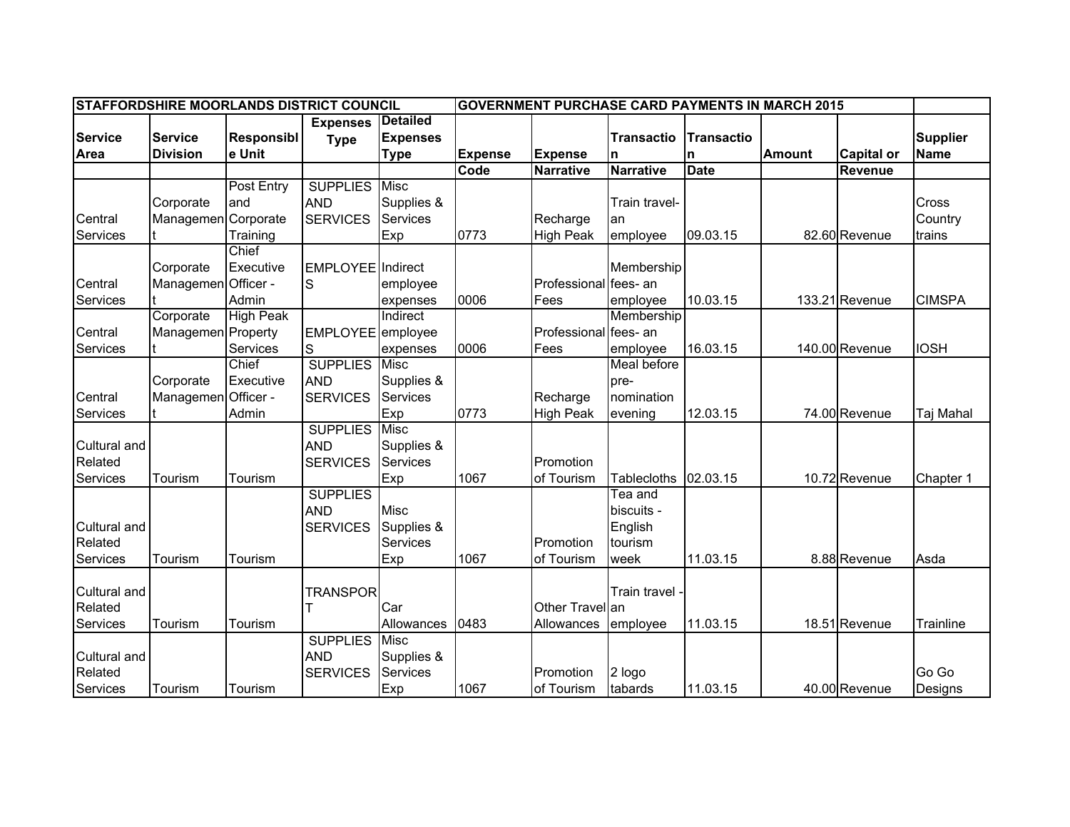| STAFFORDSHIRE MOORLANDS DISTRICT COUNCIL | | | | | GOVERNMENT PURCHASE CARD PAYMENTS IN MARCH 2015 | | | | | | |
|---|---|---|---|---|---|---|---|---|---|---|---|
| Service Area | Service Division | Responsible Unit | Expenses Type | Detailed Expenses Type | Expense Code | Expense Narrative | Transaction Narrative | Transaction Date | Amount | Capital or Revenue | Supplier Name |
| Central Services | Corporate Management | Post Entry and Corporate Training | SUPPLIES AND SERVICES | Misc Supplies & Services Exp | 0773 | Recharge High Peak | Train travel- an employee | 09.03.15 | 82.60 | Revenue | Cross Country trains |
| Central Services | Corporate Management | Chief Executive Officer - Admin | EMPLOYEES | Indirect employee expenses | 0006 | Professional Fees | Membership fees- an employee | 10.03.15 | 133.21 | Revenue | CIMSPA |
| Central Services | Corporate Management | High Peak Property Services | EMPLOYEES | Indirect employee expenses | 0006 | Professional Fees | Membership fees- an employee | 16.03.15 | 140.00 | Revenue | IOSH |
| Central Services | Corporate Management | Chief Executive Officer - Admin | SUPPLIES AND SERVICES | Misc Supplies & Services Exp | 0773 | Recharge High Peak | Meal before pre-nomination evening | 12.03.15 | 74.00 | Revenue | Taj Mahal |
| Cultural and Related Services | Tourism | Tourism | SUPPLIES AND SERVICES | Misc Supplies & Services Exp | 1067 | Promotion of Tourism | Tablecloths | 02.03.15 | 10.72 | Revenue | Chapter 1 |
| Cultural and Related Services | Tourism | Tourism | SUPPLIES AND SERVICES | Misc Supplies & Services Exp | 1067 | Promotion of Tourism | Tea and biscuits - English tourism week | 11.03.15 | 8.88 | Revenue | Asda |
| Cultural and Related Services | Tourism | Tourism | TRANSPORT | Car Allowances | 0483 | Other Travel Allowances | Train travel - an employee | 11.03.15 | 18.51 | Revenue | Trainline |
| Cultural and Related Services | Tourism | Tourism | SUPPLIES AND SERVICES | Misc Supplies & Services Exp | 1067 | Promotion of Tourism | 2 logo tabards | 11.03.15 | 40.00 | Revenue | Go Go Designs |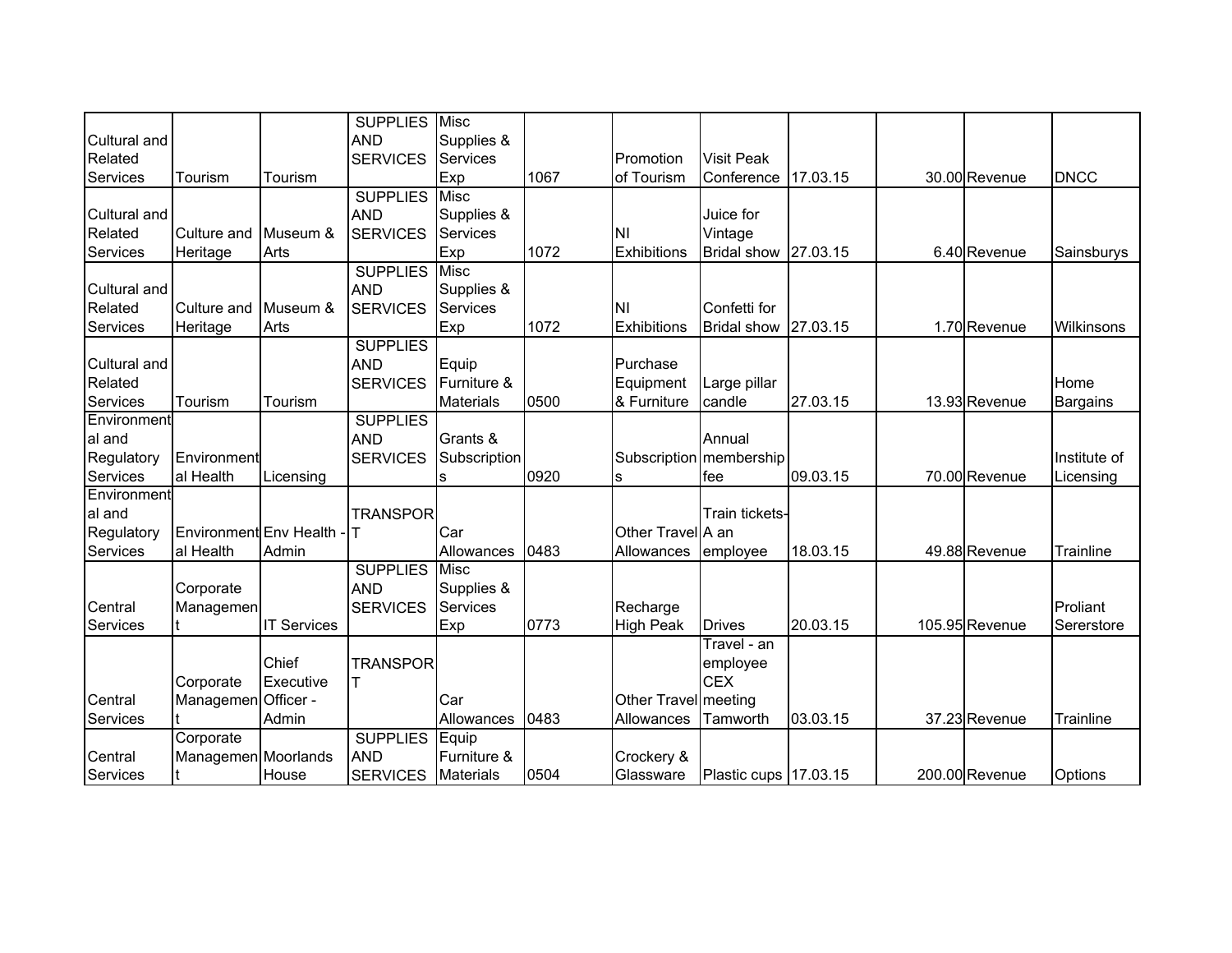| | | | | | | | | | | | | |
|---|---|---|---|---|---|---|---|---|---|---|---|---|
| Cultural and Related Services | Tourism | Tourism | SUPPLIES AND SERVICES | Misc Supplies & Services Exp | 1067 | Promotion of Tourism | Visit Peak Conference | 17.03.15 | | 30.00 | Revenue | DNCC |
| Cultural and Related Services | Culture and Heritage | Museum & Arts | SUPPLIES AND SERVICES | Misc Supplies & Services Exp | 1072 | NI Exhibitions | Juice for Vintage Bridal show | 27.03.15 | | 6.40 | Revenue | Sainsburys |
| Cultural and Related Services | Culture and Heritage | Museum & Arts | SUPPLIES AND SERVICES | Misc Supplies & Services Exp | 1072 | NI Exhibitions | Confetti for Bridal show | 27.03.15 | | 1.70 | Revenue | Wilkinsons |
| Cultural and Related Services | Tourism | Tourism | SUPPLIES AND SERVICES | Equip Furniture & Materials | 0500 | Purchase Equipment & Furniture | Large pillar candle | 27.03.15 | | 13.93 | Revenue | Home Bargains |
| Environmental and Regulatory Services | Environmental Health | Licensing | SUPPLIES AND SERVICES | Grants & Subscriptions | 0920 | Subscriptions | Annual membership fee | 09.03.15 | | 70.00 | Revenue | Institute of Licensing |
| Environmental and Regulatory Services | Environmental Health | Env Health - Admin | TRANSPORT | Car Allowances | 0483 | Other Travel Allowances | Train tickets-A an employee | 18.03.15 | | 49.88 | Revenue | Trainline |
| Central Services | Corporate Management | IT Services | SUPPLIES AND SERVICES | Misc Supplies & Services Exp | 0773 | Recharge High Peak | Drives | 20.03.15 | | 105.95 | Revenue | Proliant Sererstore |
| Central Services | Corporate Management | Chief Executive Officer - Admin | TRANSPORT | Car Allowances | 0483 | Other Travel Allowances | Travel - an employee CEX meeting Tamworth | 03.03.15 | | 37.23 | Revenue | Trainline |
| Central Services | Corporate Management | Moorlands House | SUPPLIES AND SERVICES | Equip Furniture & Materials | 0504 | Crockery & Glassware | Plastic cups | 17.03.15 | | 200.00 | Revenue | Options |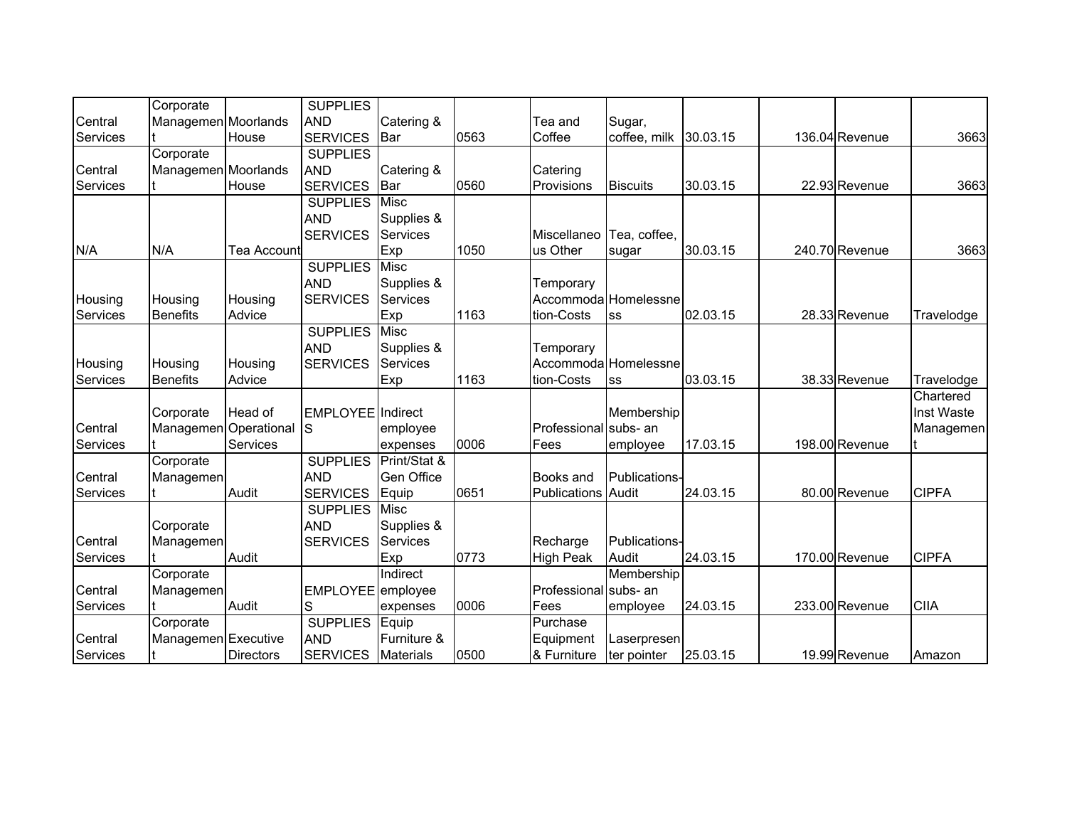| | | | | | | | | | | | |
|---|---|---|---|---|---|---|---|---|---|---|---|
| Central Services | Corporate Management | Moorlands House | SUPPLIES AND SERVICES | Catering & Bar | 0563 | Tea and Coffee | Sugar, coffee, milk | 30.03.15 | 136.04 | Revenue | 3663 |
| Central Services | Corporate Management | Moorlands House | SUPPLIES AND SERVICES | Catering & Bar | 0560 | Catering Provisions | Biscuits | 30.03.15 | 22.93 | Revenue | 3663 |
| N/A | N/A | Tea Account | SUPPLIES AND SERVICES | Misc Supplies & Services Exp | 1050 | Miscellaneous Other | Tea, coffee, sugar | 30.03.15 | 240.70 | Revenue | 3663 |
| Housing Services | Housing Benefits | Housing Advice | SUPPLIES AND SERVICES | Misc Supplies & Services Exp | 1163 | Temporary Accommodation-Costs | Homelessness | 02.03.15 | 28.33 | Revenue | Travelodge |
| Housing Services | Housing Benefits | Housing Advice | SUPPLIES AND SERVICES | Misc Supplies & Services Exp | 1163 | Temporary Accommodation-Costs | Homelessness | 03.03.15 | 38.33 | Revenue | Travelodge |
| Central Services | Corporate Management | Head of Operational Services | EMPLOYEES | Indirect employee expenses | 0006 | Professional Fees | Membership subs- an employee | 17.03.15 | 198.00 | Revenue | Chartered Inst Waste Management |
| Central Services | Corporate Management | Audit | SUPPLIES AND SERVICES | Print/Stat & Gen Office Equip | 0651 | Books and Publications | Publications-Audit | 24.03.15 | 80.00 | Revenue | CIPFA |
| Central Services | Corporate Management | Audit | SUPPLIES AND SERVICES | Misc Supplies & Services Exp | 0773 | Recharge High Peak | Publications-Audit | 24.03.15 | 170.00 | Revenue | CIPFA |
| Central Services | Corporate Management | Audit | EMPLOYEES | Indirect employee expenses | 0006 | Professional Fees | Membership subs- an employee | 24.03.15 | 233.00 | Revenue | CIIA |
| Central Services | Corporate Management | Executive Directors | SUPPLIES AND SERVICES | Equip Furniture & Materials | 0500 | Purchase Equipment & Furniture | Laserpresenter pointer | 25.03.15 | 19.99 | Revenue | Amazon |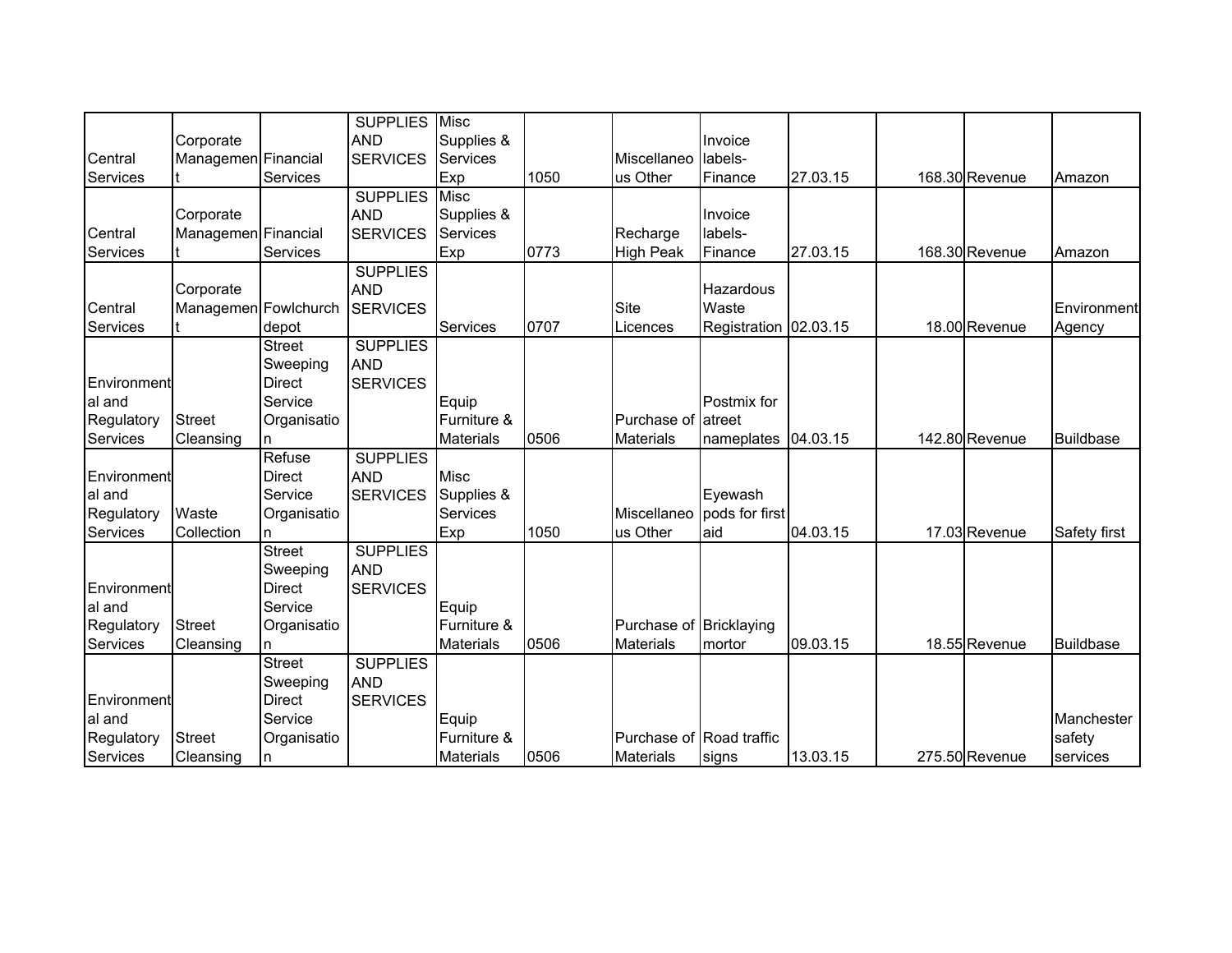| | | | | | | | | | | | |
|---|---|---|---|---|---|---|---|---|---|---|---|
| Central Services | Corporate Management | Financial Services | SUPPLIES AND SERVICES | Misc Supplies & Services Exp | 1050 | Miscellaneous Other | Invoice labels-Finance | 27.03.15 | 168.30 | Revenue | Amazon |
| Central Services | Corporate Management | Financial Services | SUPPLIES AND SERVICES | Misc Supplies & Services Exp | 0773 | Recharge High Peak | Invoice labels-Finance | 27.03.15 | 168.30 | Revenue | Amazon |
| Central Services | Corporate Management | Fowlchurch depot | SUPPLIES AND SERVICES | Services | 0707 | Site Licences | Hazardous Waste Registration | 02.03.15 | 18.00 | Revenue | Environment Agency |
| Environmental and Regulatory Services | Street Cleansing | Street Sweeping Direct Service Organisation | SUPPLIES AND SERVICES | Equip Furniture & Materials | 0506 | Purchase of Materials | Postmix for atreet nameplates | 04.03.15 | 142.80 | Revenue | Buildbase |
| Environmental and Regulatory Services | Waste Collection | Refuse Direct Service Organisation | SUPPLIES AND SERVICES | Misc Supplies & Services Exp | 1050 | Miscellaneous Other | Eyewash pods for first aid | 04.03.15 | 17.03 | Revenue | Safety first |
| Environmental and Regulatory Services | Street Cleansing | Street Sweeping Direct Service Organisation | SUPPLIES AND SERVICES | Equip Furniture & Materials | 0506 | Purchase of Materials | Bricklaying mortor | 09.03.15 | 18.55 | Revenue | Buildbase |
| Environmental and Regulatory Services | Street Cleansing | Street Sweeping Direct Service Organisation | SUPPLIES AND SERVICES | Equip Furniture & Materials | 0506 | Purchase of Materials | Road traffic signs | 13.03.15 | 275.50 | Revenue | Manchester safety services |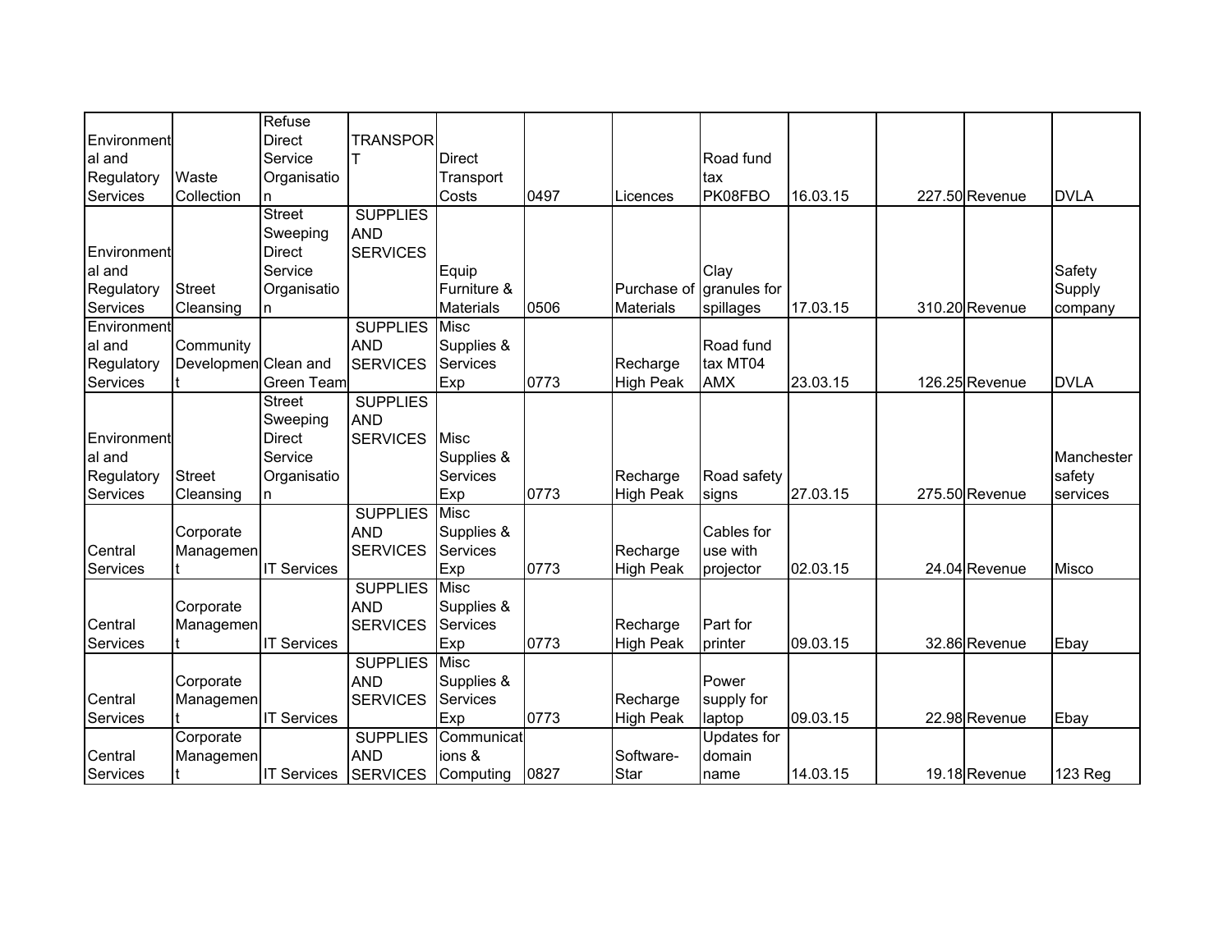| | | | | | | | | | | | |
|---|---|---|---|---|---|---|---|---|---|---|---|
| Environmental and Regulatory Services | Waste Collection | Refuse Direct Service Organisation | TRANSPORT | Direct Transport Costs | 0497 | Licences | Road fund tax PK08FBO | 16.03.15 | 227.50 | Revenue | DVLA |
| Environmental and Regulatory Services | Street Cleansing | Street Sweeping Direct Service Organisation | SUPPLIES AND SERVICES | Equip Furniture & Materials | 0506 | Purchase of Materials | Clay granules for spillages | 17.03.15 | 310.20 | Revenue | Safety Supply company |
| Environmental and Regulatory Services | Community Development | Clean and Green Team | SUPPLIES AND SERVICES | Misc Supplies & Services Exp | 0773 | Recharge High Peak | Road fund tax MT04 AMX | 23.03.15 | 126.25 | Revenue | DVLA |
| Environmental and Regulatory Services | Street Cleansing | Street Sweeping Direct Service Organisation | SUPPLIES AND SERVICES | Misc Supplies & Services Exp | 0773 | Recharge High Peak | Road safety signs | 27.03.15 | 275.50 | Revenue | Manchester safety services |
| Central Services | Corporate Management | IT Services | SUPPLIES AND SERVICES | Misc Supplies & Services Exp | 0773 | Recharge High Peak | Cables for use with projector | 02.03.15 | 24.04 | Revenue | Misco |
| Central Services | Corporate Management | IT Services | SUPPLIES AND SERVICES | Misc Supplies & Services Exp | 0773 | Recharge High Peak | Part for printer | 09.03.15 | 32.86 | Revenue | Ebay |
| Central Services | Corporate Management | IT Services | SUPPLIES AND SERVICES | Misc Supplies & Services Exp | 0773 | Recharge High Peak | Power supply for laptop | 09.03.15 | 22.98 | Revenue | Ebay |
| Central Services | Corporate Management | IT Services | SUPPLIES AND SERVICES | Communications & Computing | 0827 | Software-Star | Updates for domain name | 14.03.15 | 19.18 | Revenue | 123 Reg |